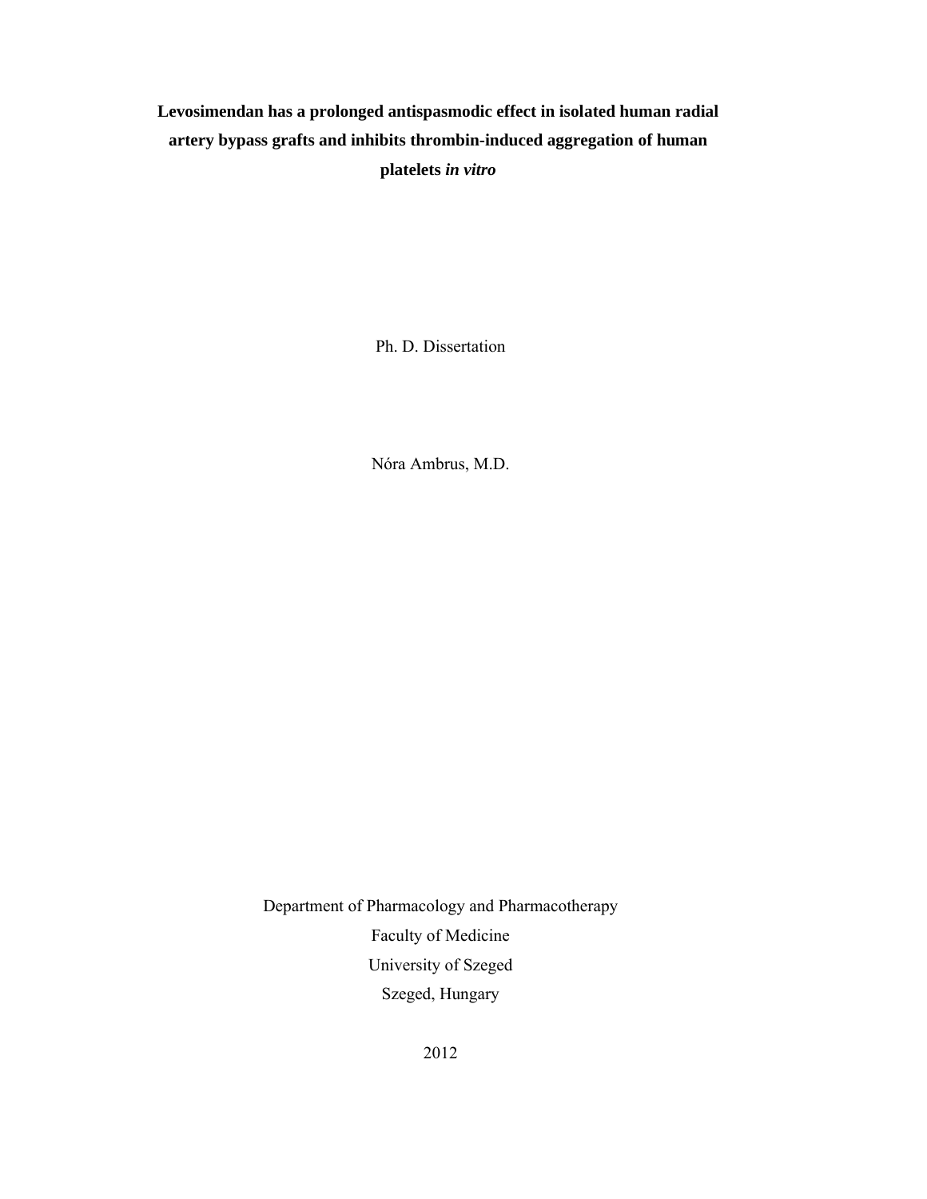# Levosimendan has a prolonged antispasmodic effect in isolated human radial artery bypass grafts and inhibits thrombin-induced aggregation of human platelets *in vitro*

Ph. D. Dissertation

Nóra Ambrus, M.D.

Department of Pharmacology and Pharmacotherapy

Faculty of Medicine

University of Szeged

Szeged, Hungary

2012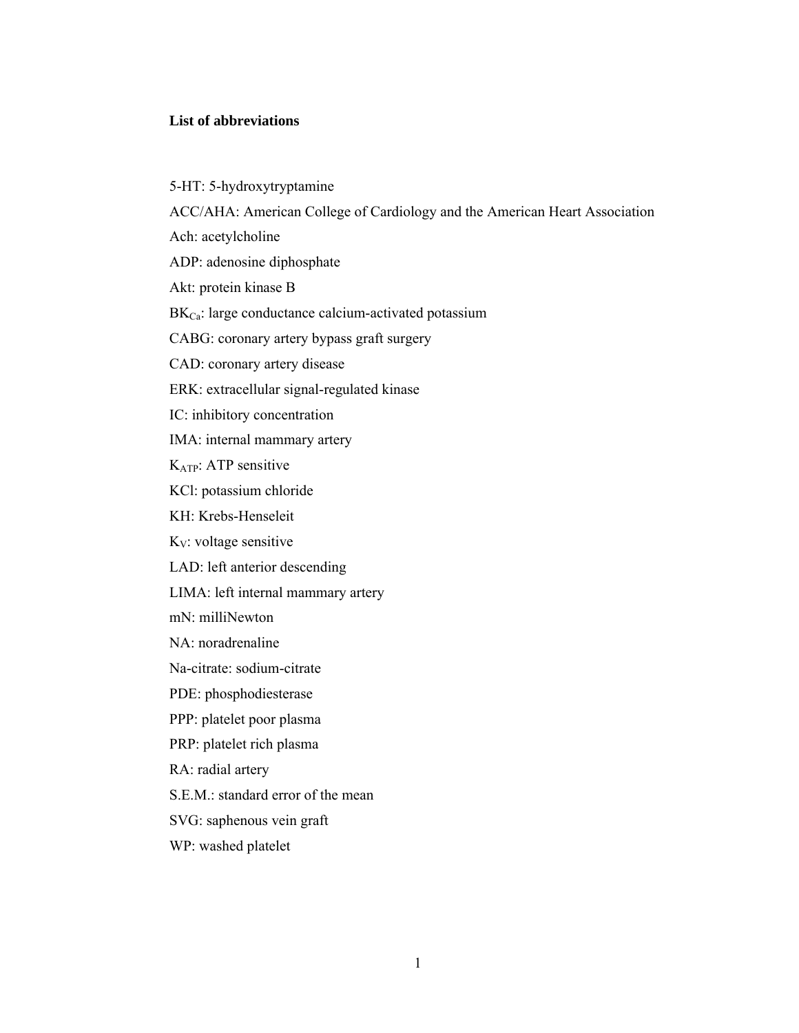**List of abbreviations**

5-HT: 5-hydroxytryptamine

ACC/AHA: American College of Cardiology and the American Heart Association

Ach: acetylcholine

ADP: adenosine diphosphate

Akt: protein kinase B

$BK_{Ca}$: large conductance calcium-activated potassium

CABG: coronary artery bypass graft surgery

CAD: coronary artery disease

ERK: extracellular signal-regulated kinase

IC: inhibitory concentration

IMA: internal mammary artery

$K_{ATP}$: ATP sensitive

KCl: potassium chloride

KH: Krebs-Henseleit

$K_V$: voltage sensitive

LAD: left anterior descending

LIMA: left internal mammary artery

mN: milliNewton

NA: noradrenaline

Na-citrate: sodium-citrate

PDE: phosphodiesterase

PPP: platelet poor plasma

PRP: platelet rich plasma

RA: radial artery

S.E.M.: standard error of the mean

SVG: saphenous vein graft

WP: washed platelet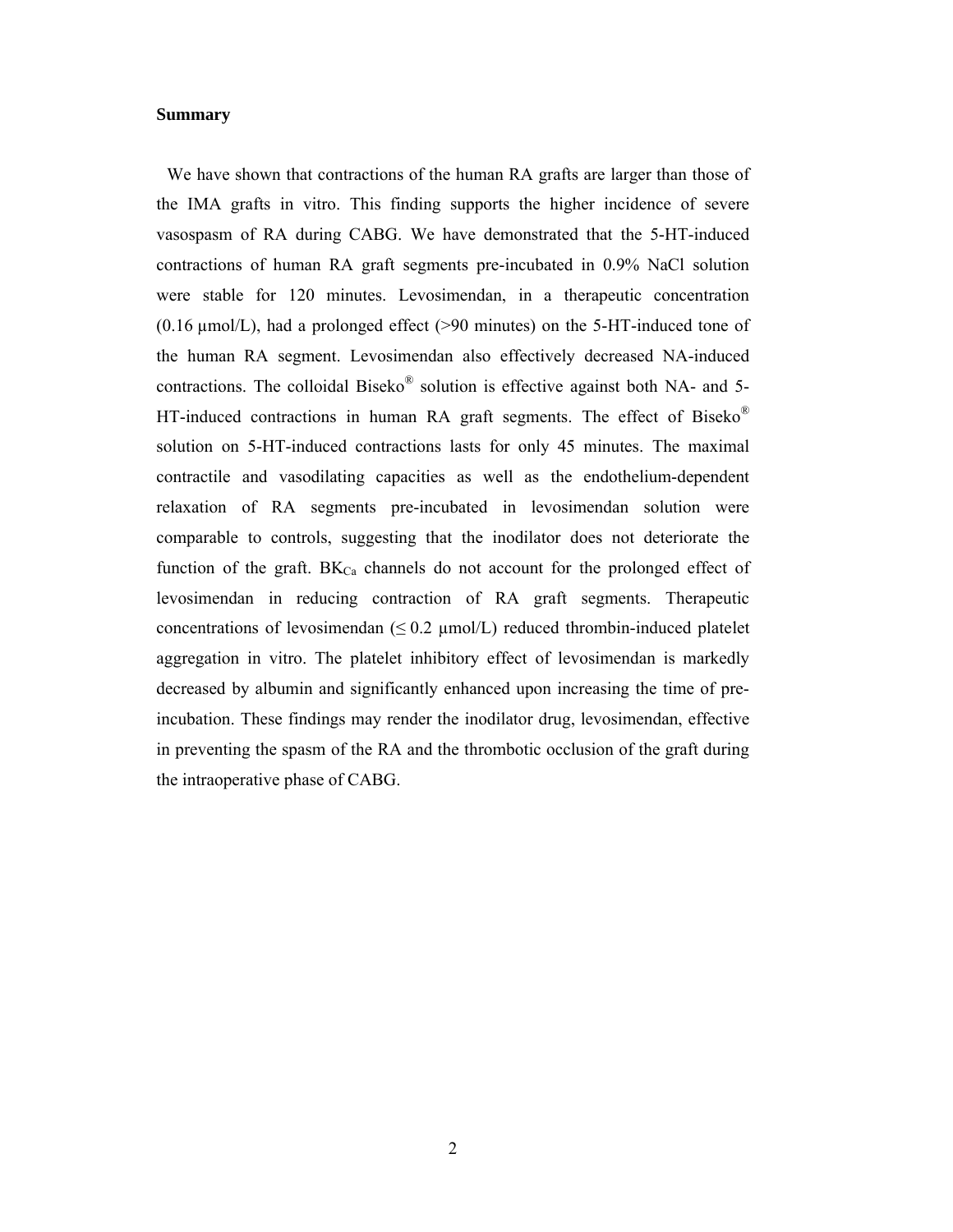**Summary**

We have shown that contractions of the human RA grafts are larger than those of the IMA grafts in vitro. This finding supports the higher incidence of severe vasospasm of RA during CABG. We have demonstrated that the 5-HT-induced contractions of human RA graft segments pre-incubated in 0.9% NaCl solution were stable for 120 minutes. Levosimendan, in a therapeutic concentration (0.16 µmol/L), had a prolonged effect (>90 minutes) on the 5-HT-induced tone of the human RA segment. Levosimendan also effectively decreased NA-induced contractions. The colloidal Biseko® solution is effective against both NA- and 5-HT-induced contractions in human RA graft segments. The effect of Biseko® solution on 5-HT-induced contractions lasts for only 45 minutes. The maximal contractile and vasodilating capacities as well as the endothelium-dependent relaxation of RA segments pre-incubated in levosimendan solution were comparable to controls, suggesting that the inodilator does not deteriorate the function of the graft. $BK_{Ca}$ channels do not account for the prolonged effect of levosimendan in reducing contraction of RA graft segments. Therapeutic concentrations of levosimendan ($\leq$ 0.2 µmol/L) reduced thrombin-induced platelet aggregation in vitro. The platelet inhibitory effect of levosimendan is markedly decreased by albumin and significantly enhanced upon increasing the time of pre-incubation. These findings may render the inodilator drug, levosimendan, effective in preventing the spasm of the RA and the thrombotic occlusion of the graft during the intraoperative phase of CABG.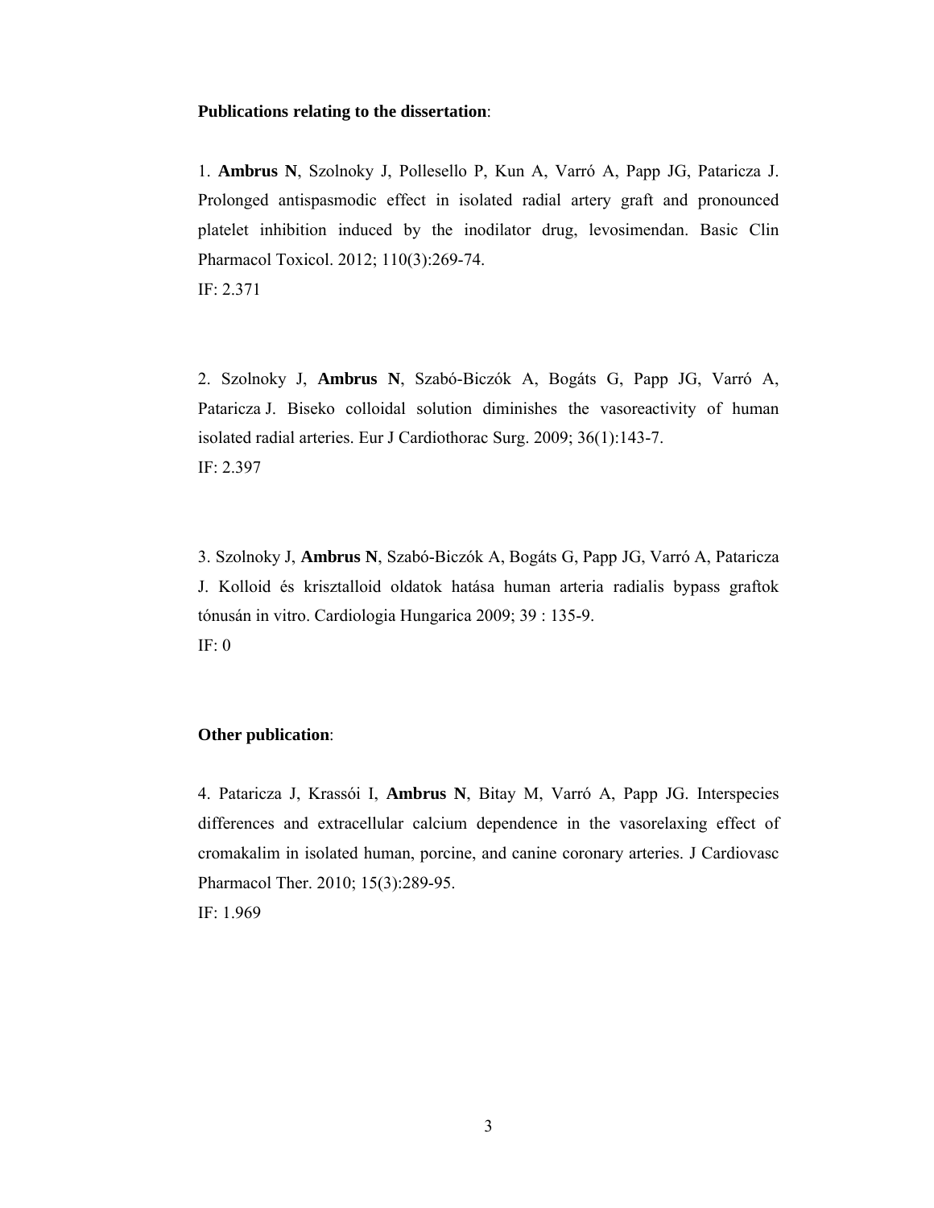**Publications relating to the dissertation**:

1. **Ambrus N**, Szolnoky J, Pollesello P, Kun A, Varró A, Papp JG, Pataricza J. Prolonged antispasmodic effect in isolated radial artery graft and pronounced platelet inhibition induced by the inodilator drug, levosimendan. Basic Clin Pharmacol Toxicol. 2012; 110(3):269-74.
IF: 2.371

2. Szolnoky J, **Ambrus N**, Szabó-Biczók A, Bogáts G, Papp JG, Varró A, Pataricza J. Biseko colloidal solution diminishes the vasoreactivity of human isolated radial arteries. Eur J Cardiothorac Surg. 2009; 36(1):143-7.
IF: 2.397

3. Szolnoky J, **Ambrus N**, Szabó-Biczók A, Bogáts G, Papp JG, Varró A, Pataricza J. Kolloid és krisztalloid oldatok hatása human arteria radialis bypass graftok tónusán in vitro. Cardiologia Hungarica 2009; 39 : 135-9.
IF: 0

**Other publication**:

4. Pataricza J, Krassói I, **Ambrus N**, Bitay M, Varró A, Papp JG. Interspecies differences and extracellular calcium dependence in the vasorelaxing effect of cromakalim in isolated human, porcine, and canine coronary arteries. J Cardiovasc Pharmacol Ther. 2010; 15(3):289-95.
IF: 1.969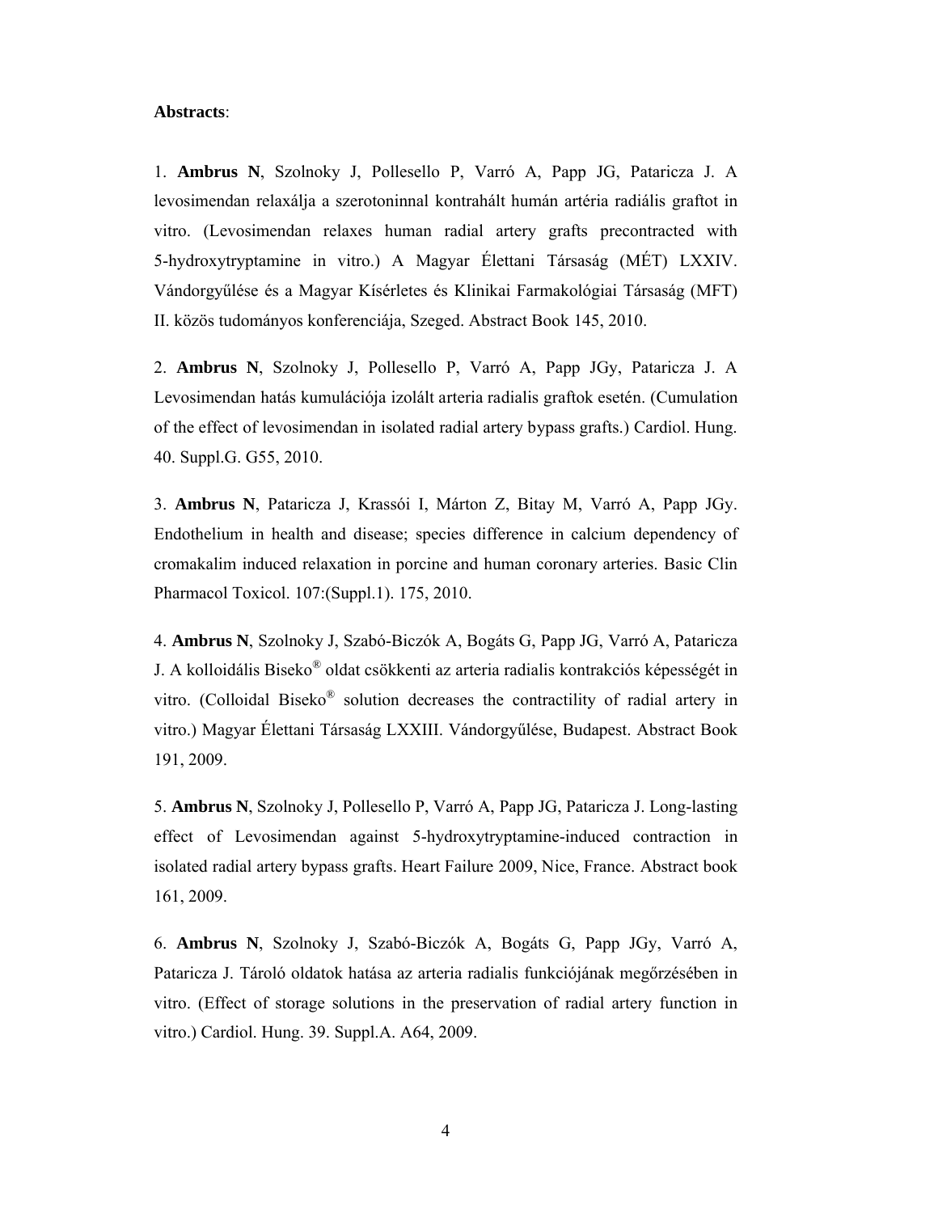**Abstracts**:

1. **Ambrus N**, Szolnoky J, Pollesello P, Varró A, Papp JG, Pataricza J. A levosimendan relaxálja a szerotoninnal kontrahált humán artéria radiális graftot in vitro. (Levosimendan relaxes human radial artery grafts precontracted with 5-hydroxytryptamine in vitro.) A Magyar Élettani Társaság (MÉT) LXXIV. Vándorgyűlése és a Magyar Kísérletes és Klinikai Farmakológiai Társaság (MFT) II. közös tudományos konferenciája, Szeged. Abstract Book 145, 2010.

2. **Ambrus N**, Szolnoky J, Pollesello P, Varró A, Papp JGy, Pataricza J. A Levosimendan hatás kumulációja izolált arteria radialis graftok esetén. (Cumulation of the effect of levosimendan in isolated radial artery bypass grafts.) Cardiol. Hung. 40. Suppl.G. G55, 2010.

3. **Ambrus N**, Pataricza J, Krassói I, Márton Z, Bitay M, Varró A, Papp JGy. Endothelium in health and disease; species difference in calcium dependency of cromakalim induced relaxation in porcine and human coronary arteries. Basic Clin Pharmacol Toxicol. 107:(Suppl.1). 175, 2010.

4. **Ambrus N**, Szolnoky J, Szabó-Biczók A, Bogáts G, Papp JG, Varró A, Pataricza J. A kolloidális Biseko® oldat csökkenti az arteria radialis kontrakciós képességét in vitro. (Colloidal Biseko® solution decreases the contractility of radial artery in vitro.) Magyar Élettani Társaság LXXIII. Vándorgyűlése, Budapest. Abstract Book 191, 2009.

5. **Ambrus N**, Szolnoky J, Pollesello P, Varró A, Papp JG, Pataricza J. Long-lasting effect of Levosimendan against 5-hydroxytryptamine-induced contraction in isolated radial artery bypass grafts. Heart Failure 2009, Nice, France. Abstract book 161, 2009.

6. **Ambrus N**, Szolnoky J, Szabó-Biczók A, Bogáts G, Papp JGy, Varró A, Pataricza J. Tároló oldatok hatása az arteria radialis funkciójának megőrzésében in vitro. (Effect of storage solutions in the preservation of radial artery function in vitro.) Cardiol. Hung. 39. Suppl.A. A64, 2009.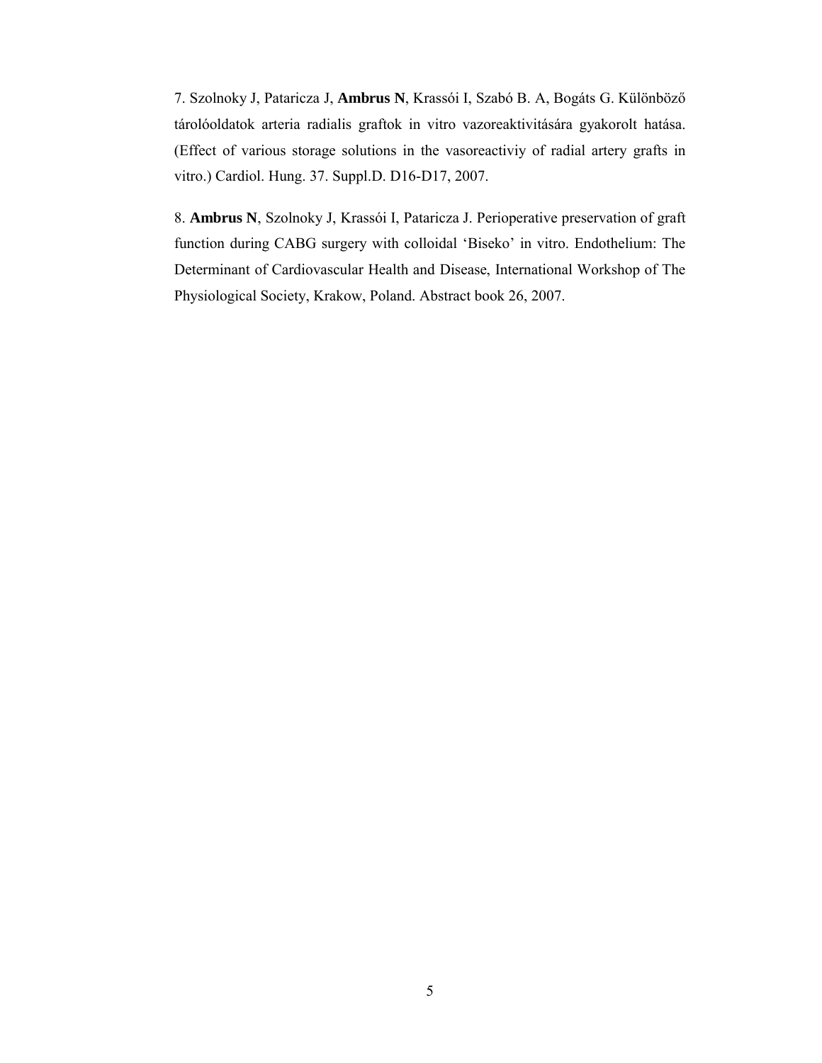7. Szolnoky J, Pataricza J, **Ambrus N**, Krassói I, Szabó B. A, Bogáts G. Különböző tárolóoldatok arteria radialis graftok in vitro vazoreaktivitására gyakorolt hatása. (Effect of various storage solutions in the vasoreactiviy of radial artery grafts in vitro.) Cardiol. Hung. 37. Suppl.D. D16-D17, 2007.

8. **Ambrus N**, Szolnoky J, Krassói I, Pataricza J. Perioperative preservation of graft function during CABG surgery with colloidal 'Biseko' in vitro. Endothelium: The Determinant of Cardiovascular Health and Disease, International Workshop of The Physiological Society, Krakow, Poland. Abstract book 26, 2007.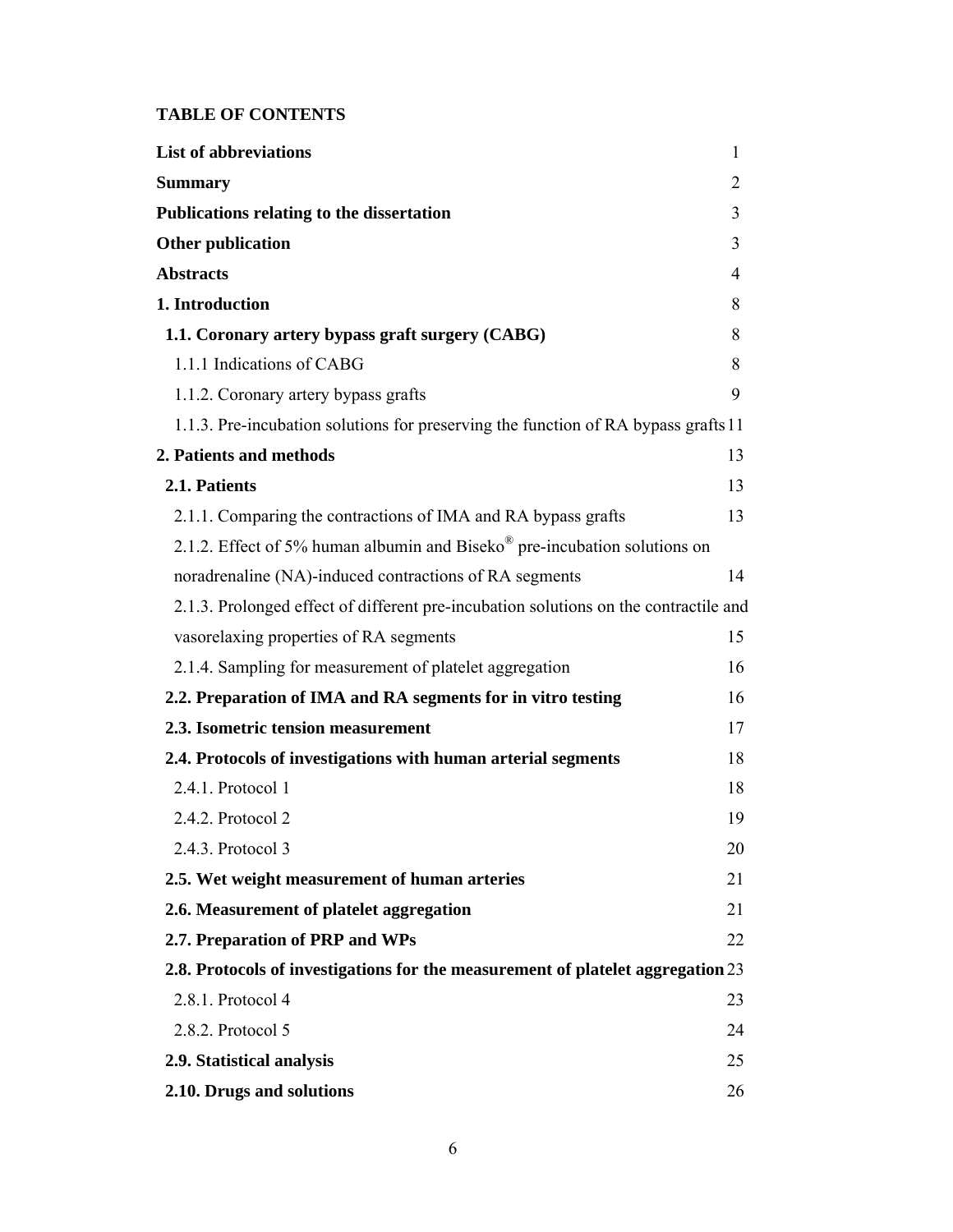**TABLE OF CONTENTS**

| | |
|---|---|
| **List of abbreviations** | 1 |
| **Summary** | 2 |
| **Publications relating to the dissertation** | 3 |
| **Other publication** | 3 |
| **Abstracts** | 4 |
| **1. Introduction** | 8 |
| **1.1. Coronary artery bypass graft surgery (CABG)** | 8 |
| 1.1.1 Indications of CABG | 8 |
| 1.1.2. Coronary artery bypass grafts | 9 |
| 1.1.3. Pre-incubation solutions for preserving the function of RA bypass grafts | 11 |
| **2. Patients and methods** | 13 |
| **2.1. Patients** | 13 |
| 2.1.1. Comparing the contractions of IMA and RA bypass grafts | 13 |
| 2.1.2. Effect of 5% human albumin and Biseko® pre-incubation solutions on noradrenaline (NA)-induced contractions of RA segments | 14 |
| 2.1.3. Prolonged effect of different pre-incubation solutions on the contractile and vasorelaxing properties of RA segments | 15 |
| 2.1.4. Sampling for measurement of platelet aggregation | 16 |
| **2.2. Preparation of IMA and RA segments for in vitro testing** | 16 |
| **2.3. Isometric tension measurement** | 17 |
| **2.4. Protocols of investigations with human arterial segments** | 18 |
| 2.4.1. Protocol 1 | 18 |
| 2.4.2. Protocol 2 | 19 |
| 2.4.3. Protocol 3 | 20 |
| **2.5. Wet weight measurement of human arteries** | 21 |
| **2.6. Measurement of platelet aggregation** | 21 |
| **2.7. Preparation of PRP and WPs** | 22 |
| **2.8. Protocols of investigations for the measurement of platelet aggregation** | 23 |
| 2.8.1. Protocol 4 | 23 |
| 2.8.2. Protocol 5 | 24 |
| **2.9. Statistical analysis** | 25 |
| **2.10. Drugs and solutions** | 26 |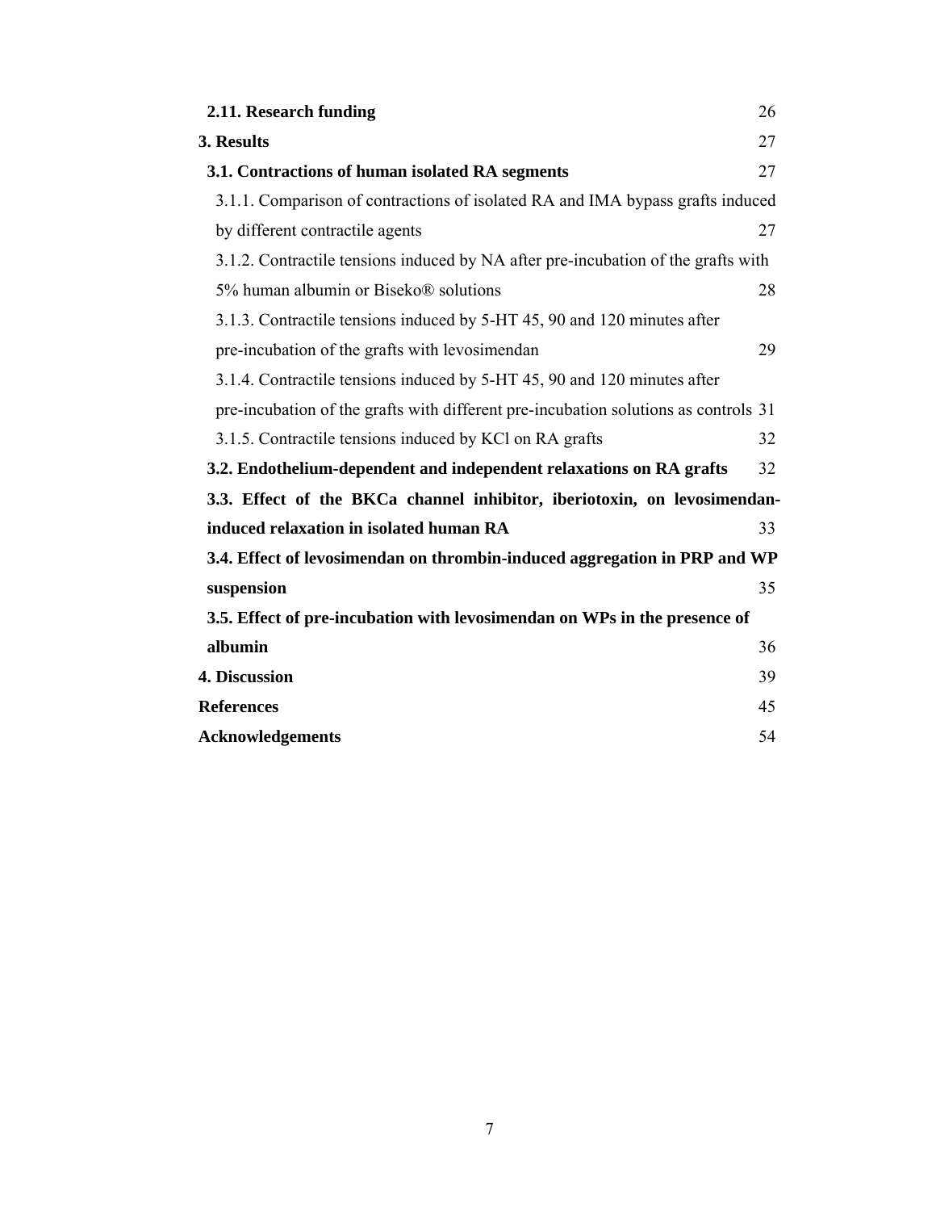**2.11. Research funding** 26

**3. Results** 27

**3.1. Contractions of human isolated RA segments** 27

3.1.1. Comparison of contractions of isolated RA and IMA bypass grafts induced by different contractile agents 27

3.1.2. Contractile tensions induced by NA after pre-incubation of the grafts with 5% human albumin or Biseko® solutions 28

3.1.3. Contractile tensions induced by 5-HT 45, 90 and 120 minutes after pre-incubation of the grafts with levosimendan 29

3.1.4. Contractile tensions induced by 5-HT 45, 90 and 120 minutes after pre-incubation of the grafts with different pre-incubation solutions as controls 31

3.1.5. Contractile tensions induced by KCl on RA grafts 32

**3.2. Endothelium-dependent and independent relaxations on RA grafts** 32

**3.3. Effect of the BKCa channel inhibitor, iberiotoxin, on levosimendan-induced relaxation in isolated human RA** 33

**3.4. Effect of levosimendan on thrombin-induced aggregation in PRP and WP suspension** 35

**3.5. Effect of pre-incubation with levosimendan on WPs in the presence of albumin** 36

**4. Discussion** 39

**References** 45

**Acknowledgements** 54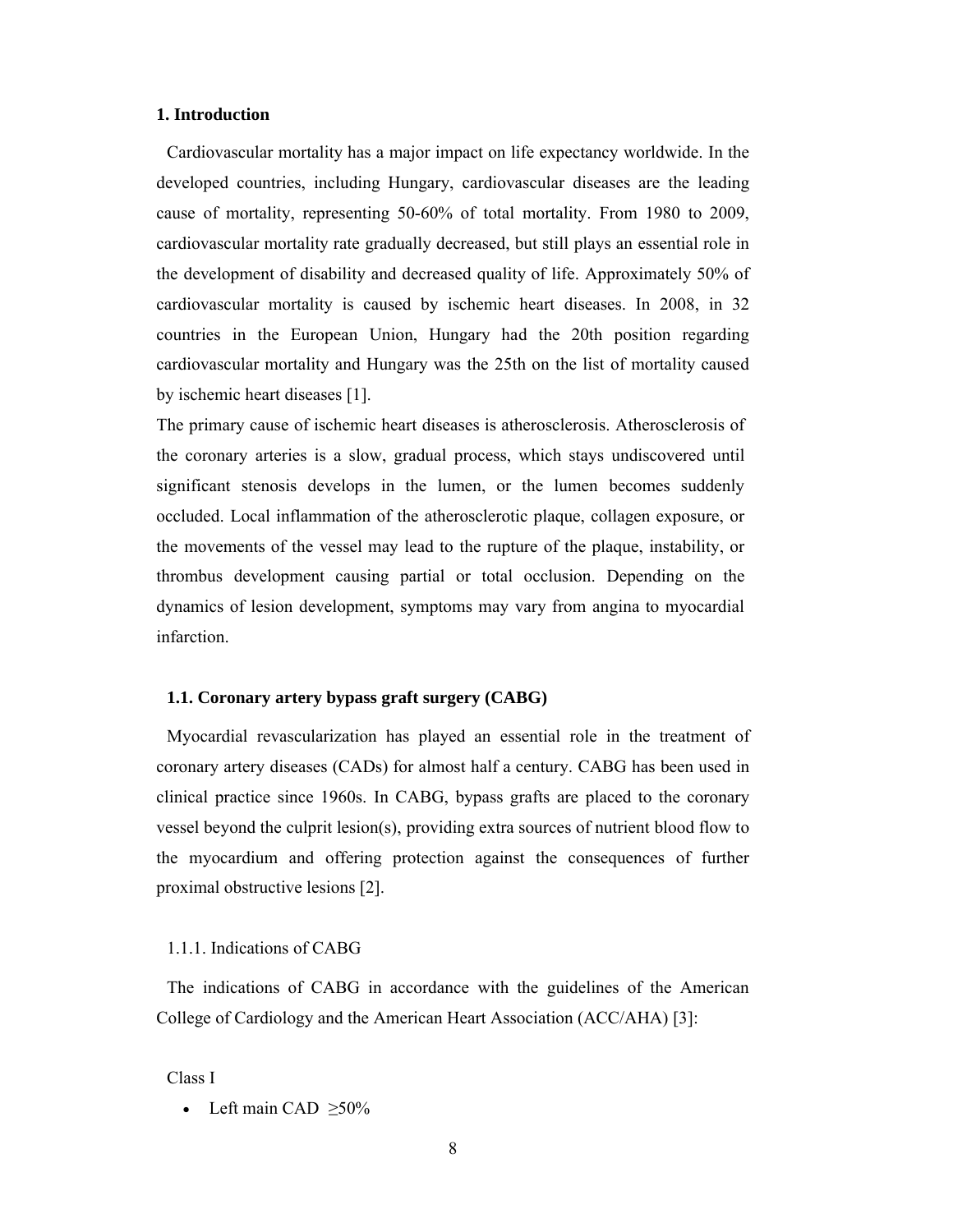# 1. Introduction

Cardiovascular mortality has a major impact on life expectancy worldwide. In the developed countries, including Hungary, cardiovascular diseases are the leading cause of mortality, representing 50-60% of total mortality. From 1980 to 2009, cardiovascular mortality rate gradually decreased, but still plays an essential role in the development of disability and decreased quality of life. Approximately 50% of cardiovascular mortality is caused by ischemic heart diseases. In 2008, in 32 countries in the European Union, Hungary had the 20th position regarding cardiovascular mortality and Hungary was the 25th on the list of mortality caused by ischemic heart diseases [1].

The primary cause of ischemic heart diseases is atherosclerosis. Atherosclerosis of the coronary arteries is a slow, gradual process, which stays undiscovered until significant stenosis develops in the lumen, or the lumen becomes suddenly occluded. Local inflammation of the atherosclerotic plaque, collagen exposure, or the movements of the vessel may lead to the rupture of the plaque, instability, or thrombus development causing partial or total occlusion. Depending on the dynamics of lesion development, symptoms may vary from angina to myocardial infarction.

## 1.1. Coronary artery bypass graft surgery (CABG)

Myocardial revascularization has played an essential role in the treatment of coronary artery diseases (CADs) for almost half a century. CABG has been used in clinical practice since 1960s. In CABG, bypass grafts are placed to the coronary vessel beyond the culprit lesion(s), providing extra sources of nutrient blood flow to the myocardium and offering protection against the consequences of further proximal obstructive lesions [2].

### 1.1.1. Indications of CABG

The indications of CABG in accordance with the guidelines of the American College of Cardiology and the American Heart Association (ACC/AHA) [3]:

Class I

- Left main CAD ≥50%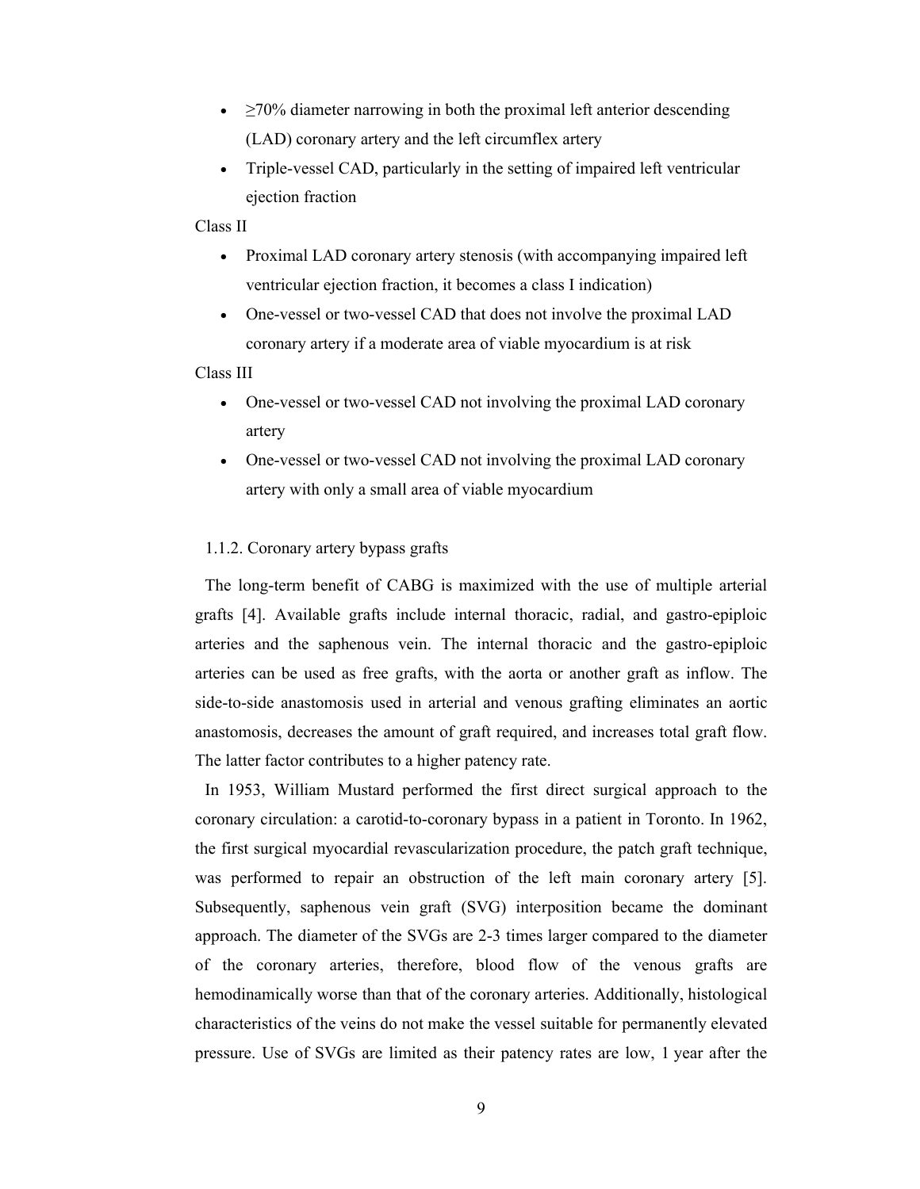- ≥70% diameter narrowing in both the proximal left anterior descending (LAD) coronary artery and the left circumflex artery
- Triple-vessel CAD, particularly in the setting of impaired left ventricular ejection fraction

Class II

- Proximal LAD coronary artery stenosis (with accompanying impaired left ventricular ejection fraction, it becomes a class I indication)
- One-vessel or two-vessel CAD that does not involve the proximal LAD coronary artery if a moderate area of viable myocardium is at risk

Class III

- One-vessel or two-vessel CAD not involving the proximal LAD coronary artery
- One-vessel or two-vessel CAD not involving the proximal LAD coronary artery with only a small area of viable myocardium

### 1.1.2. Coronary artery bypass grafts

The long-term benefit of CABG is maximized with the use of multiple arterial grafts [4]. Available grafts include internal thoracic, radial, and gastro-epiploic arteries and the saphenous vein. The internal thoracic and the gastro-epiploic arteries can be used as free grafts, with the aorta or another graft as inflow. The side-to-side anastomosis used in arterial and venous grafting eliminates an aortic anastomosis, decreases the amount of graft required, and increases total graft flow. The latter factor contributes to a higher patency rate.

In 1953, William Mustard performed the first direct surgical approach to the coronary circulation: a carotid-to-coronary bypass in a patient in Toronto. In 1962, the first surgical myocardial revascularization procedure, the patch graft technique, was performed to repair an obstruction of the left main coronary artery [5]. Subsequently, saphenous vein graft (SVG) interposition became the dominant approach. The diameter of the SVGs are 2-3 times larger compared to the diameter of the coronary arteries, therefore, blood flow of the venous grafts are hemodinamically worse than that of the coronary arteries. Additionally, histological characteristics of the veins do not make the vessel suitable for permanently elevated pressure. Use of SVGs are limited as their patency rates are low, 1 year after the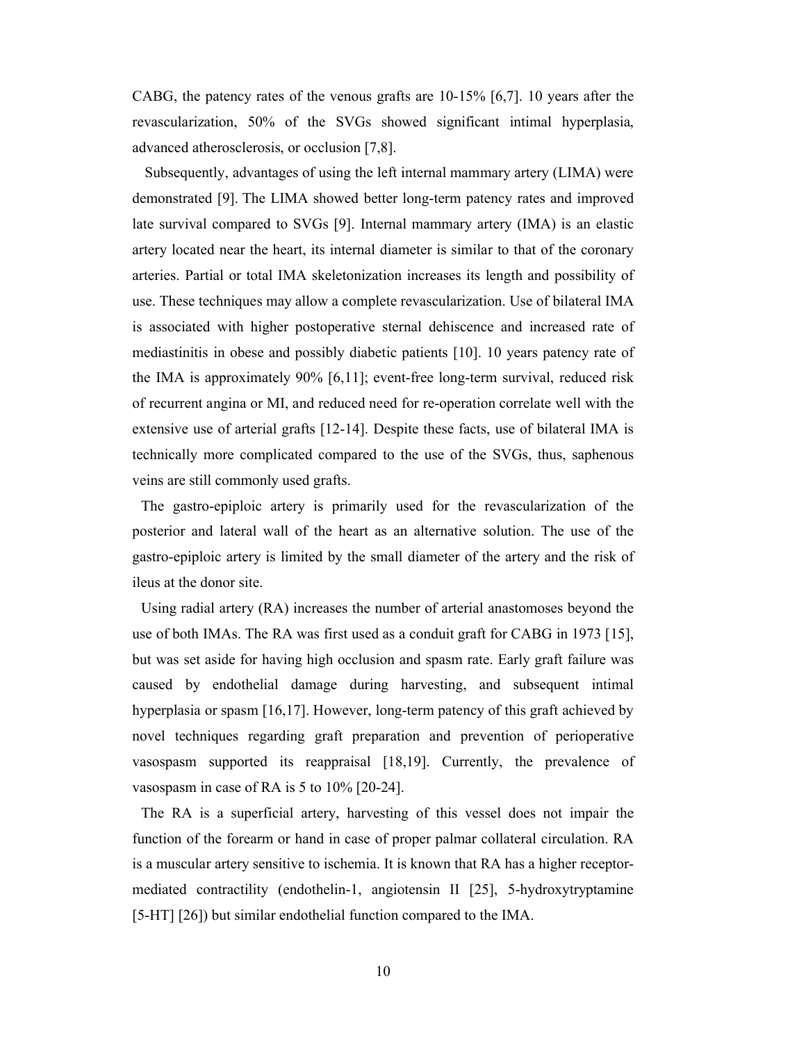CABG, the patency rates of the venous grafts are 10-15% [6,7]. 10 years after the revascularization, 50% of the SVGs showed significant intimal hyperplasia, advanced atherosclerosis, or occlusion [7,8].

Subsequently, advantages of using the left internal mammary artery (LIMA) were demonstrated [9]. The LIMA showed better long-term patency rates and improved late survival compared to SVGs [9]. Internal mammary artery (IMA) is an elastic artery located near the heart, its internal diameter is similar to that of the coronary arteries. Partial or total IMA skeletonization increases its length and possibility of use. These techniques may allow a complete revascularization. Use of bilateral IMA is associated with higher postoperative sternal dehiscence and increased rate of mediastinitis in obese and possibly diabetic patients [10]. 10 years patency rate of the IMA is approximately 90% [6,11]; event-free long-term survival, reduced risk of recurrent angina or MI, and reduced need for re-operation correlate well with the extensive use of arterial grafts [12-14]. Despite these facts, use of bilateral IMA is technically more complicated compared to the use of the SVGs, thus, saphenous veins are still commonly used grafts.

The gastro-epiploic artery is primarily used for the revascularization of the posterior and lateral wall of the heart as an alternative solution. The use of the gastro-epiploic artery is limited by the small diameter of the artery and the risk of ileus at the donor site.

Using radial artery (RA) increases the number of arterial anastomoses beyond the use of both IMAs. The RA was first used as a conduit graft for CABG in 1973 [15], but was set aside for having high occlusion and spasm rate. Early graft failure was caused by endothelial damage during harvesting, and subsequent intimal hyperplasia or spasm [16,17]. However, long-term patency of this graft achieved by novel techniques regarding graft preparation and prevention of perioperative vasospasm supported its reappraisal [18,19]. Currently, the prevalence of vasospasm in case of RA is 5 to 10% [20-24].

The RA is a superficial artery, harvesting of this vessel does not impair the function of the forearm or hand in case of proper palmar collateral circulation. RA is a muscular artery sensitive to ischemia. It is known that RA has a higher receptor-mediated contractility (endothelin-1, angiotensin II [25], 5-hydroxytryptamine [5-HT] [26]) but similar endothelial function compared to the IMA.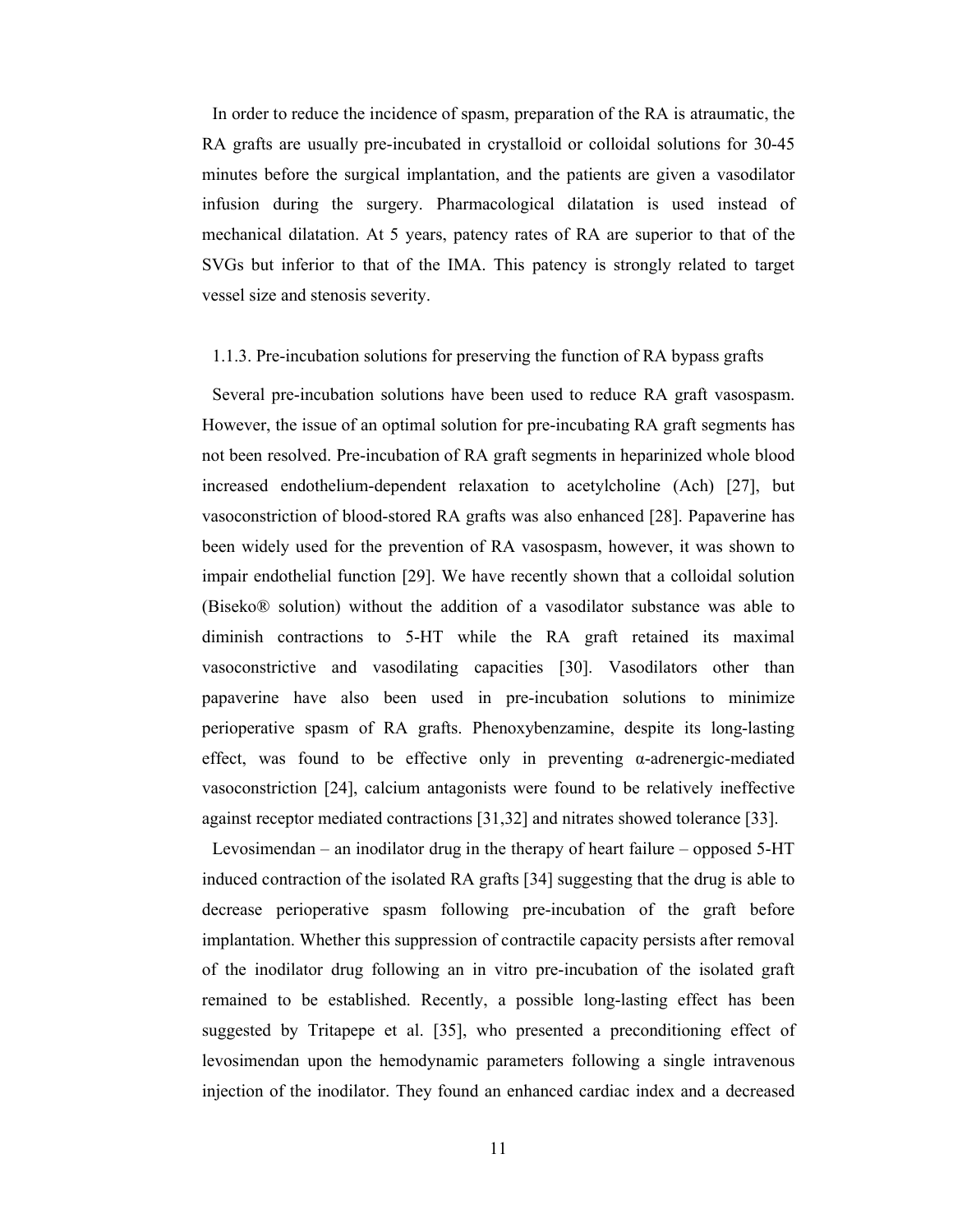In order to reduce the incidence of spasm, preparation of the RA is atraumatic, the RA grafts are usually pre-incubated in crystalloid or colloidal solutions for 30-45 minutes before the surgical implantation, and the patients are given a vasodilator infusion during the surgery. Pharmacological dilatation is used instead of mechanical dilatation. At 5 years, patency rates of RA are superior to that of the SVGs but inferior to that of the IMA. This patency is strongly related to target vessel size and stenosis severity.

### 1.1.3. Pre-incubation solutions for preserving the function of RA bypass grafts

Several pre-incubation solutions have been used to reduce RA graft vasospasm. However, the issue of an optimal solution for pre-incubating RA graft segments has not been resolved. Pre-incubation of RA graft segments in heparinized whole blood increased endothelium-dependent relaxation to acetylcholine (Ach) [27], but vasoconstriction of blood-stored RA grafts was also enhanced [28]. Papaverine has been widely used for the prevention of RA vasospasm, however, it was shown to impair endothelial function [29]. We have recently shown that a colloidal solution (Biseko® solution) without the addition of a vasodilator substance was able to diminish contractions to 5-HT while the RA graft retained its maximal vasoconstrictive and vasodilating capacities [30]. Vasodilators other than papaverine have also been used in pre-incubation solutions to minimize perioperative spasm of RA grafts. Phenoxybenzamine, despite its long-lasting effect, was found to be effective only in preventing α-adrenergic-mediated vasoconstriction [24], calcium antagonists were found to be relatively ineffective against receptor mediated contractions [31,32] and nitrates showed tolerance [33].

Levosimendan – an inodilator drug in the therapy of heart failure – opposed 5-HT induced contraction of the isolated RA grafts [34] suggesting that the drug is able to decrease perioperative spasm following pre-incubation of the graft before implantation. Whether this suppression of contractile capacity persists after removal of the inodilator drug following an in vitro pre-incubation of the isolated graft remained to be established. Recently, a possible long-lasting effect has been suggested by Tritapepe et al. [35], who presented a preconditioning effect of levosimendan upon the hemodynamic parameters following a single intravenous injection of the inodilator. They found an enhanced cardiac index and a decreased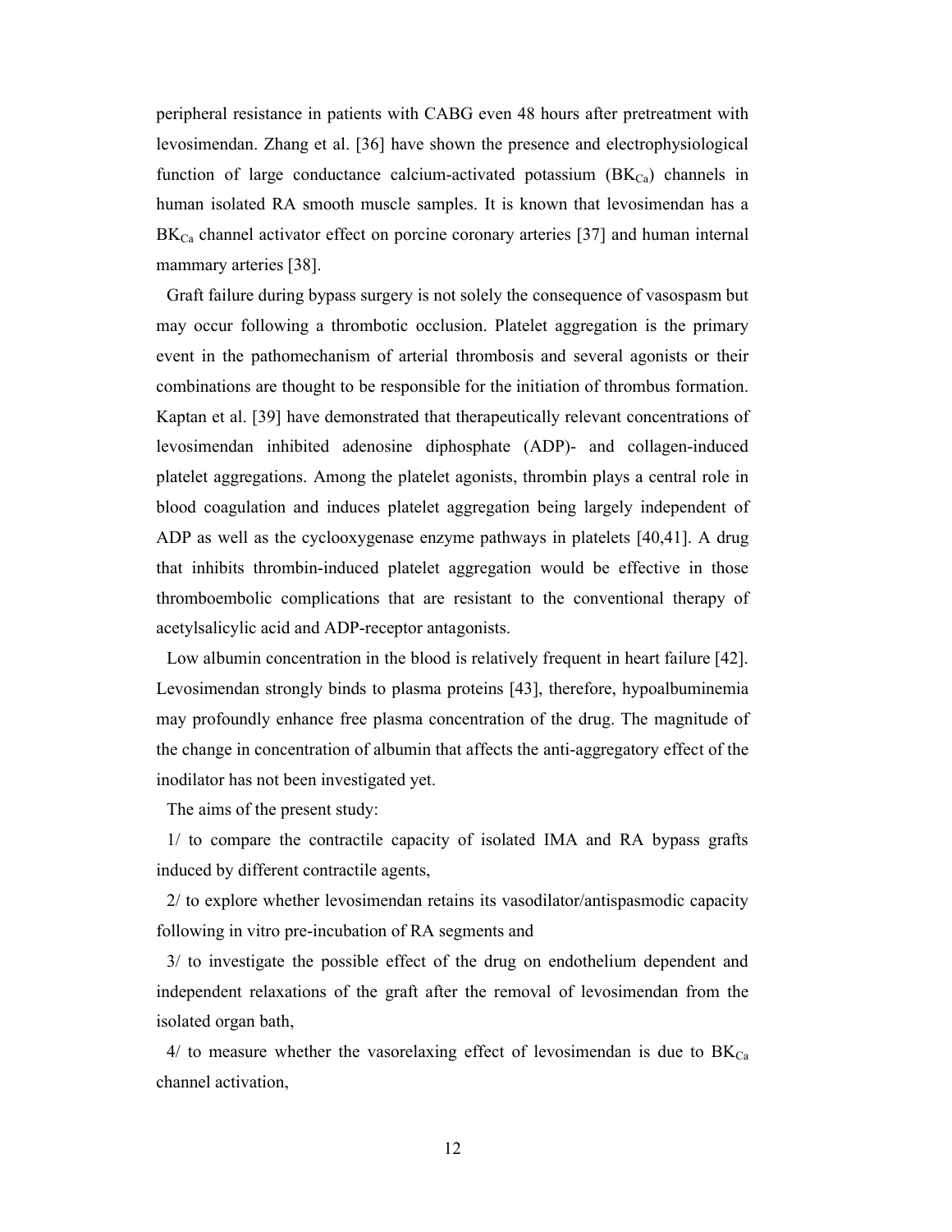peripheral resistance in patients with CABG even 48 hours after pretreatment with levosimendan. Zhang et al. [36] have shown the presence and electrophysiological function of large conductance calcium-activated potassium ($BK_{Ca}$) channels in human isolated RA smooth muscle samples. It is known that levosimendan has a $BK_{Ca}$ channel activator effect on porcine coronary arteries [37] and human internal mammary arteries [38].

Graft failure during bypass surgery is not solely the consequence of vasospasm but may occur following a thrombotic occlusion. Platelet aggregation is the primary event in the pathomechanism of arterial thrombosis and several agonists or their combinations are thought to be responsible for the initiation of thrombus formation. Kaptan et al. [39] have demonstrated that therapeutically relevant concentrations of levosimendan inhibited adenosine diphosphate (ADP)- and collagen-induced platelet aggregations. Among the platelet agonists, thrombin plays a central role in blood coagulation and induces platelet aggregation being largely independent of ADP as well as the cyclooxygenase enzyme pathways in platelets [40,41]. A drug that inhibits thrombin-induced platelet aggregation would be effective in those thromboembolic complications that are resistant to the conventional therapy of acetylsalicylic acid and ADP-receptor antagonists.

Low albumin concentration in the blood is relatively frequent in heart failure [42]. Levosimendan strongly binds to plasma proteins [43], therefore, hypoalbuminemia may profoundly enhance free plasma concentration of the drug. The magnitude of the change in concentration of albumin that affects the anti-aggregatory effect of the inodilator has not been investigated yet.

The aims of the present study:

1/ to compare the contractile capacity of isolated IMA and RA bypass grafts induced by different contractile agents,

2/ to explore whether levosimendan retains its vasodilator/antispasmodic capacity following in vitro pre-incubation of RA segments and

3/ to investigate the possible effect of the drug on endothelium dependent and independent relaxations of the graft after the removal of levosimendan from the isolated organ bath,

4/ to measure whether the vasorelaxing effect of levosimendan is due to $BK_{Ca}$ channel activation,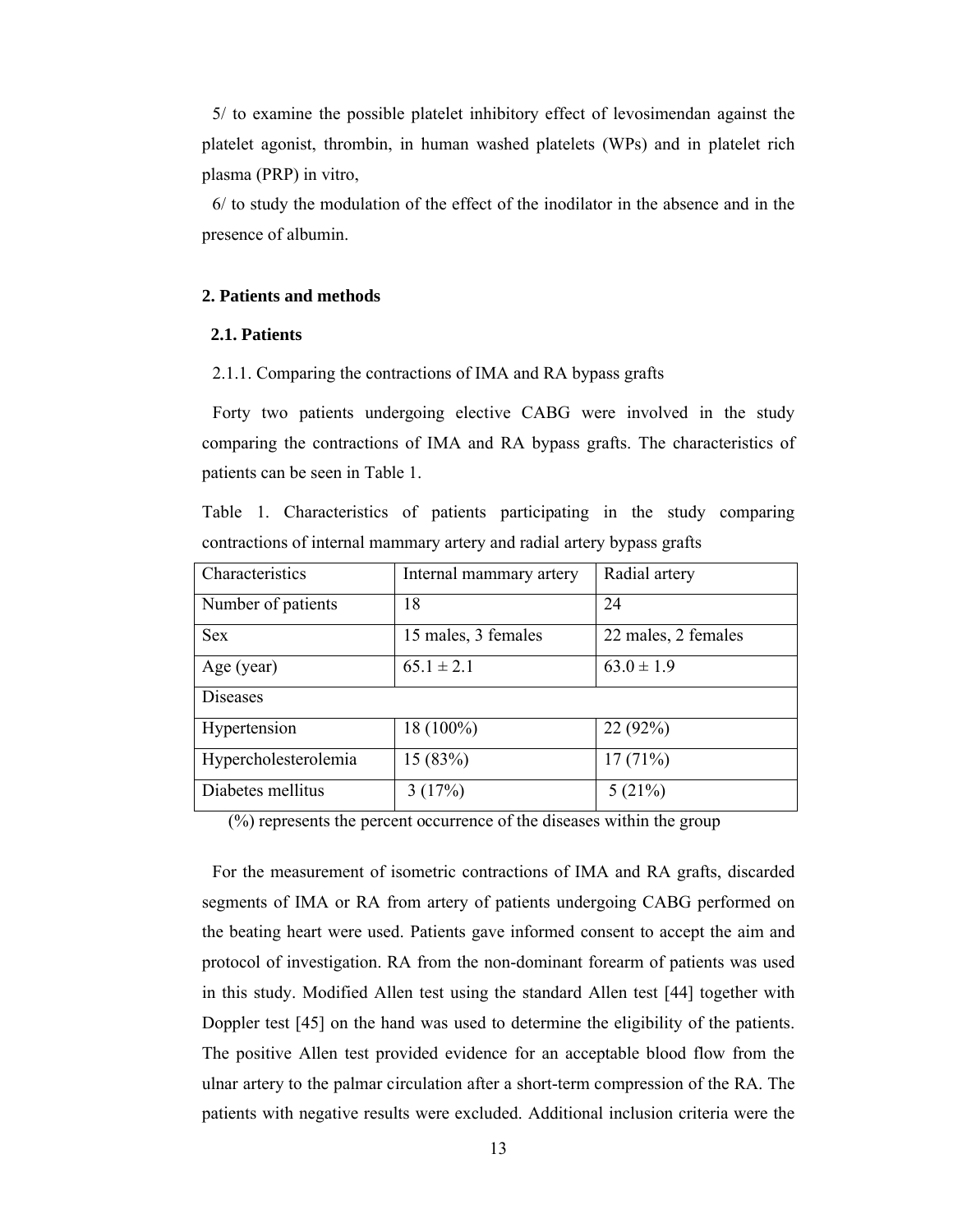5/ to examine the possible platelet inhibitory effect of levosimendan against the platelet agonist, thrombin, in human washed platelets (WPs) and in platelet rich plasma (PRP) in vitro,

6/ to study the modulation of the effect of the inodilator in the absence and in the presence of albumin.

## 2. Patients and methods

### 2.1. Patients

2.1.1. Comparing the contractions of IMA and RA bypass grafts

Forty two patients undergoing elective CABG were involved in the study comparing the contractions of IMA and RA bypass grafts. The characteristics of patients can be seen in Table 1.

Table 1. Characteristics of patients participating in the study comparing contractions of internal mammary artery and radial artery bypass grafts

| Characteristics | Internal mammary artery | Radial artery |
| --- | --- | --- |
| Number of patients | 18 | 24 |
| Sex | 15 males, 3 females | 22 males, 2 females |
| Age (year) | 65.1 ± 2.1 | 63.0 ± 1.9 |
| Diseases | | |
| Hypertension | 18 (100%) | 22 (92%) |
| Hypercholesterolemia | 15 (83%) | 17 (71%) |
| Diabetes mellitus | 3 (17%) | 5 (21%) |

(%) represents the percent occurrence of the diseases within the group

For the measurement of isometric contractions of IMA and RA grafts, discarded segments of IMA or RA from artery of patients undergoing CABG performed on the beating heart were used. Patients gave informed consent to accept the aim and protocol of investigation. RA from the non-dominant forearm of patients was used in this study. Modified Allen test using the standard Allen test [44] together with Doppler test [45] on the hand was used to determine the eligibility of the patients. The positive Allen test provided evidence for an acceptable blood flow from the ulnar artery to the palmar circulation after a short-term compression of the RA. The patients with negative results were excluded. Additional inclusion criteria were the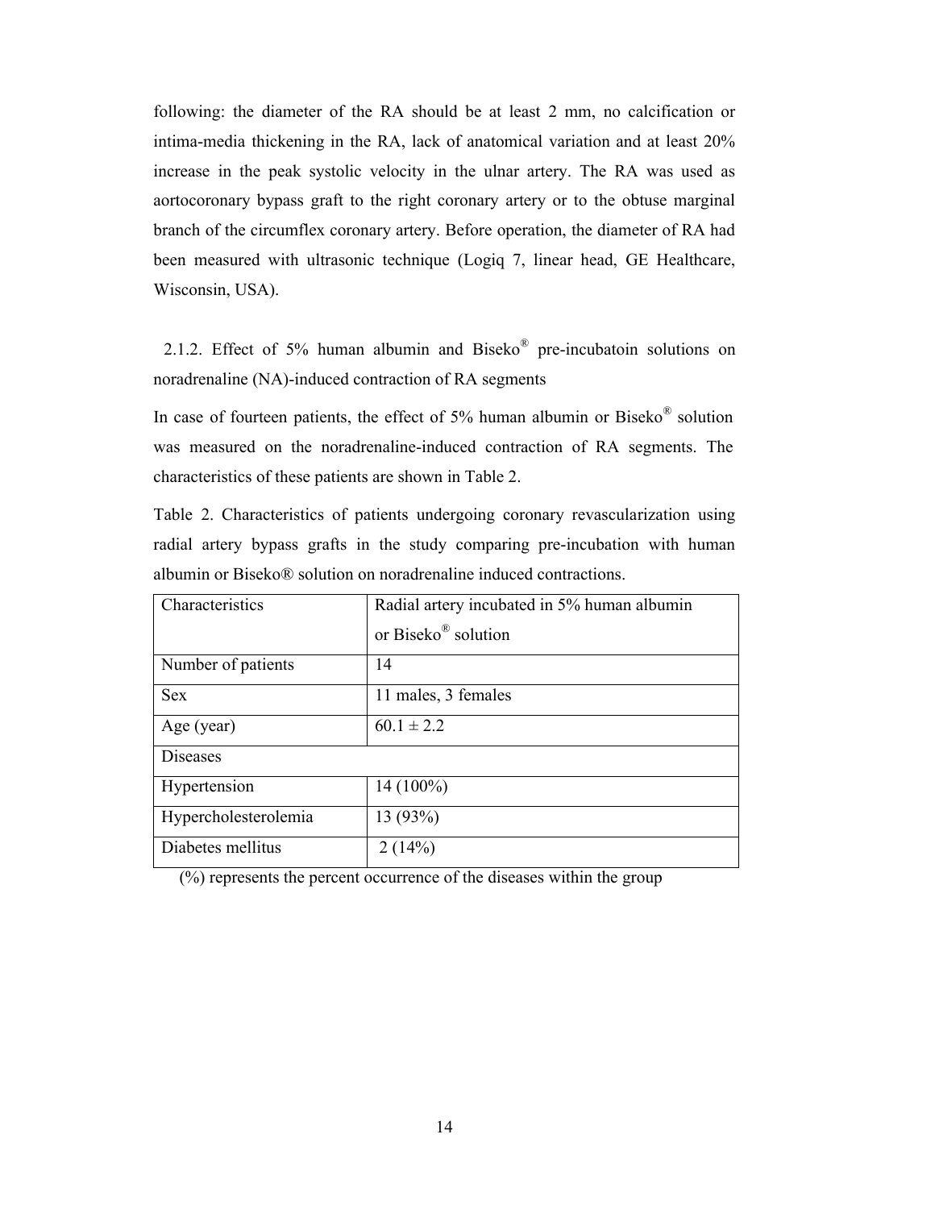following: the diameter of the RA should be at least 2 mm, no calcification or intima-media thickening in the RA, lack of anatomical variation and at least 20% increase in the peak systolic velocity in the ulnar artery. The RA was used as aortocoronary bypass graft to the right coronary artery or to the obtuse marginal branch of the circumflex coronary artery. Before operation, the diameter of RA had been measured with ultrasonic technique (Logiq 7, linear head, GE Healthcare, Wisconsin, USA).

### 2.1.2. Effect of 5% human albumin and Biseko® pre-incubatoin solutions on noradrenaline (NA)-induced contraction of RA segments

In case of fourteen patients, the effect of 5% human albumin or Biseko® solution was measured on the noradrenaline-induced contraction of RA segments. The characteristics of these patients are shown in Table 2.

Table 2. Characteristics of patients undergoing coronary revascularization using radial artery bypass grafts in the study comparing pre-incubation with human albumin or Biseko® solution on noradrenaline induced contractions.

| Characteristics | Radial artery incubated in 5% human albumin or Biseko® solution |
|---|---|
| Number of patients | 14 |
| Sex | 11 males, 3 females |
| Age (year) | 60.1 ± 2.2 |
| Diseases | |
| Hypertension | 14 (100%) |
| Hypercholesterolemia | 13 (93%) |
| Diabetes mellitus | 2 (14%) |

(%) represents the percent occurrence of the diseases within the group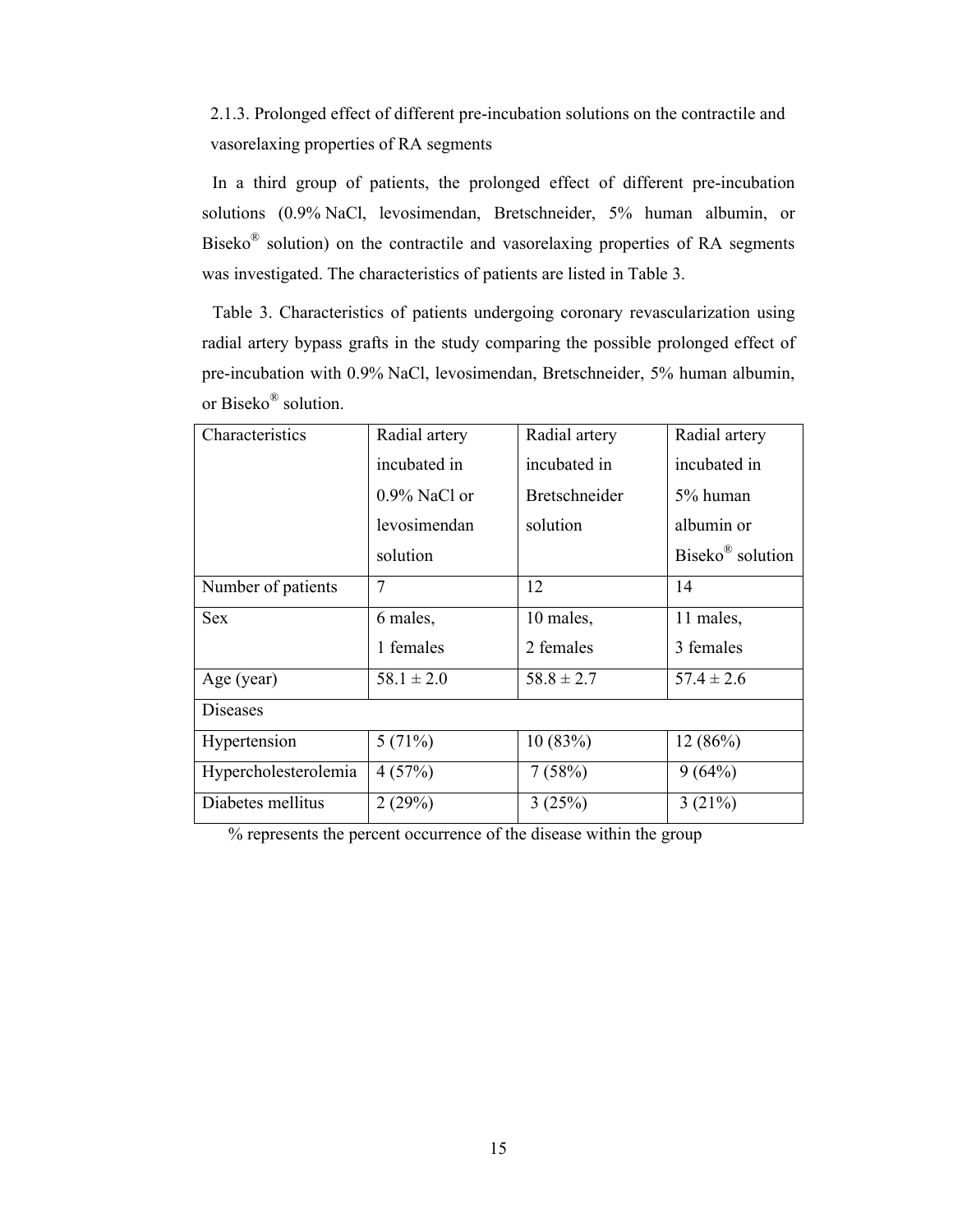### 2.1.3. Prolonged effect of different pre-incubation solutions on the contractile and vasorelaxing properties of RA segments

In a third group of patients, the prolonged effect of different pre-incubation solutions (0.9% NaCl, levosimendan, Bretschneider, 5% human albumin, or Biseko® solution) on the contractile and vasorelaxing properties of RA segments was investigated. The characteristics of patients are listed in Table 3.

Table 3. Characteristics of patients undergoing coronary revascularization using radial artery bypass grafts in the study comparing the possible prolonged effect of pre-incubation with 0.9% NaCl, levosimendan, Bretschneider, 5% human albumin, or Biseko® solution.

| Characteristics | Radial artery incubated in 0.9% NaCl or levosimendan solution | Radial artery incubated in Bretschneider solution | Radial artery incubated in 5% human albumin or Biseko® solution |
|---|---|---|---|
| Number of patients | 7 | 12 | 14 |
| Sex | 6 males, 1 females | 10 males, 2 females | 11 males, 3 females |
| Age (year) | 58.1 ± 2.0 | 58.8 ± 2.7 | 57.4 ± 2.6 |
| Diseases | | | |
| Hypertension | 5 (71%) | 10 (83%) | 12 (86%) |
| Hypercholesterolemia | 4 (57%) | 7 (58%) | 9 (64%) |
| Diabetes mellitus | 2 (29%) | 3 (25%) | 3 (21%) |

% represents the percent occurrence of the disease within the group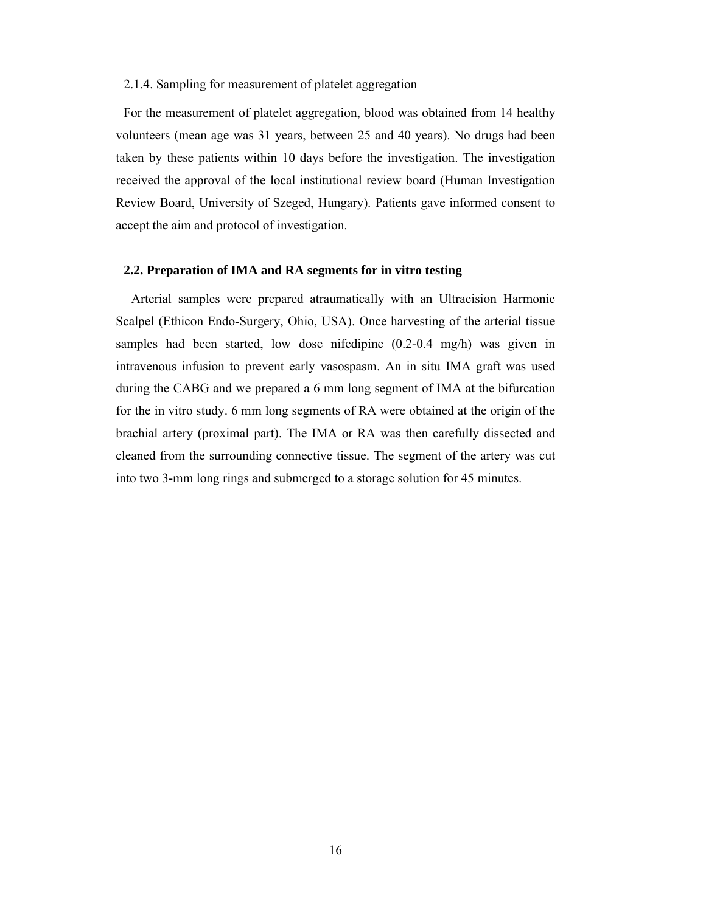#### 2.1.4. Sampling for measurement of platelet aggregation

For the measurement of platelet aggregation, blood was obtained from 14 healthy volunteers (mean age was 31 years, between 25 and 40 years). No drugs had been taken by these patients within 10 days before the investigation. The investigation received the approval of the local institutional review board (Human Investigation Review Board, University of Szeged, Hungary). Patients gave informed consent to accept the aim and protocol of investigation.

### 2.2. Preparation of IMA and RA segments for in vitro testing

Arterial samples were prepared atraumatically with an Ultracision Harmonic Scalpel (Ethicon Endo-Surgery, Ohio, USA). Once harvesting of the arterial tissue samples had been started, low dose nifedipine (0.2-0.4 mg/h) was given in intravenous infusion to prevent early vasospasm. An in situ IMA graft was used during the CABG and we prepared a 6 mm long segment of IMA at the bifurcation for the in vitro study. 6 mm long segments of RA were obtained at the origin of the brachial artery (proximal part). The IMA or RA was then carefully dissected and cleaned from the surrounding connective tissue. The segment of the artery was cut into two 3-mm long rings and submerged to a storage solution for 45 minutes.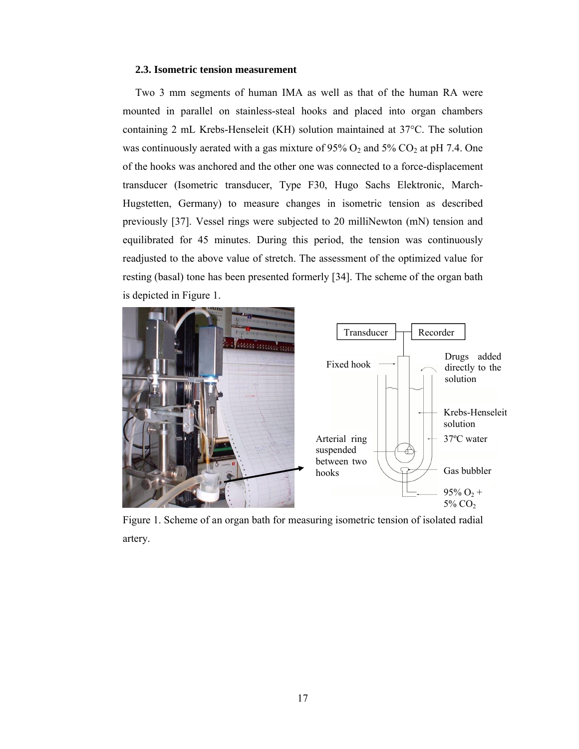### 2.3. Isometric tension measurement

Two 3 mm segments of human IMA as well as that of the human RA were mounted in parallel on stainless-steal hooks and placed into organ chambers containing 2 mL Krebs-Henseleit (KH) solution maintained at 37°C. The solution was continuously aerated with a gas mixture of 95% $O_2$ and 5% $CO_2$ at pH 7.4. One of the hooks was anchored and the other one was connected to a force-displacement transducer (Isometric transducer, Type F30, Hugo Sachs Elektronic, March-Hugstetten, Germany) to measure changes in isometric tension as described previously [37]. Vessel rings were subjected to 20 milliNewton (mN) tension and equilibrated for 45 minutes. During this period, the tension was continuously readjusted to the above value of stretch. The assessment of the optimized value for resting (basal) tone has been presented formerly [34]. The scheme of the organ bath is depicted in Figure 1.

Figure 1. Scheme of an organ bath for measuring isometric tension of isolated radial artery.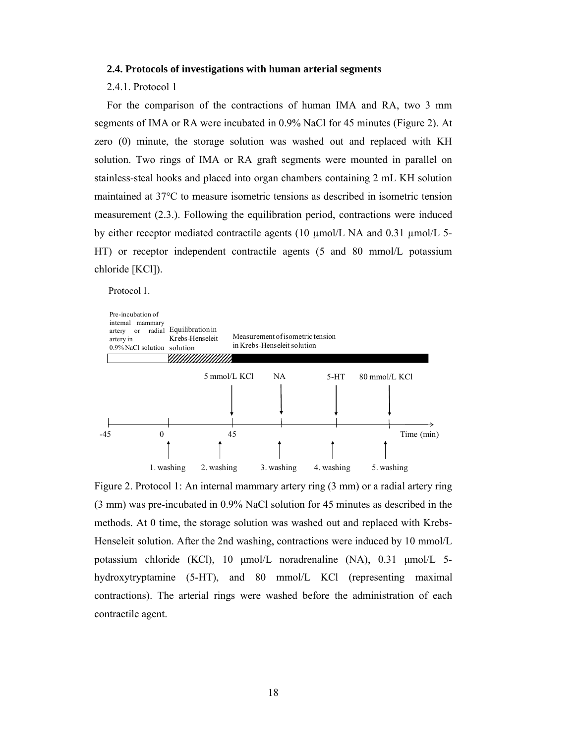### 2.4. Protocols of investigations with human arterial segments

2.4.1. Protocol 1

For the comparison of the contractions of human IMA and RA, two 3 mm segments of IMA or RA were incubated in 0.9% NaCl for 45 minutes (Figure 2). At zero (0) minute, the storage solution was washed out and replaced with KH solution. Two rings of IMA or RA graft segments were mounted in parallel on stainless-steal hooks and placed into organ chambers containing 2 mL KH solution maintained at 37°C to measure isometric tensions as described in isometric tension measurement (2.3.). Following the equilibration period, contractions were induced by either receptor mediated contractile agents (10 µmol/L NA and 0.31 µmol/L 5-HT) or receptor independent contractile agents (5 and 80 mmol/L potassium chloride [KCl]).

Protocol 1.

Pre-incubation of internal mammary artery or radial artery in 0.9% NaCl solution | Equilibration in Krebs-Henseleit solution | Measurement of isometric tension in Krebs-Henseleit solution

5 mmol/L KCl | NA | 5-HT | 80 mmol/L KCl

-45 | 0 | 45 | Time (min)

1. washing | 2. washing | 3. washing | 4. washing | 5. washing

Figure 2. Protocol 1: An internal mammary artery ring (3 mm) or a radial artery ring (3 mm) was pre-incubated in 0.9% NaCl solution for 45 minutes as described in the methods. At 0 time, the storage solution was washed out and replaced with Krebs-Henseleit solution. After the 2nd washing, contractions were induced by 10 mmol/L potassium chloride (KCl), 10 µmol/L noradrenaline (NA), 0.31 µmol/L 5-hydroxytryptamine (5-HT), and 80 mmol/L KCl (representing maximal contractions). The arterial rings were washed before the administration of each contractile agent.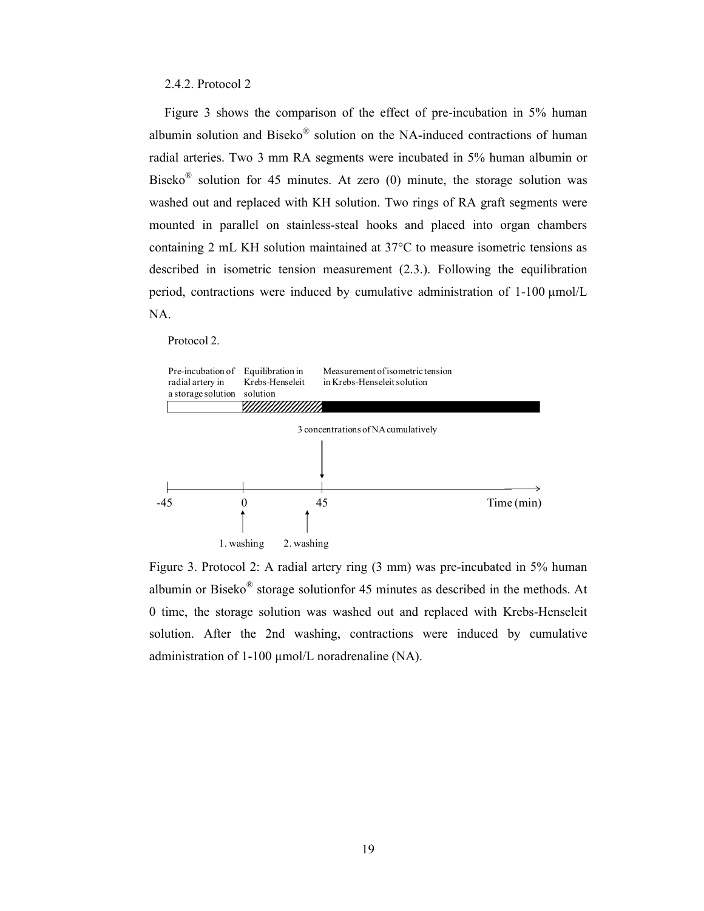2.4.2. Protocol 2

Figure 3 shows the comparison of the effect of pre-incubation in 5% human albumin solution and Biseko® solution on the NA-induced contractions of human radial arteries. Two 3 mm RA segments were incubated in 5% human albumin or Biseko® solution for 45 minutes. At zero (0) minute, the storage solution was washed out and replaced with KH solution. Two rings of RA graft segments were mounted in parallel on stainless-steal hooks and placed into organ chambers containing 2 mL KH solution maintained at 37°C to measure isometric tensions as described in isometric tension measurement (2.3.). Following the equilibration period, contractions were induced by cumulative administration of 1-100 μmol/L NA.

Protocol 2.

Pre-incubation of radial artery in a storage solution | Equilibration in Krebs-Henseleit solution | Measurement of isometric tension in Krebs-Henseleit solution

3 concentrations of NA cumulatively

-45 | 0 | 45 | Time (min)

1. washing | 2. washing

Figure 3. Protocol 2: A radial artery ring (3 mm) was pre-incubated in 5% human albumin or Biseko® storage solutionfor 45 minutes as described in the methods. At 0 time, the storage solution was washed out and replaced with Krebs-Henseleit solution. After the 2nd washing, contractions were induced by cumulative administration of 1-100 μmol/L noradrenaline (NA).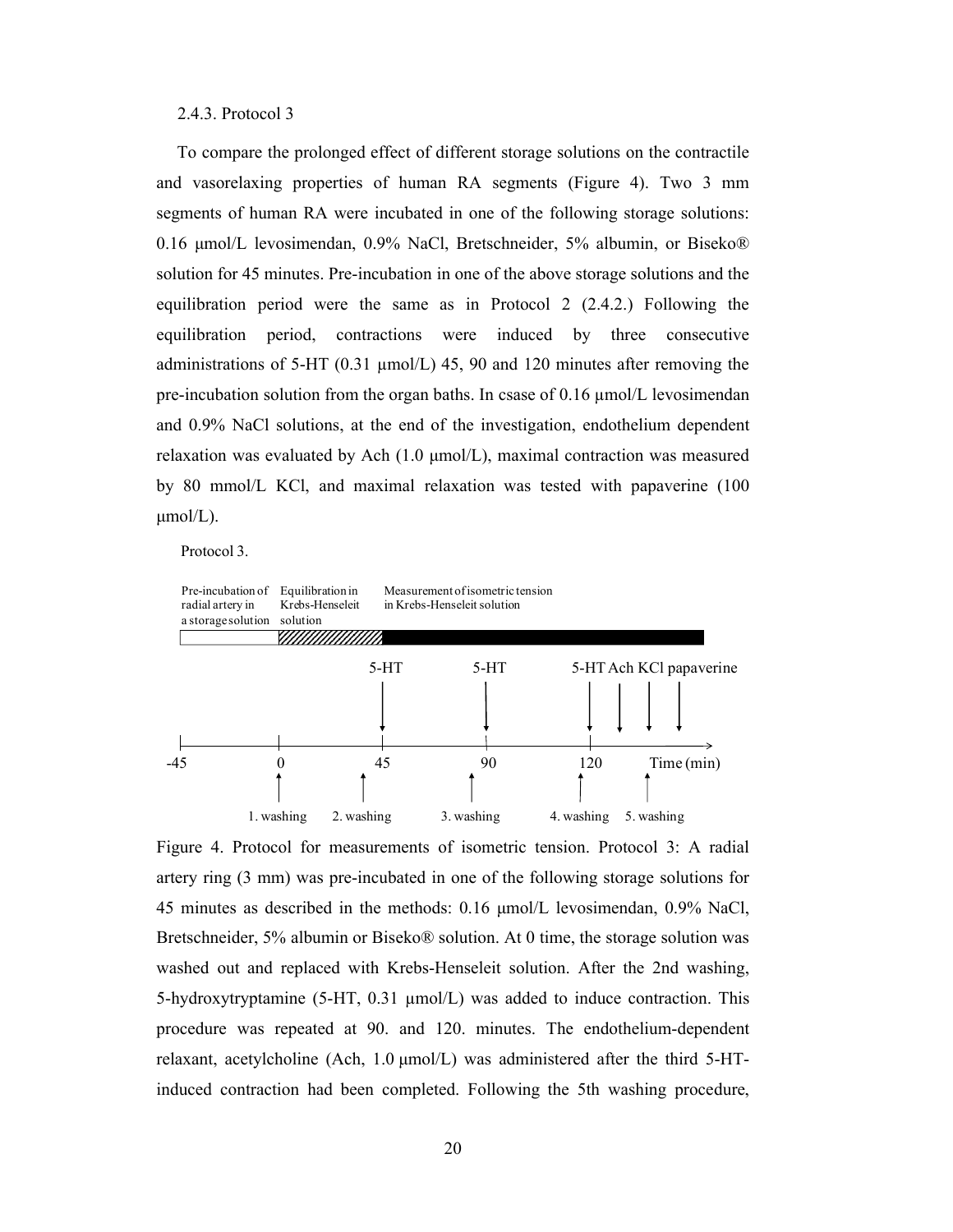### 2.4.3. Protocol 3

To compare the prolonged effect of different storage solutions on the contractile and vasorelaxing properties of human RA segments (Figure 4). Two 3 mm segments of human RA were incubated in one of the following storage solutions: 0.16 µmol/L levosimendan, 0.9% NaCl, Bretschneider, 5% albumin, or Biseko® solution for 45 minutes. Pre-incubation in one of the above storage solutions and the equilibration period were the same as in Protocol 2 (2.4.2.) Following the equilibration period, contractions were induced by three consecutive administrations of 5-HT (0.31 µmol/L) 45, 90 and 120 minutes after removing the pre-incubation solution from the organ baths. In csase of 0.16 µmol/L levosimendan and 0.9% NaCl solutions, at the end of the investigation, endothelium dependent relaxation was evaluated by Ach (1.0 µmol/L), maximal contraction was measured by 80 mmol/L KCl, and maximal relaxation was tested with papaverine (100 µmol/L).

Protocol 3.

Pre-incubation of radial artery in a storage solution | Equilibration in Krebs-Henseleit solution | Measurement of isometric tension in Krebs-Henseleit solution

5-HT | 5-HT | 5-HT Ach KCl papaverine

-45 | 0 | 45 | 90 | 120 | Time (min)

1. washing | 2. washing | 3. washing | 4. washing | 5. washing

Figure 4. Protocol for measurements of isometric tension. Protocol 3: A radial artery ring (3 mm) was pre-incubated in one of the following storage solutions for 45 minutes as described in the methods: 0.16 µmol/L levosimendan, 0.9% NaCl, Bretschneider, 5% albumin or Biseko® solution. At 0 time, the storage solution was washed out and replaced with Krebs-Henseleit solution. After the 2nd washing, 5-hydroxytryptamine (5-HT, 0.31 µmol/L) was added to induce contraction. This procedure was repeated at 90. and 120. minutes. The endothelium-dependent relaxant, acetylcholine (Ach, 1.0 µmol/L) was administered after the third 5-HT-induced contraction had been completed. Following the 5th washing procedure,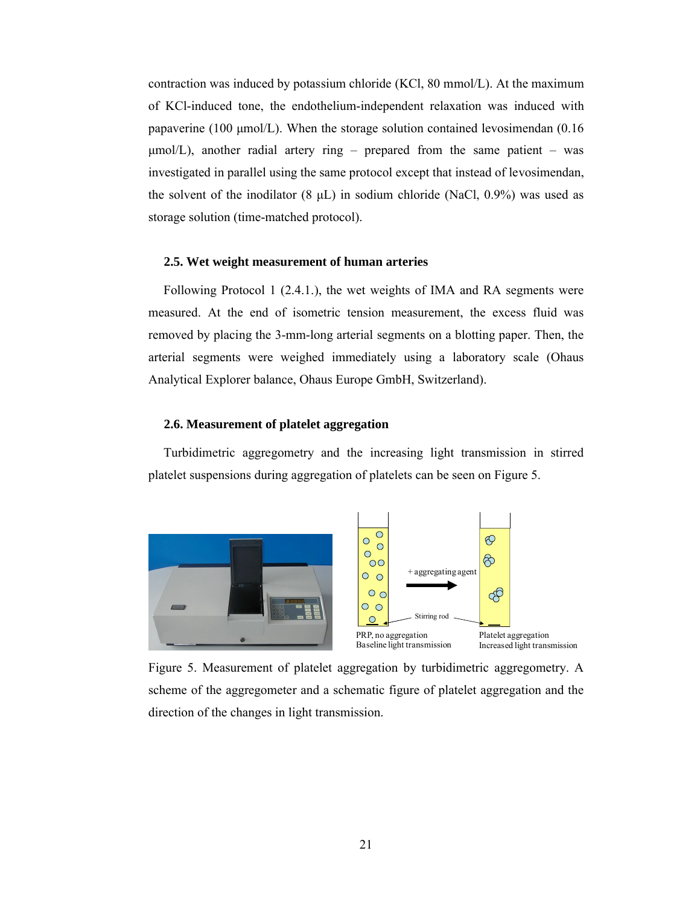contraction was induced by potassium chloride (KCl, 80 mmol/L). At the maximum of KCl-induced tone, the endothelium-independent relaxation was induced with papaverine (100 μmol/L). When the storage solution contained levosimendan (0.16 μmol/L), another radial artery ring – prepared from the same patient – was investigated in parallel using the same protocol except that instead of levosimendan, the solvent of the inodilator (8 μL) in sodium chloride (NaCl, 0.9%) was used as storage solution (time-matched protocol).

### 2.5. Wet weight measurement of human arteries

Following Protocol 1 (2.4.1.), the wet weights of IMA and RA segments were measured. At the end of isometric tension measurement, the excess fluid was removed by placing the 3-mm-long arterial segments on a blotting paper. Then, the arterial segments were weighed immediately using a laboratory scale (Ohaus Analytical Explorer balance, Ohaus Europe GmbH, Switzerland).

### 2.6. Measurement of platelet aggregation

Turbidimetric aggregometry and the increasing light transmission in stirred platelet suspensions during aggregation of platelets can be seen on Figure 5.

\+ aggregating agent

Stirring rod

PRP, no aggregation
Baseline light transmission

Platelet aggregation
Increased light transmission

Figure 5. Measurement of platelet aggregation by turbidimetric aggregometry. A scheme of the aggregometer and a schematic figure of platelet aggregation and the direction of the changes in light transmission.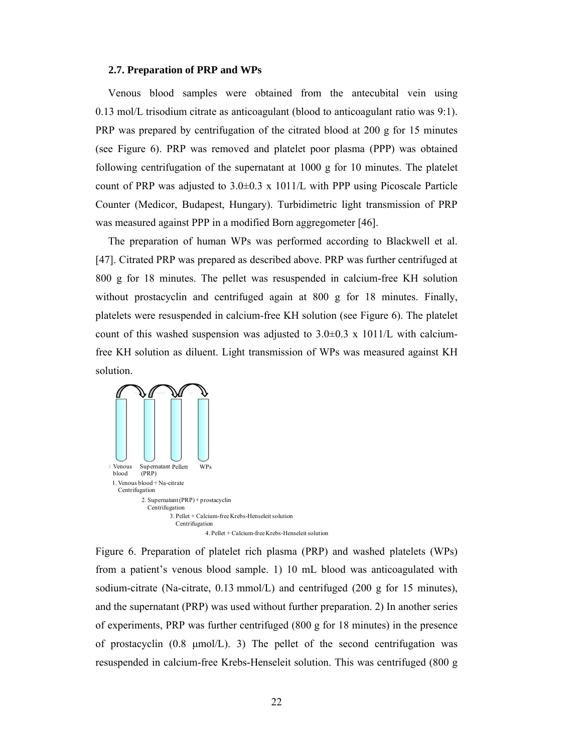### 2.7. Preparation of PRP and WPs

Venous blood samples were obtained from the antecubital vein using 0.13 mol/L trisodium citrate as anticoagulant (blood to anticoagulant ratio was 9:1). PRP was prepared by centrifugation of the citrated blood at 200 g for 15 minutes (see Figure 6). PRP was removed and platelet poor plasma (PPP) was obtained following centrifugation of the supernatant at 1000 g for 10 minutes. The platelet count of PRP was adjusted to $3.0 \pm 0.3 \times 10^{11}$/L with PPP using Picoscale Particle Counter (Medicor, Budapest, Hungary). Turbidimetric light transmission of PRP was measured against PPP in a modified Born aggregometer [46].

The preparation of human WPs was performed according to Blackwell et al. [47]. Citrated PRP was prepared as described above. PRP was further centrifuged at 800 g for 18 minutes. The pellet was resuspended in calcium-free KH solution without prostacyclin and centrifuged again at 800 g for 18 minutes. Finally, platelets were resuspended in calcium-free KH solution (see Figure 6). The platelet count of this washed suspension was adjusted to $3.0 \pm 0.3 \times 10^{11}$/L with calcium-free KH solution as diluent. Light transmission of WPs was measured against KH solution.

Venous blood | Supernatant (PRP) | Pellett | WPs

1. Venous blood + Na-citrate
   Centrifugation
2. Supernatant (PRP) + prostacyclin
   Centrifugation
3. Pellet + Calcium-free Krebs-Henseleit solution
   Centrifugation
4. Pellet + Calcium-free Krebs-Henseleit solution

Figure 6. Preparation of platelet rich plasma (PRP) and washed platelets (WPs) from a patient's venous blood sample. 1) 10 mL blood was anticoagulated with sodium-citrate (Na-citrate, 0.13 mmol/L) and centrifuged (200 g for 15 minutes), and the supernatant (PRP) was used without further preparation. 2) In another series of experiments, PRP was further centrifuged (800 g for 18 minutes) in the presence of prostacyclin (0.8 μmol/L). 3) The pellet of the second centrifugation was resuspended in calcium-free Krebs-Henseleit solution. This was centrifuged (800 g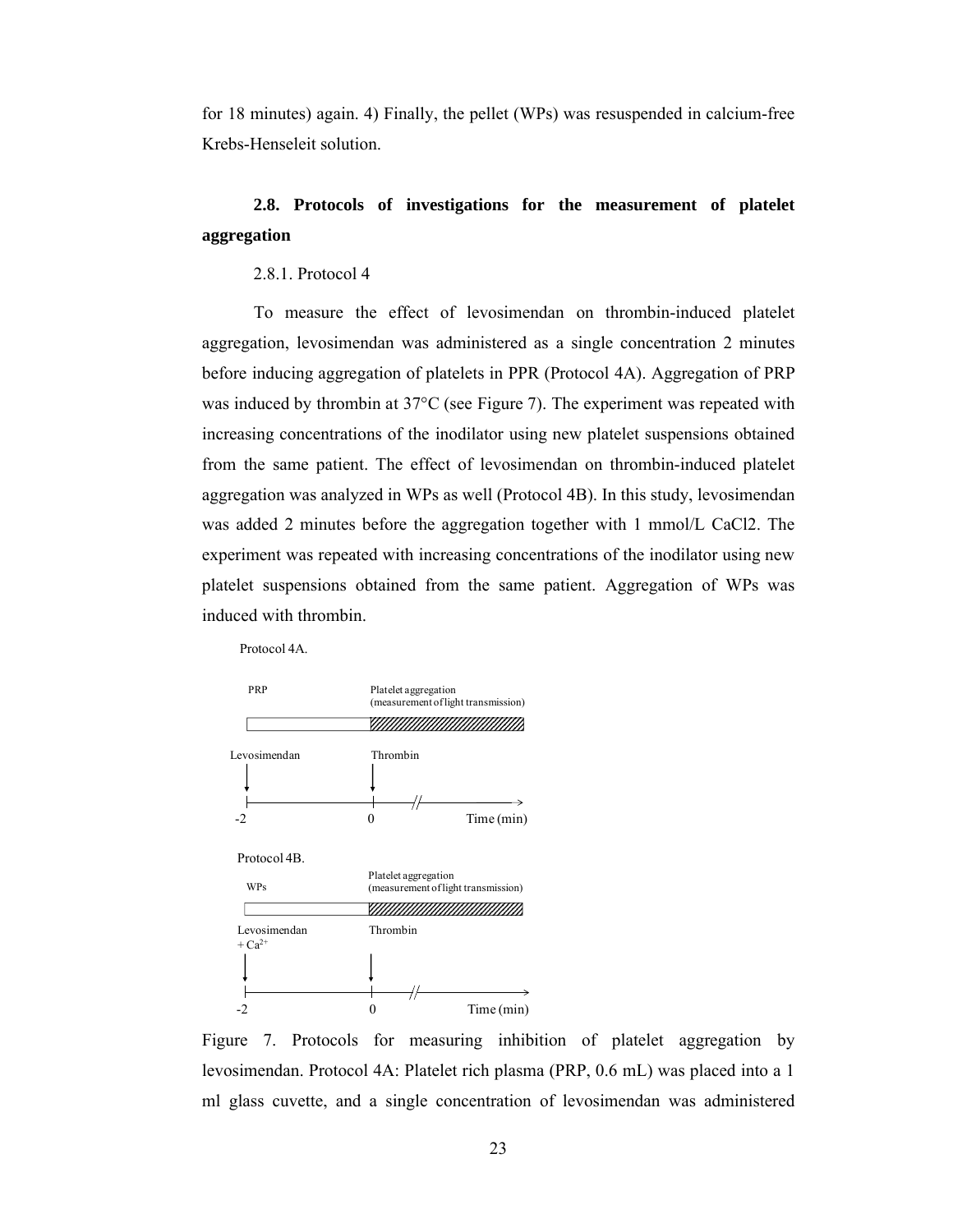for 18 minutes) again. 4) Finally, the pellet (WPs) was resuspended in calcium-free Krebs-Henseleit solution.

### 2.8. Protocols of investigations for the measurement of platelet aggregation

2.8.1. Protocol 4

To measure the effect of levosimendan on thrombin-induced platelet aggregation, levosimendan was administered as a single concentration 2 minutes before inducing aggregation of platelets in PPR (Protocol 4A). Aggregation of PRP was induced by thrombin at 37°C (see Figure 7). The experiment was repeated with increasing concentrations of the inodilator using new platelet suspensions obtained from the same patient. The effect of levosimendan on thrombin-induced platelet aggregation was analyzed in WPs as well (Protocol 4B). In this study, levosimendan was added 2 minutes before the aggregation together with 1 mmol/L CaCl2. The experiment was repeated with increasing concentrations of the inodilator using new platelet suspensions obtained from the same patient. Aggregation of WPs was induced with thrombin.

Protocol 4A.

PRP — Platelet aggregation (measurement of light transmission)

Levosimendan — Thrombin

-2 — 0 — Time (min)

Protocol 4B.

WPs — Platelet aggregation (measurement of light transmission)

Levosimendan + $Ca^{2+}$ — Thrombin

-2 — 0 — Time (min)

Figure 7. Protocols for measuring inhibition of platelet aggregation by levosimendan. Protocol 4A: Platelet rich plasma (PRP, 0.6 mL) was placed into a 1 ml glass cuvette, and a single concentration of levosimendan was administered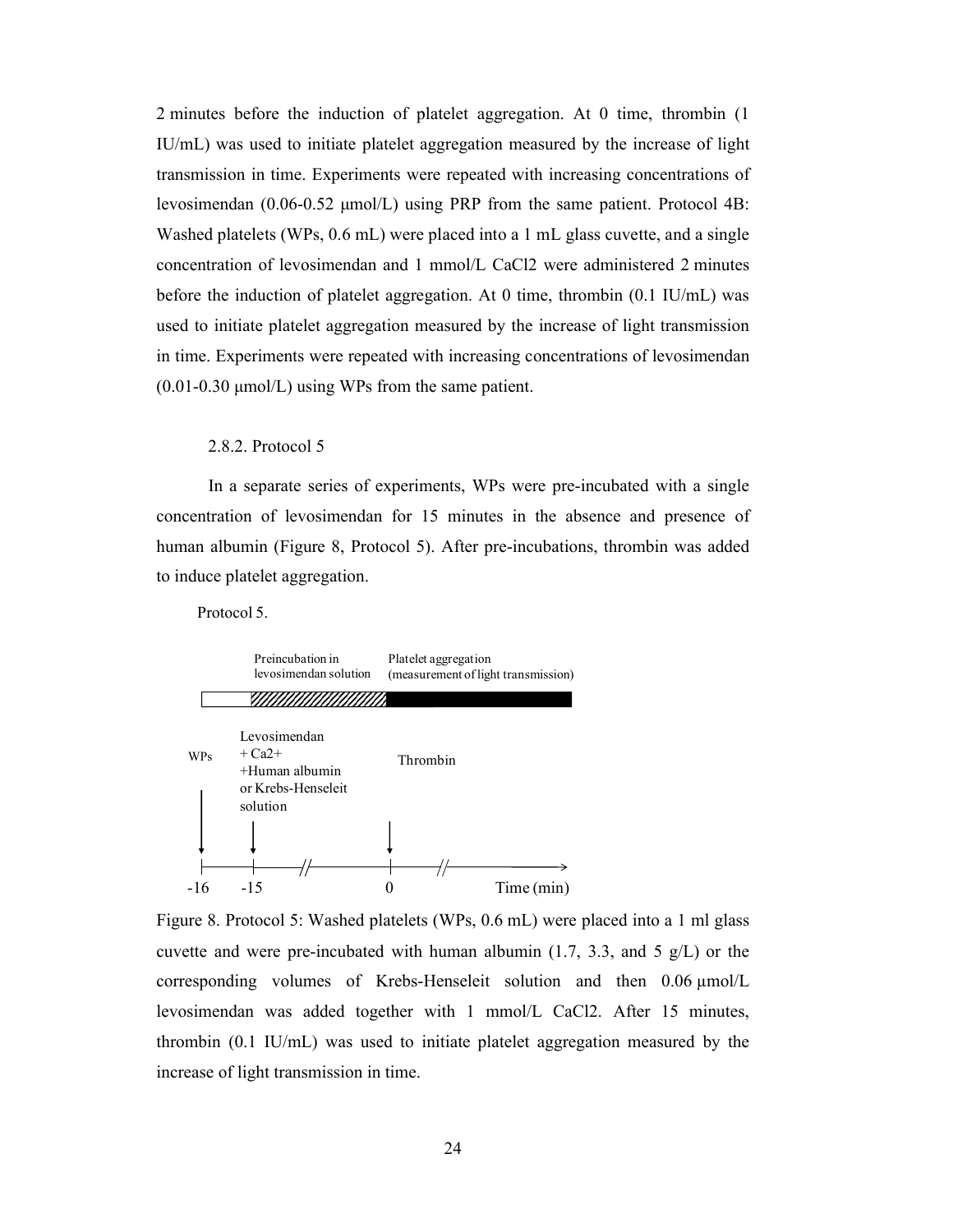2 minutes before the induction of platelet aggregation. At 0 time, thrombin (1 IU/mL) was used to initiate platelet aggregation measured by the increase of light transmission in time. Experiments were repeated with increasing concentrations of levosimendan (0.06-0.52 µmol/L) using PRP from the same patient. Protocol 4B: Washed platelets (WPs, 0.6 mL) were placed into a 1 mL glass cuvette, and a single concentration of levosimendan and 1 mmol/L $CaCl_2$ were administered 2 minutes before the induction of platelet aggregation. At 0 time, thrombin (0.1 IU/mL) was used to initiate platelet aggregation measured by the increase of light transmission in time. Experiments were repeated with increasing concentrations of levosimendan (0.01-0.30 µmol/L) using WPs from the same patient.

### 2.8.2. Protocol 5

In a separate series of experiments, WPs were pre-incubated with a single concentration of levosimendan for 15 minutes in the absence and presence of human albumin (Figure 8, Protocol 5). After pre-incubations, thrombin was added to induce platelet aggregation.

Protocol 5.

Preincubation in levosimendan solution | Platelet aggregation (measurement of light transmission)

WPs (-16) → Levosimendan + $Ca^{2+}$ +Human albumin or Krebs-Henseleit solution (-15) → Thrombin (0) → Time (min)

Figure 8. Protocol 5: Washed platelets (WPs, 0.6 mL) were placed into a 1 ml glass cuvette and were pre-incubated with human albumin (1.7, 3.3, and 5 g/L) or the corresponding volumes of Krebs-Henseleit solution and then 0.06 µmol/L levosimendan was added together with 1 mmol/L $CaCl_2$. After 15 minutes, thrombin (0.1 IU/mL) was used to initiate platelet aggregation measured by the increase of light transmission in time.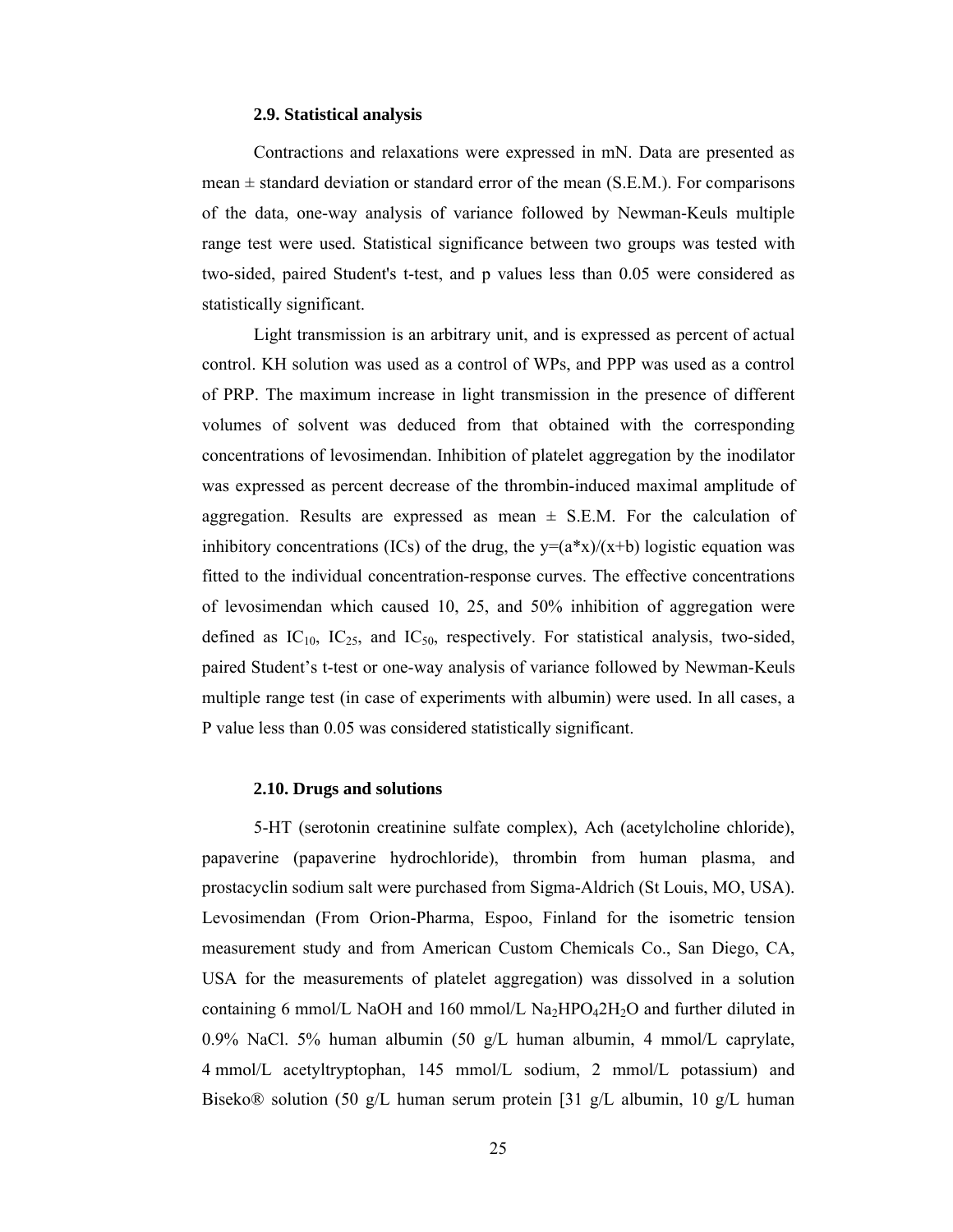### 2.9. Statistical analysis

Contractions and relaxations were expressed in mN. Data are presented as mean ± standard deviation or standard error of the mean (S.E.M.). For comparisons of the data, one-way analysis of variance followed by Newman-Keuls multiple range test were used. Statistical significance between two groups was tested with two-sided, paired Student's t-test, and p values less than 0.05 were considered as statistically significant.

Light transmission is an arbitrary unit, and is expressed as percent of actual control. KH solution was used as a control of WPs, and PPP was used as a control of PRP. The maximum increase in light transmission in the presence of different volumes of solvent was deduced from that obtained with the corresponding concentrations of levosimendan. Inhibition of platelet aggregation by the inodilator was expressed as percent decrease of the thrombin-induced maximal amplitude of aggregation. Results are expressed as mean ± S.E.M. For the calculation of inhibitory concentrations (ICs) of the drug, the $y=(a*x)/(x+b)$ logistic equation was fitted to the individual concentration-response curves. The effective concentrations of levosimendan which caused 10, 25, and 50% inhibition of aggregation were defined as $IC_{10}$, $IC_{25}$, and $IC_{50}$, respectively. For statistical analysis, two-sided, paired Student's t-test or one-way analysis of variance followed by Newman-Keuls multiple range test (in case of experiments with albumin) were used. In all cases, a P value less than 0.05 was considered statistically significant.

### 2.10. Drugs and solutions

5-HT (serotonin creatinine sulfate complex), Ach (acetylcholine chloride), papaverine (papaverine hydrochloride), thrombin from human plasma, and prostacyclin sodium salt were purchased from Sigma-Aldrich (St Louis, MO, USA). Levosimendan (From Orion-Pharma, Espoo, Finland for the isometric tension measurement study and from American Custom Chemicals Co., San Diego, CA, USA for the measurements of platelet aggregation) was dissolved in a solution containing 6 mmol/L NaOH and 160 mmol/L $Na_2HPO_42H_2O$ and further diluted in 0.9% NaCl. 5% human albumin (50 g/L human albumin, 4 mmol/L caprylate, 4 mmol/L acetyltryptophan, 145 mmol/L sodium, 2 mmol/L potassium) and Biseko® solution (50 g/L human serum protein [31 g/L albumin, 10 g/L human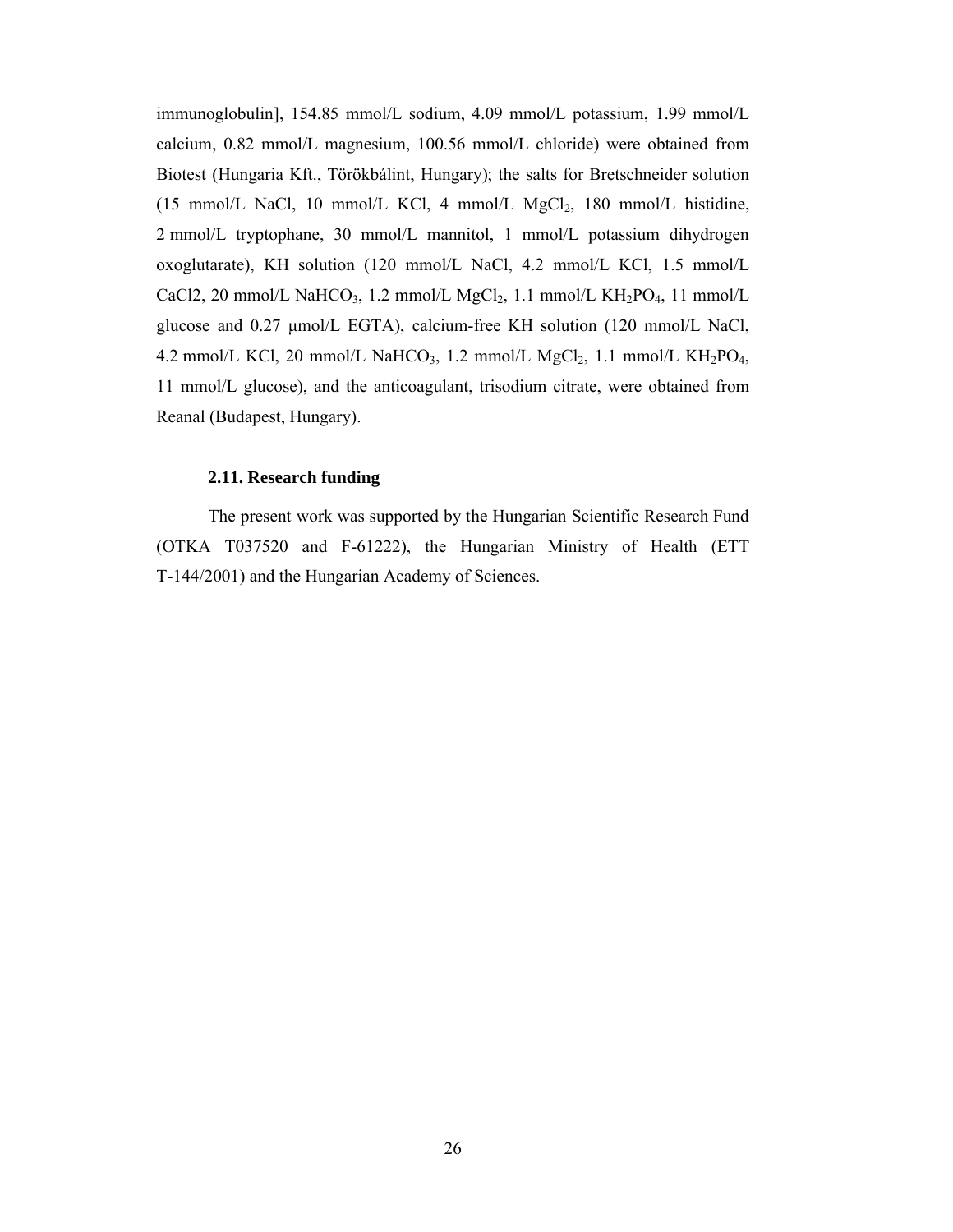immunoglobulin], 154.85 mmol/L sodium, 4.09 mmol/L potassium, 1.99 mmol/L calcium, 0.82 mmol/L magnesium, 100.56 mmol/L chloride) were obtained from Biotest (Hungaria Kft., Törökbálint, Hungary); the salts for Bretschneider solution (15 mmol/L NaCl, 10 mmol/L KCl, 4 mmol/L $MgCl_2$, 180 mmol/L histidine, 2 mmol/L tryptophane, 30 mmol/L mannitol, 1 mmol/L potassium dihydrogen oxoglutarate), KH solution (120 mmol/L NaCl, 4.2 mmol/L KCl, 1.5 mmol/L CaCl2, 20 mmol/L $NaHCO_3$, 1.2 mmol/L $MgCl_2$, 1.1 mmol/L $KH_2PO_4$, 11 mmol/L glucose and 0.27 μmol/L EGTA), calcium-free KH solution (120 mmol/L NaCl, 4.2 mmol/L KCl, 20 mmol/L $NaHCO_3$, 1.2 mmol/L $MgCl_2$, 1.1 mmol/L $KH_2PO_4$, 11 mmol/L glucose), and the anticoagulant, trisodium citrate, were obtained from Reanal (Budapest, Hungary).

### 2.11. Research funding

The present work was supported by the Hungarian Scientific Research Fund (OTKA T037520 and F-61222), the Hungarian Ministry of Health (ETT T-144/2001) and the Hungarian Academy of Sciences.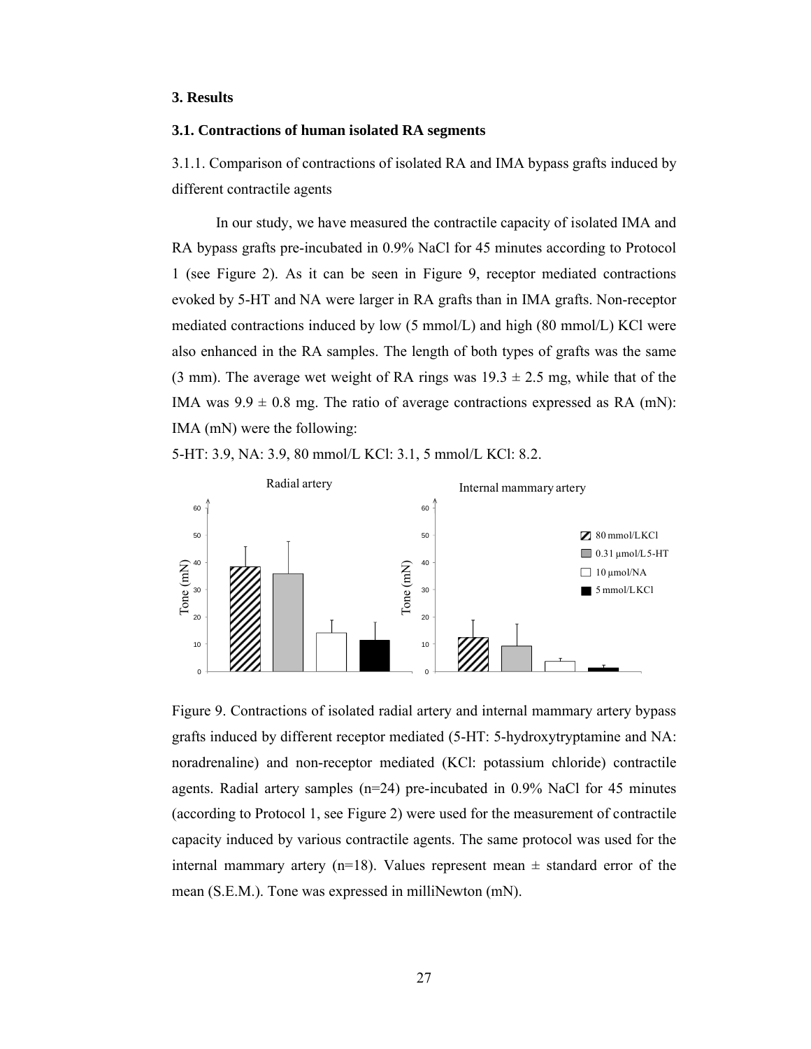## 3. Results

### 3.1. Contractions of human isolated RA segments

3.1.1. Comparison of contractions of isolated RA and IMA bypass grafts induced by different contractile agents

In our study, we have measured the contractile capacity of isolated IMA and RA bypass grafts pre-incubated in 0.9% NaCl for 45 minutes according to Protocol 1 (see Figure 2). As it can be seen in Figure 9, receptor mediated contractions evoked by 5-HT and NA were larger in RA grafts than in IMA grafts. Non-receptor mediated contractions induced by low (5 mmol/L) and high (80 mmol/L) KCl were also enhanced in the RA samples. The length of both types of grafts was the same (3 mm). The average wet weight of RA rings was $19.3 \pm 2.5$ mg, while that of the IMA was $9.9 \pm 0.8$ mg. The ratio of average contractions expressed as RA (mN): IMA (mN) were the following:

5-HT: 3.9, NA: 3.9, 80 mmol/L KCl: 3.1, 5 mmol/L KCl: 8.2.

Figure 9. Contractions of isolated radial artery and internal mammary artery bypass grafts induced by different receptor mediated (5-HT: 5-hydroxytryptamine and NA: noradrenaline) and non-receptor mediated (KCl: potassium chloride) contractile agents. Radial artery samples (n=24) pre-incubated in 0.9% NaCl for 45 minutes (according to Protocol 1, see Figure 2) were used for the measurement of contractile capacity induced by various contractile agents. The same protocol was used for the internal mammary artery (n=18). Values represent mean ± standard error of the mean (S.E.M.). Tone was expressed in milliNewton (mN).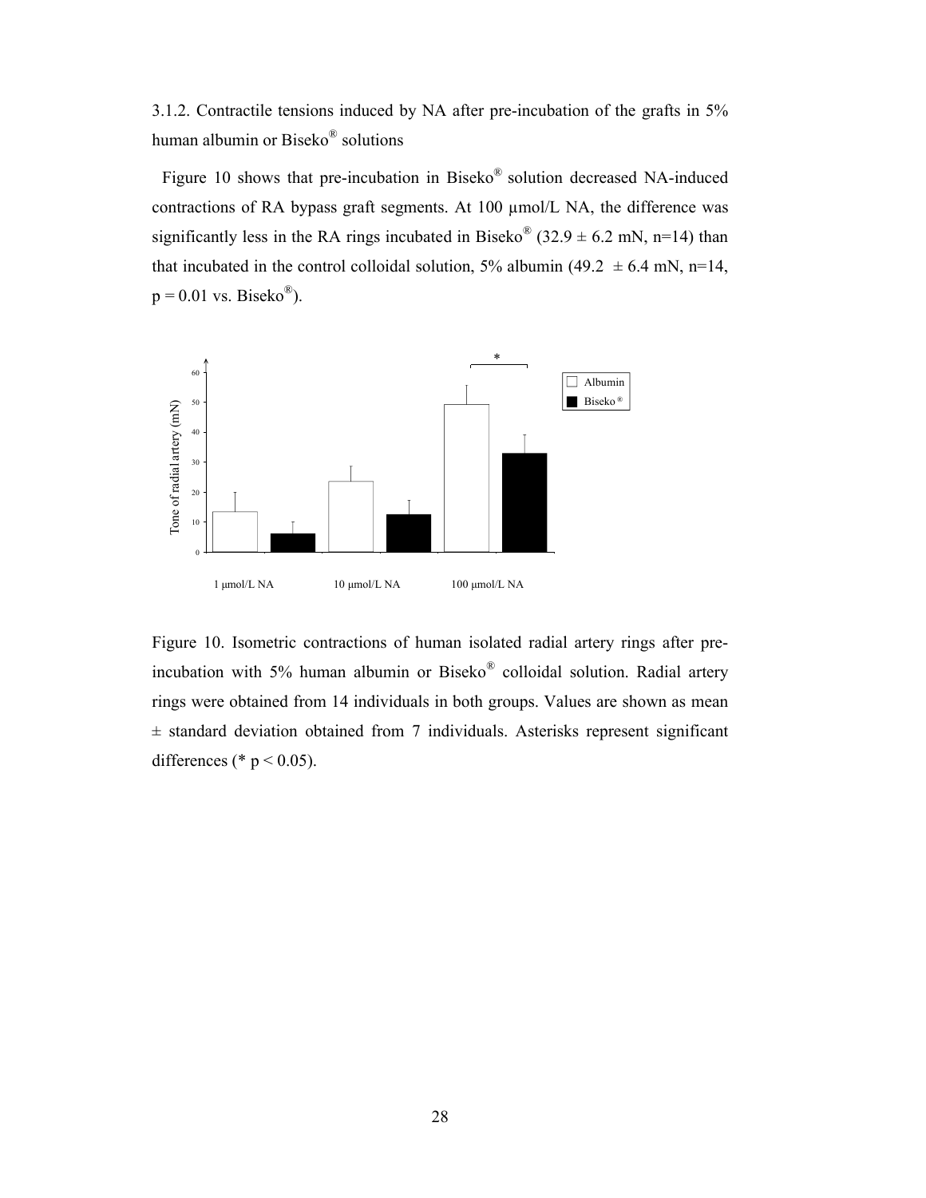### 3.1.2. Contractile tensions induced by NA after pre-incubation of the grafts in 5% human albumin or Biseko® solutions

Figure 10 shows that pre-incubation in Biseko® solution decreased NA-induced contractions of RA bypass graft segments. At 100 μmol/L NA, the difference was significantly less in the RA rings incubated in Biseko® (32.9 ± 6.2 mN, n=14) than that incubated in the control colloidal solution, 5% albumin (49.2 ± 6.4 mN, n=14, $p = 0.01$ vs. Biseko®).

Figure 10. Isometric contractions of human isolated radial artery rings after pre-incubation with 5% human albumin or Biseko® colloidal solution. Radial artery rings were obtained from 14 individuals in both groups. Values are shown as mean ± standard deviation obtained from 7 individuals. Asterisks represent significant differences (* $p < 0.05$).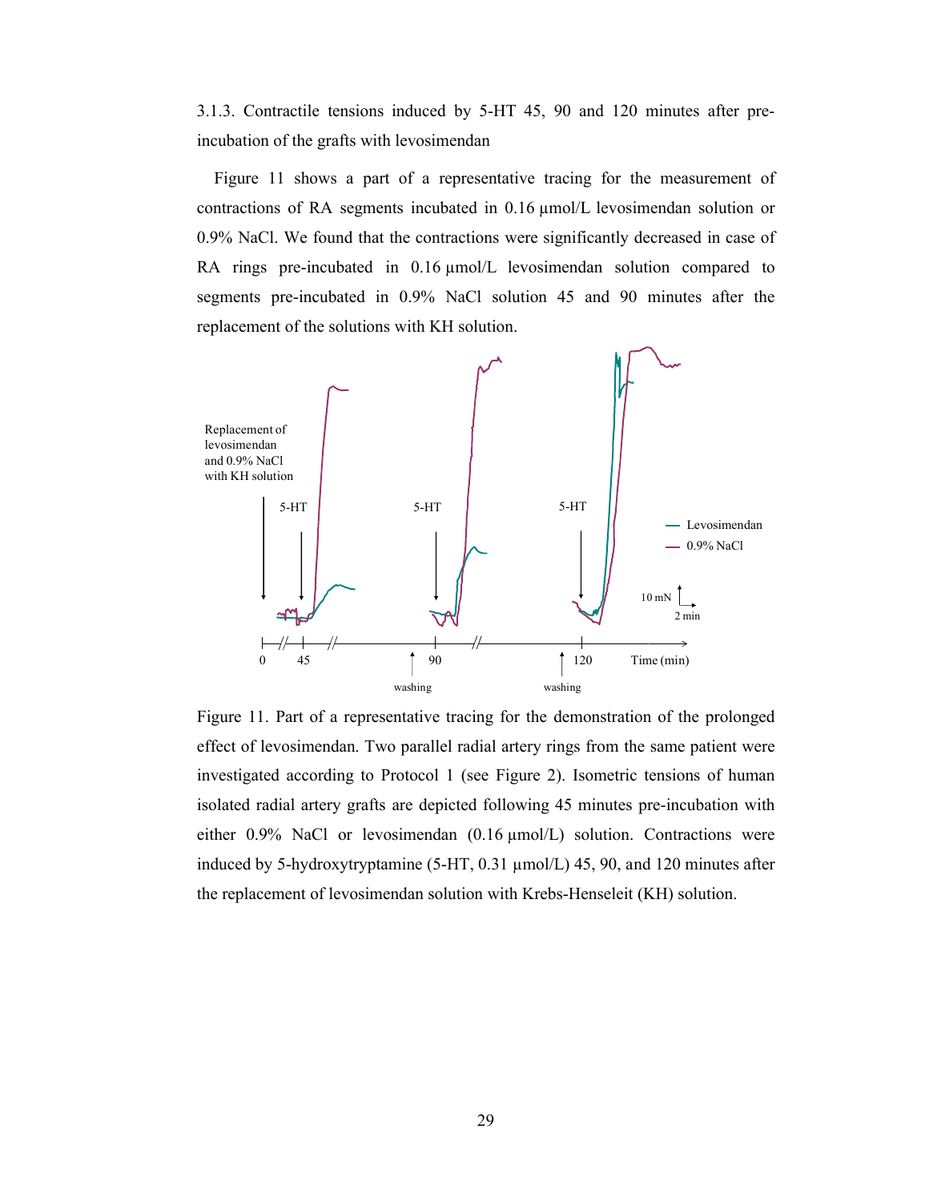### 3.1.3. Contractile tensions induced by 5-HT 45, 90 and 120 minutes after pre-incubation of the grafts with levosimendan

Figure 11 shows a part of a representative tracing for the measurement of contractions of RA segments incubated in 0.16 μmol/L levosimendan solution or 0.9% NaCl. We found that the contractions were significantly decreased in case of RA rings pre-incubated in 0.16 μmol/L levosimendan solution compared to segments pre-incubated in 0.9% NaCl solution 45 and 90 minutes after the replacement of the solutions with KH solution.

Figure 11. Part of a representative tracing for the demonstration of the prolonged effect of levosimendan. Two parallel radial artery rings from the same patient were investigated according to Protocol 1 (see Figure 2). Isometric tensions of human isolated radial artery grafts are depicted following 45 minutes pre-incubation with either 0.9% NaCl or levosimendan (0.16 μmol/L) solution. Contractions were induced by 5-hydroxytryptamine (5-HT, 0.31 μmol/L) 45, 90, and 120 minutes after the replacement of levosimendan solution with Krebs-Henseleit (KH) solution.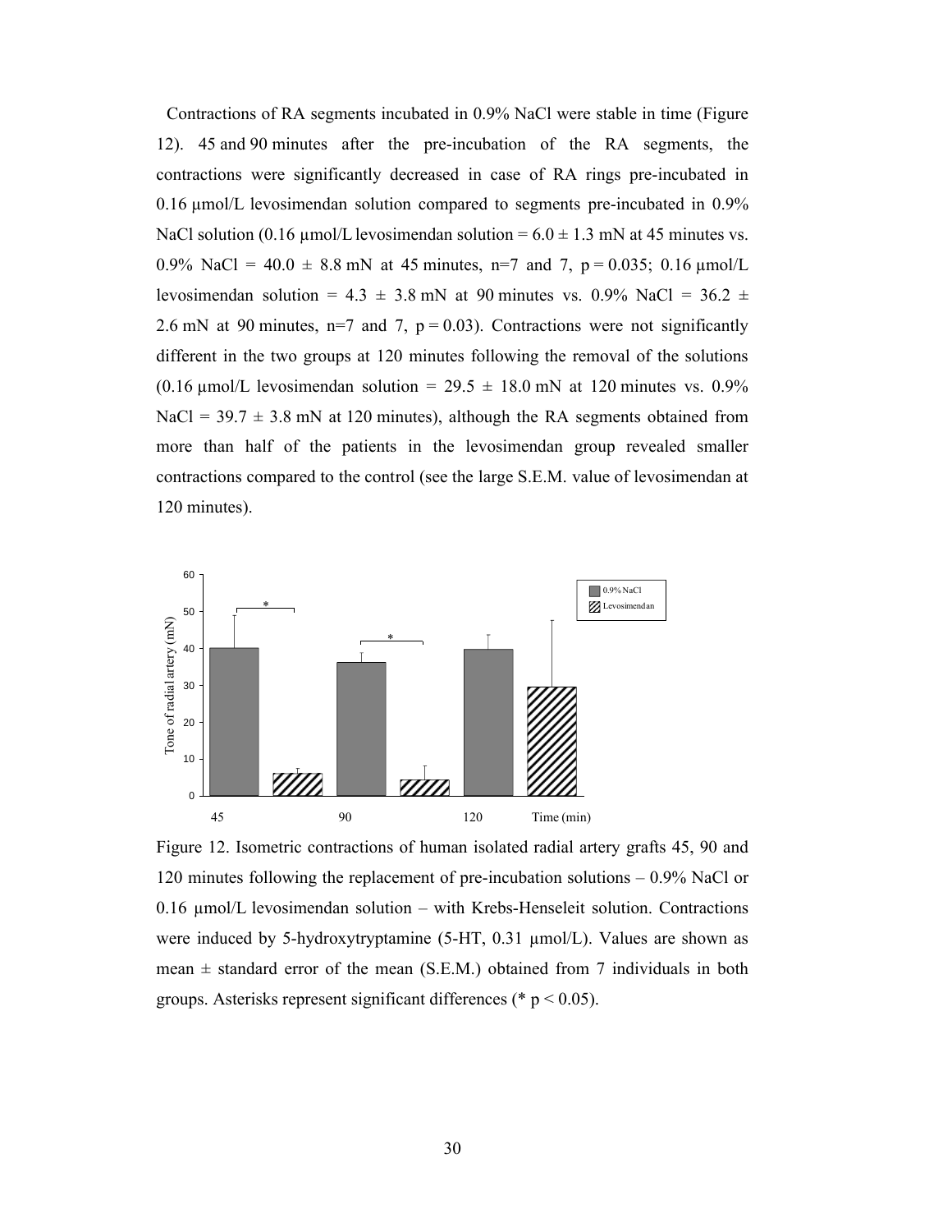Contractions of RA segments incubated in 0.9% NaCl were stable in time (Figure 12). 45 and 90 minutes after the pre-incubation of the RA segments, the contractions were significantly decreased in case of RA rings pre-incubated in 0.16 µmol/L levosimendan solution compared to segments pre-incubated in 0.9% NaCl solution (0.16 µmol/L levosimendan solution = 6.0 ± 1.3 mN at 45 minutes vs. 0.9% NaCl = 40.0 ± 8.8 mN at 45 minutes, n=7 and 7, p = 0.035; 0.16 µmol/L levosimendan solution = 4.3 ± 3.8 mN at 90 minutes vs. 0.9% NaCl = 36.2 ± 2.6 mN at 90 minutes, n=7 and 7, p = 0.03). Contractions were not significantly different in the two groups at 120 minutes following the removal of the solutions (0.16 µmol/L levosimendan solution = 29.5 ± 18.0 mN at 120 minutes vs. 0.9% NaCl = 39.7 ± 3.8 mN at 120 minutes), although the RA segments obtained from more than half of the patients in the levosimendan group revealed smaller contractions compared to the control (see the large S.E.M. value of levosimendan at 120 minutes).

Figure 12. Isometric contractions of human isolated radial artery grafts 45, 90 and 120 minutes following the replacement of pre-incubation solutions – 0.9% NaCl or 0.16 µmol/L levosimendan solution – with Krebs-Henseleit solution. Contractions were induced by 5-hydroxytryptamine (5-HT, 0.31 µmol/L). Values are shown as mean ± standard error of the mean (S.E.M.) obtained from 7 individuals in both groups. Asterisks represent significant differences (* $p < 0.05$).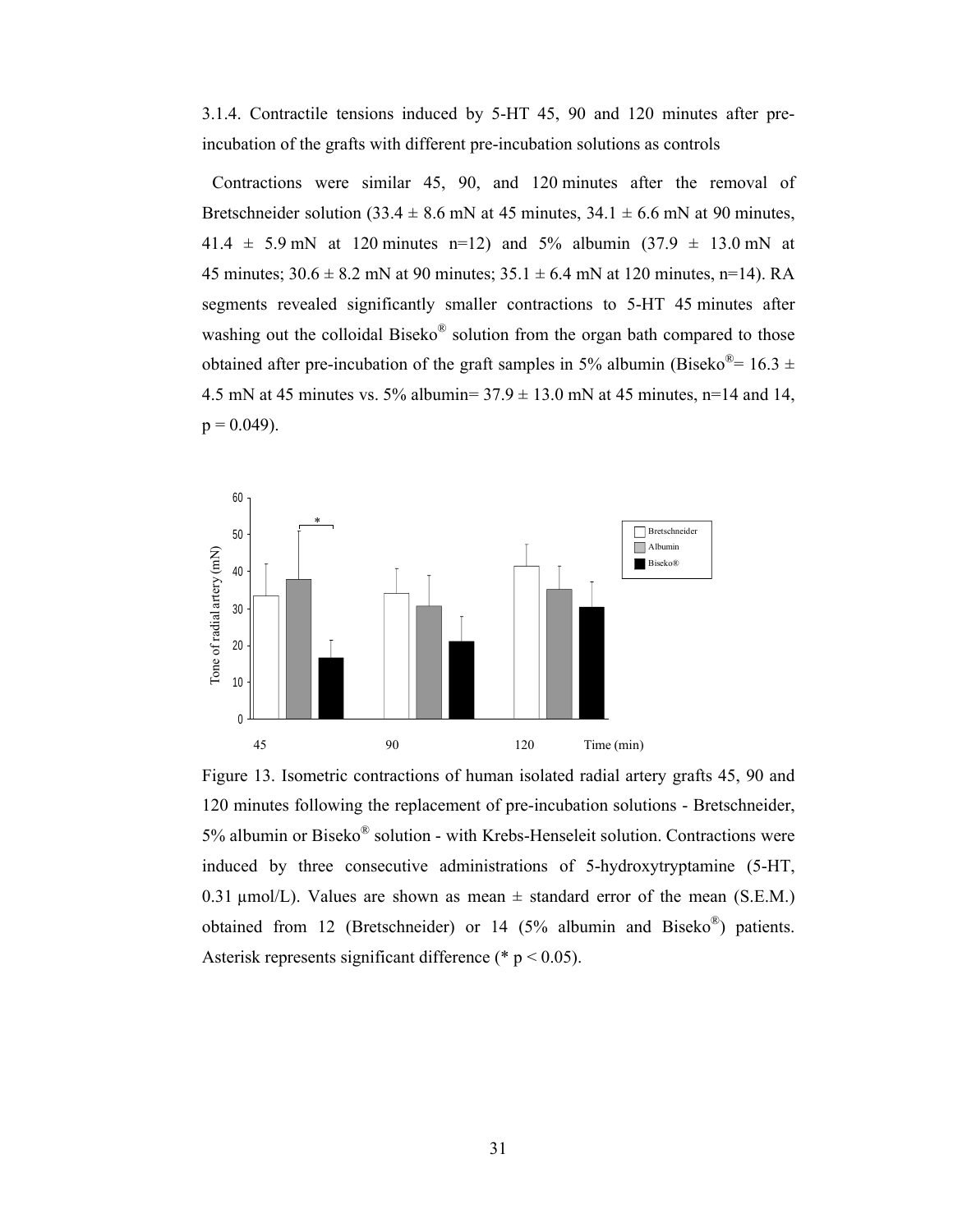3.1.4. Contractile tensions induced by 5-HT 45, 90 and 120 minutes after pre-incubation of the grafts with different pre-incubation solutions as controls

Contractions were similar 45, 90, and 120 minutes after the removal of Bretschneider solution (33.4 ± 8.6 mN at 45 minutes, 34.1 ± 6.6 mN at 90 minutes, 41.4 ± 5.9 mN at 120 minutes n=12) and 5% albumin (37.9 ± 13.0 mN at 45 minutes; 30.6 ± 8.2 mN at 90 minutes; 35.1 ± 6.4 mN at 120 minutes, n=14). RA segments revealed significantly smaller contractions to 5-HT 45 minutes after washing out the colloidal Biseko® solution from the organ bath compared to those obtained after pre-incubation of the graft samples in 5% albumin (Biseko®= 16.3 ± 4.5 mN at 45 minutes vs. 5% albumin= 37.9 ± 13.0 mN at 45 minutes, n=14 and 14, $p = 0.049$).

Figure 13. Isometric contractions of human isolated radial artery grafts 45, 90 and 120 minutes following the replacement of pre-incubation solutions - Bretschneider, 5% albumin or Biseko® solution - with Krebs-Henseleit solution. Contractions were induced by three consecutive administrations of 5-hydroxytryptamine (5-HT, 0.31 µmol/L). Values are shown as mean ± standard error of the mean (S.E.M.) obtained from 12 (Bretschneider) or 14 (5% albumin and Biseko®) patients. Asterisk represents significant difference (* $p < 0.05$).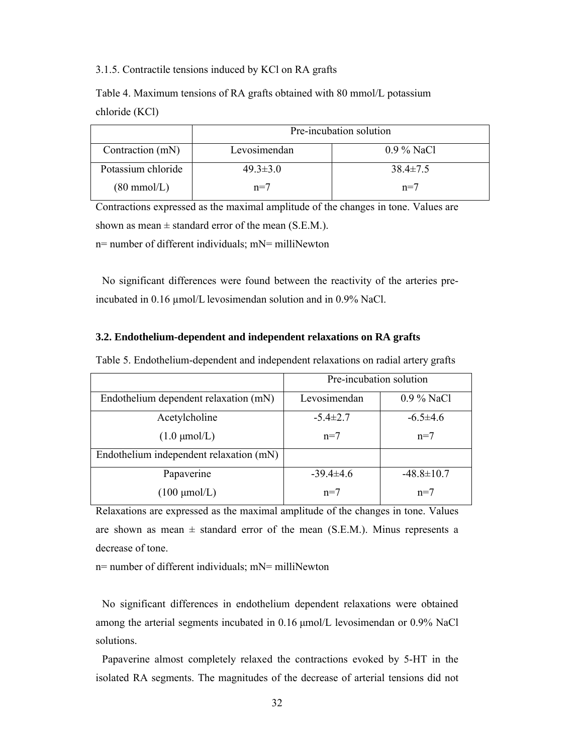3.1.5. Contractile tensions induced by KCl on RA grafts

Table 4. Maximum tensions of RA grafts obtained with 80 mmol/L potassium chloride (KCl)

| | Pre-incubation solution | |
|---|---|---|
| Contraction (mN) | Levosimendan | 0.9 % NaCl |
| Potassium chloride (80 mmol/L) | 49.3±3.0 n=7 | 38.4±7.5 n=7 |

Contractions expressed as the maximal amplitude of the changes in tone. Values are shown as mean ± standard error of the mean (S.E.M.).
n= number of different individuals; mN= milliNewton

No significant differences were found between the reactivity of the arteries pre-incubated in 0.16 μmol/L levosimendan solution and in 0.9% NaCl.

### 3.2. Endothelium-dependent and independent relaxations on RA grafts

Table 5. Endothelium-dependent and independent relaxations on radial artery grafts

| | Pre-incubation solution | |
|---|---|---|
| Endothelium dependent relaxation (mN) | Levosimendan | 0.9 % NaCl |
| Acetylcholine (1.0 μmol/L) | -5.4±2.7 n=7 | -6.5±4.6 n=7 |
| Endothelium independent relaxation (mN) | | |
| Papaverine (100 μmol/L) | -39.4±4.6 n=7 | -48.8±10.7 n=7 |

Relaxations are expressed as the maximal amplitude of the changes in tone. Values are shown as mean ± standard error of the mean (S.E.M.). Minus represents a decrease of tone.
n= number of different individuals; mN= milliNewton

No significant differences in endothelium dependent relaxations were obtained among the arterial segments incubated in 0.16 μmol/L levosimendan or 0.9% NaCl solutions.

Papaverine almost completely relaxed the contractions evoked by 5-HT in the isolated RA segments. The magnitudes of the decrease of arterial tensions did not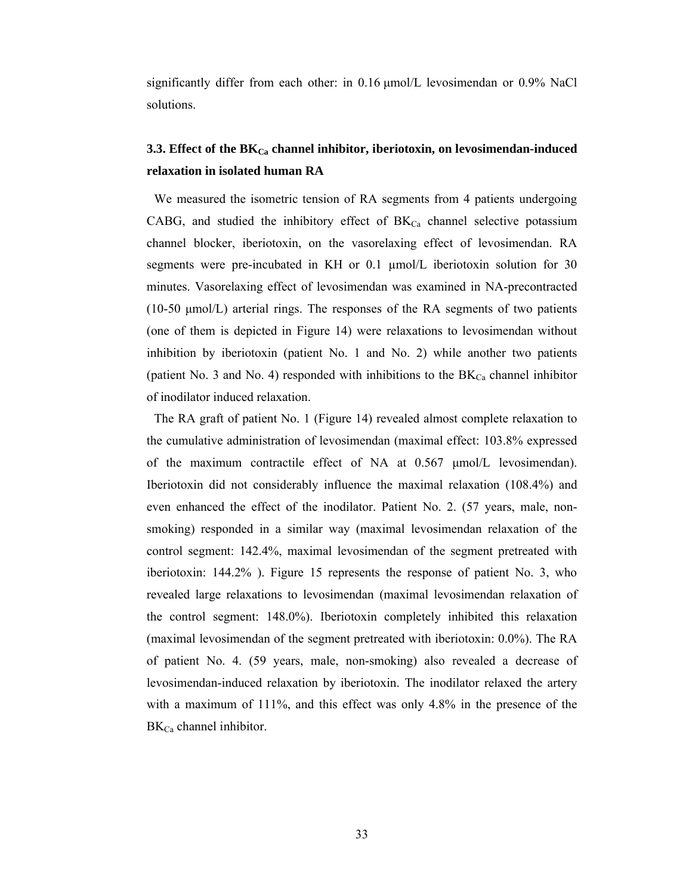significantly differ from each other: in 0.16 μmol/L levosimendan or 0.9% NaCl solutions.

### 3.3. Effect of the $BK_{Ca}$ channel inhibitor, iberiotoxin, on levosimendan-induced relaxation in isolated human RA

We measured the isometric tension of RA segments from 4 patients undergoing CABG, and studied the inhibitory effect of $BK_{Ca}$ channel selective potassium channel blocker, iberiotoxin, on the vasorelaxing effect of levosimendan. RA segments were pre-incubated in KH or 0.1 μmol/L iberiotoxin solution for 30 minutes. Vasorelaxing effect of levosimendan was examined in NA-precontracted (10-50 μmol/L) arterial rings. The responses of the RA segments of two patients (one of them is depicted in Figure 14) were relaxations to levosimendan without inhibition by iberiotoxin (patient No. 1 and No. 2) while another two patients (patient No. 3 and No. 4) responded with inhibitions to the $BK_{Ca}$ channel inhibitor of inodilator induced relaxation.

The RA graft of patient No. 1 (Figure 14) revealed almost complete relaxation to the cumulative administration of levosimendan (maximal effect: 103.8% expressed of the maximum contractile effect of NA at 0.567 μmol/L levosimendan). Iberiotoxin did not considerably influence the maximal relaxation (108.4%) and even enhanced the effect of the inodilator. Patient No. 2. (57 years, male, non-smoking) responded in a similar way (maximal levosimendan relaxation of the control segment: 142.4%, maximal levosimendan of the segment pretreated with iberiotoxin: 144.2% ). Figure 15 represents the response of patient No. 3, who revealed large relaxations to levosimendan (maximal levosimendan relaxation of the control segment: 148.0%). Iberiotoxin completely inhibited this relaxation (maximal levosimendan of the segment pretreated with iberiotoxin: 0.0%). The RA of patient No. 4. (59 years, male, non-smoking) also revealed a decrease of levosimendan-induced relaxation by iberiotoxin. The inodilator relaxed the artery with a maximum of 111%, and this effect was only 4.8% in the presence of the $BK_{Ca}$ channel inhibitor.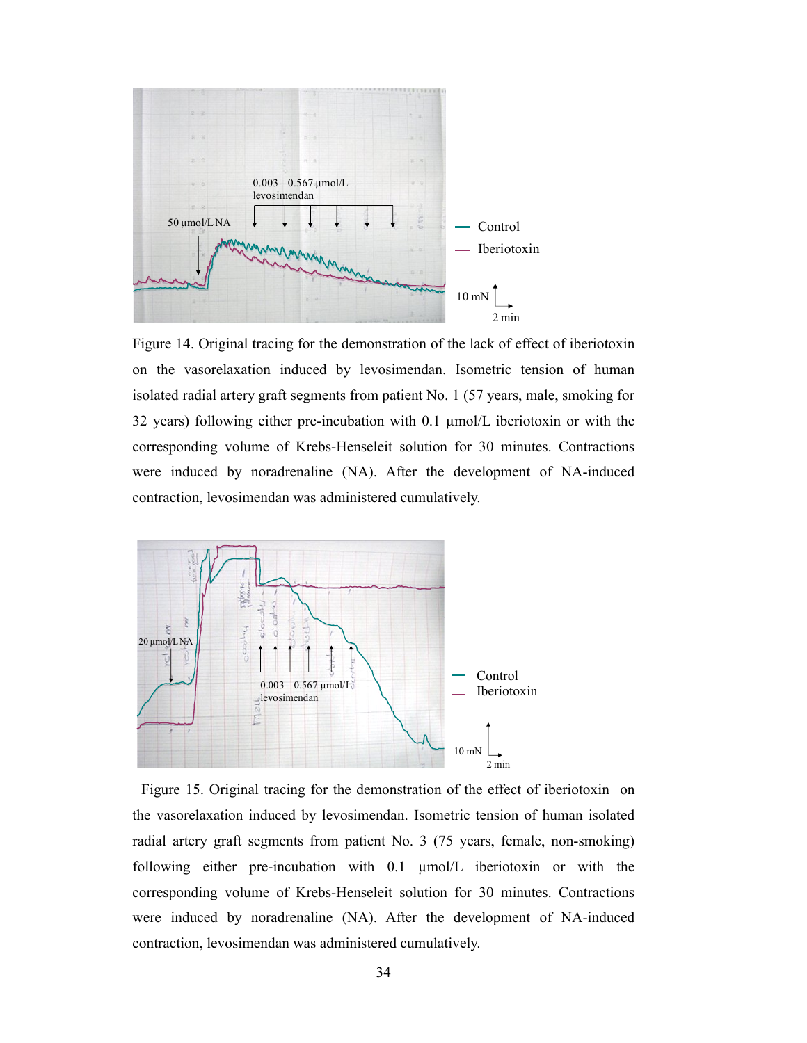Figure 14. Original tracing for the demonstration of the lack of effect of iberiotoxin on the vasorelaxation induced by levosimendan. Isometric tension of human isolated radial artery graft segments from patient No. 1 (57 years, male, smoking for 32 years) following either pre-incubation with 0.1 µmol/L iberiotoxin or with the corresponding volume of Krebs-Henseleit solution for 30 minutes. Contractions were induced by noradrenaline (NA). After the development of NA-induced contraction, levosimendan was administered cumulatively.

Figure 15. Original tracing for the demonstration of the effect of iberiotoxin on the vasorelaxation induced by levosimendan. Isometric tension of human isolated radial artery graft segments from patient No. 3 (75 years, female, non-smoking) following either pre-incubation with 0.1 µmol/L iberiotoxin or with the corresponding volume of Krebs-Henseleit solution for 30 minutes. Contractions were induced by noradrenaline (NA). After the development of NA-induced contraction, levosimendan was administered cumulatively.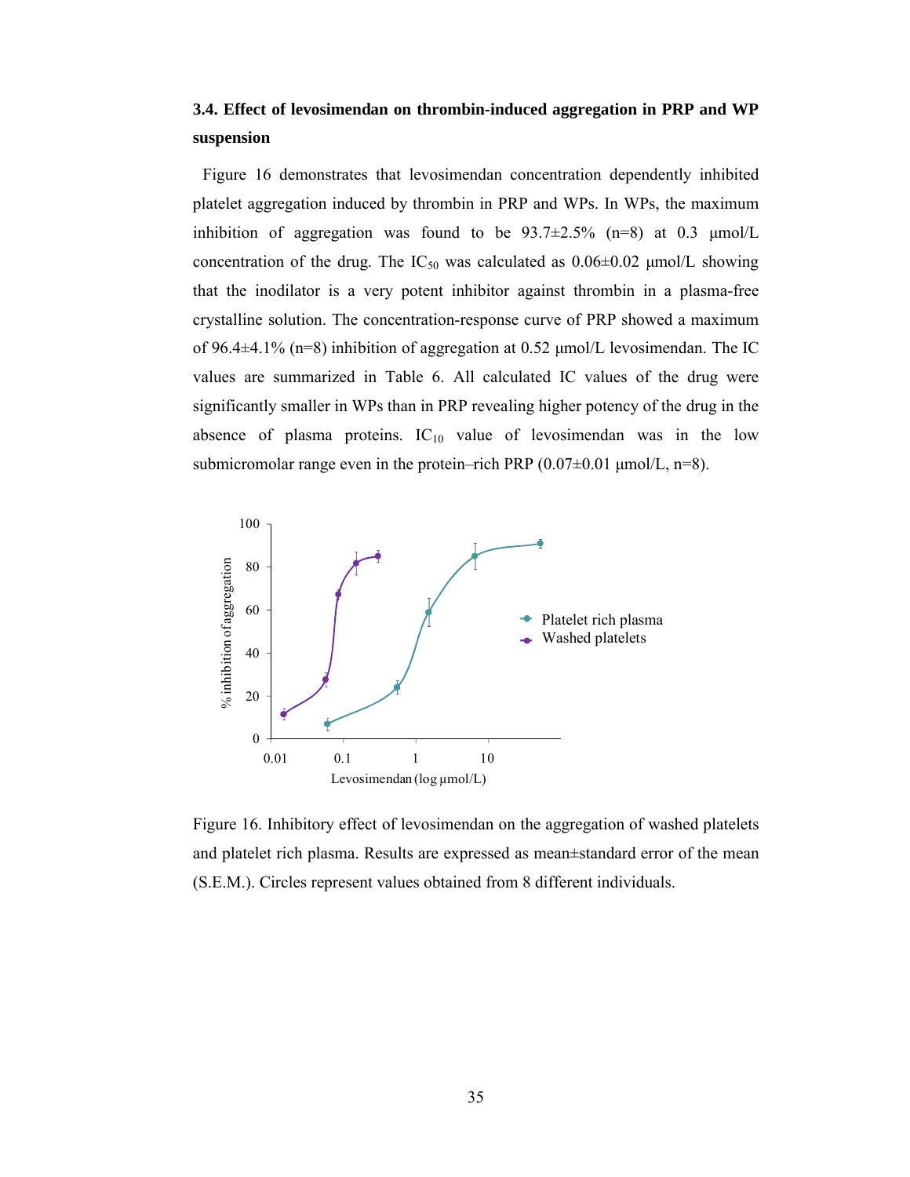### 3.4. Effect of levosimendan on thrombin-induced aggregation in PRP and WP suspension

Figure 16 demonstrates that levosimendan concentration dependently inhibited platelet aggregation induced by thrombin in PRP and WPs. In WPs, the maximum inhibition of aggregation was found to be 93.7±2.5% (n=8) at 0.3 μmol/L concentration of the drug. The $IC_{50}$ was calculated as 0.06±0.02 μmol/L showing that the inodilator is a very potent inhibitor against thrombin in a plasma-free crystalline solution. The concentration-response curve of PRP showed a maximum of 96.4±4.1% (n=8) inhibition of aggregation at 0.52 μmol/L levosimendan. The IC values are summarized in Table 6. All calculated IC values of the drug were significantly smaller in WPs than in PRP revealing higher potency of the drug in the absence of plasma proteins. $IC_{10}$ value of levosimendan was in the low submicromolar range even in the protein–rich PRP (0.07±0.01 μmol/L, n=8).

Figure 16. Inhibitory effect of levosimendan on the aggregation of washed platelets and platelet rich plasma. Results are expressed as mean±standard error of the mean (S.E.M.). Circles represent values obtained from 8 different individuals.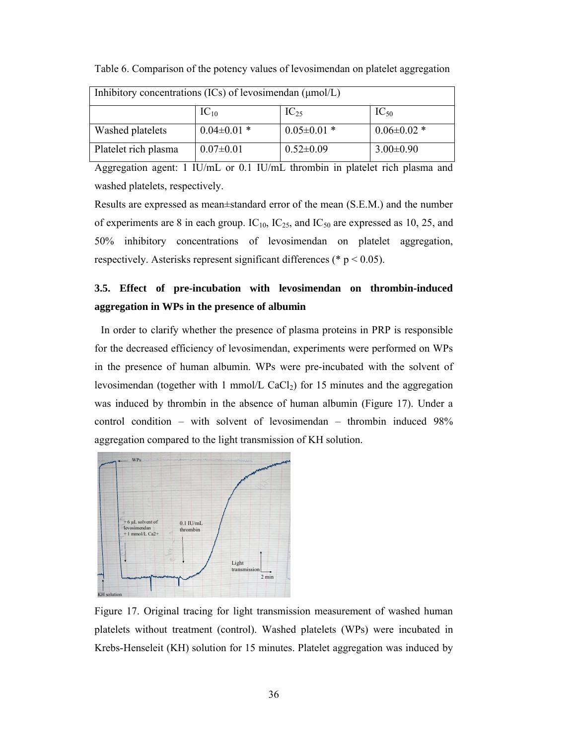Table 6. Comparison of the potency values of levosimendan on platelet aggregation

| Inhibitory concentrations (ICs) of levosimendan (μmol/L) | | | |
|---|---|---|---|
| | $IC_{10}$ | $IC_{25}$ | $IC_{50}$ |
| Washed platelets | 0.04±0.01 * | 0.05±0.01 * | 0.06±0.02 * |
| Platelet rich plasma | 0.07±0.01 | 0.52±0.09 | 3.00±0.90 |

Aggregation agent: 1 IU/mL or 0.1 IU/mL thrombin in platelet rich plasma and washed platelets, respectively.

Results are expressed as mean±standard error of the mean (S.E.M.) and the number of experiments are 8 in each group. $IC_{10}$, $IC_{25}$, and $IC_{50}$ are expressed as 10, 25, and 50% inhibitory concentrations of levosimendan on platelet aggregation, respectively. Asterisks represent significant differences (* $p < 0.05$).

### 3.5. Effect of pre-incubation with levosimendan on thrombin-induced aggregation in WPs in the presence of albumin

In order to clarify whether the presence of plasma proteins in PRP is responsible for the decreased efficiency of levosimendan, experiments were performed on WPs in the presence of human albumin. WPs were pre-incubated with the solvent of levosimendan (together with 1 mmol/L $CaCl_2$) for 15 minutes and the aggregation was induced by thrombin in the absence of human albumin (Figure 17). Under a control condition – with solvent of levosimendan – thrombin induced 98% aggregation compared to the light transmission of KH solution.

Figure 17. Original tracing for light transmission measurement of washed human platelets without treatment (control). Washed platelets (WPs) were incubated in Krebs-Henseleit (KH) solution for 15 minutes. Platelet aggregation was induced by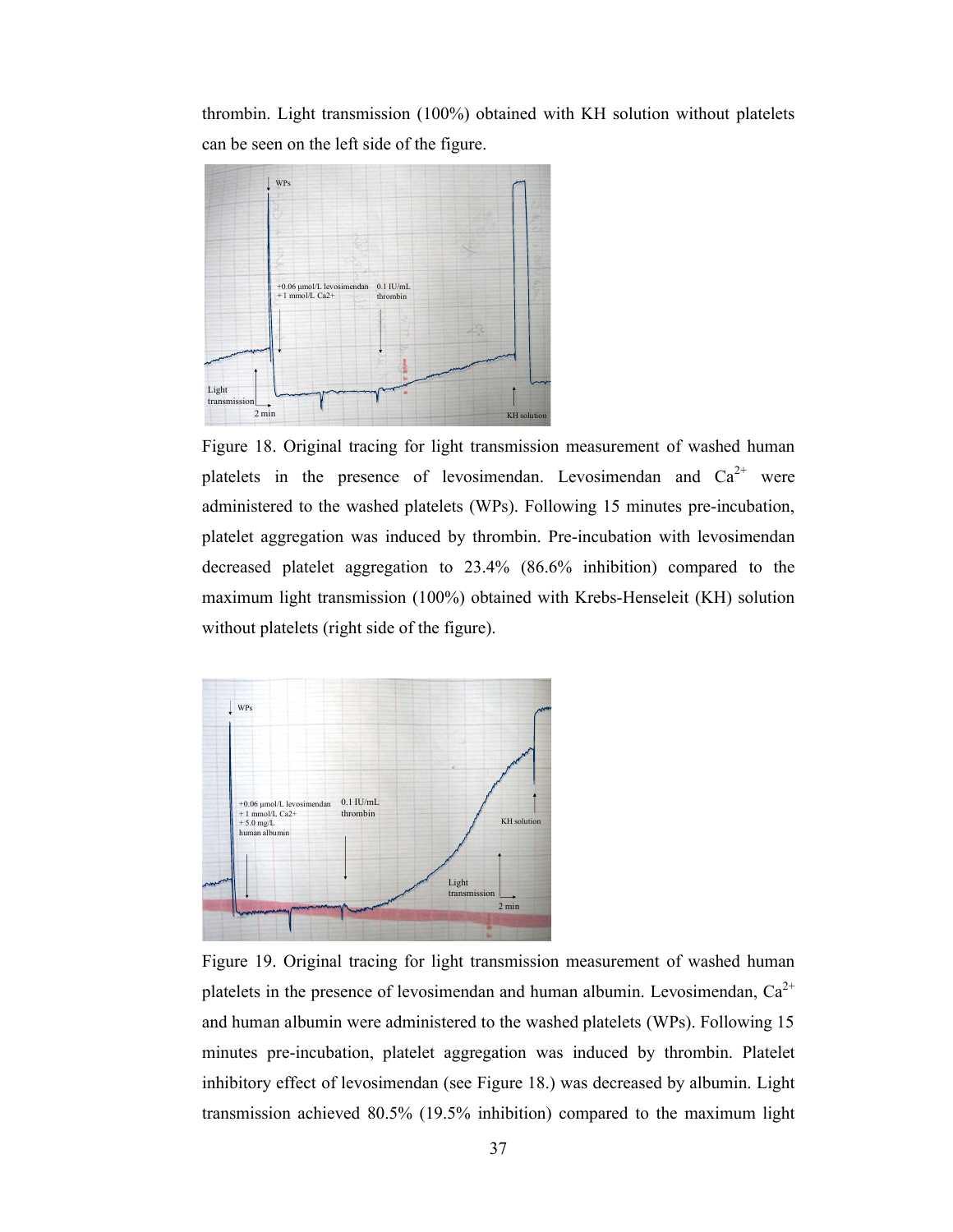thrombin. Light transmission (100%) obtained with KH solution without platelets can be seen on the left side of the figure.

Figure 18. Original tracing for light transmission measurement of washed human platelets in the presence of levosimendan. Levosimendan and $Ca^{2+}$ were administered to the washed platelets (WPs). Following 15 minutes pre-incubation, platelet aggregation was induced by thrombin. Pre-incubation with levosimendan decreased platelet aggregation to 23.4% (86.6% inhibition) compared to the maximum light transmission (100%) obtained with Krebs-Henseleit (KH) solution without platelets (right side of the figure).

Figure 19. Original tracing for light transmission measurement of washed human platelets in the presence of levosimendan and human albumin. Levosimendan, $Ca^{2+}$ and human albumin were administered to the washed platelets (WPs). Following 15 minutes pre-incubation, platelet aggregation was induced by thrombin. Platelet inhibitory effect of levosimendan (see Figure 18.) was decreased by albumin. Light transmission achieved 80.5% (19.5% inhibition) compared to the maximum light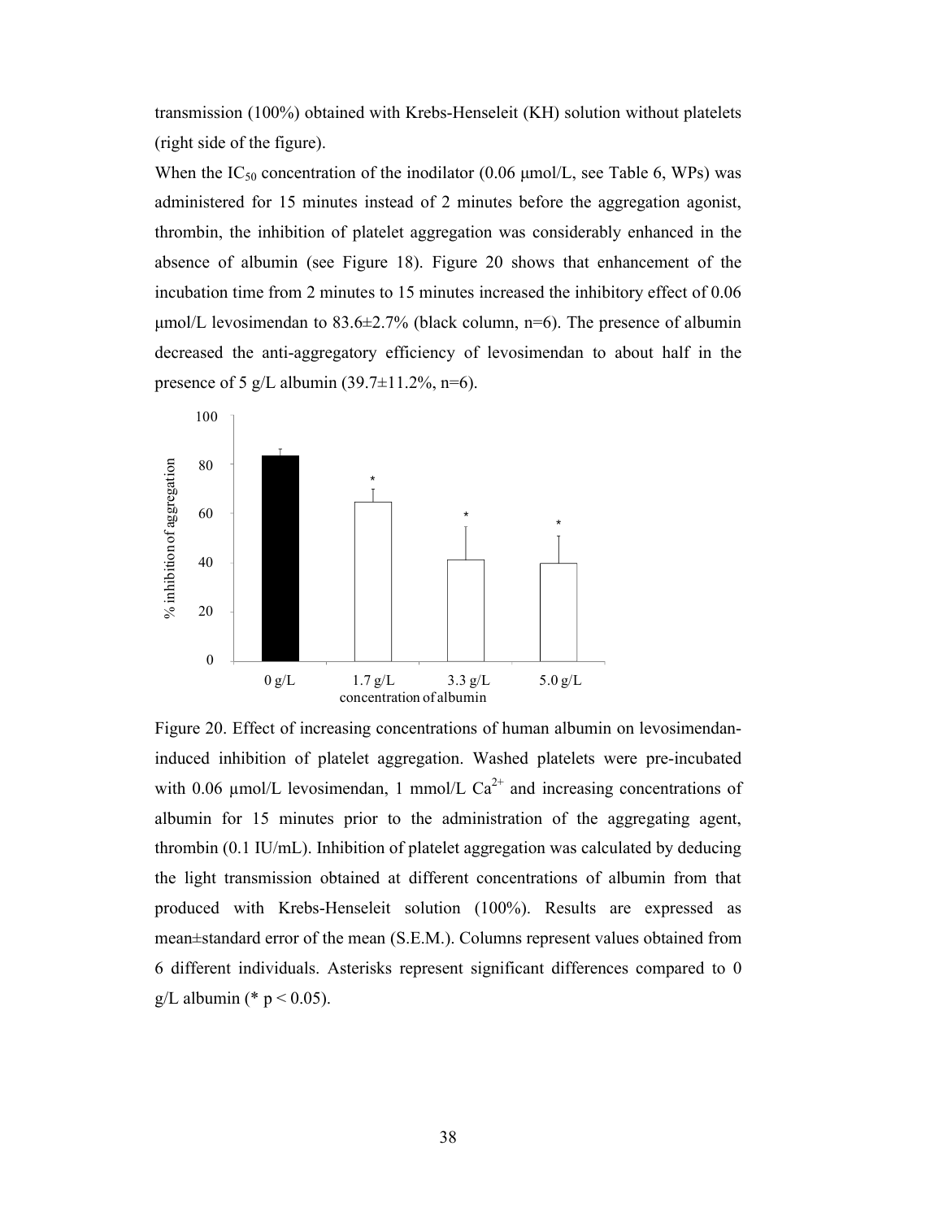transmission (100%) obtained with Krebs-Henseleit (KH) solution without platelets (right side of the figure).

When the $IC_{50}$ concentration of the inodilator (0.06 μmol/L, see Table 6, WPs) was administered for 15 minutes instead of 2 minutes before the aggregation agonist, thrombin, the inhibition of platelet aggregation was considerably enhanced in the absence of albumin (see Figure 18). Figure 20 shows that enhancement of the incubation time from 2 minutes to 15 minutes increased the inhibitory effect of 0.06 μmol/L levosimendan to 83.6±2.7% (black column, n=6). The presence of albumin decreased the anti-aggregatory efficiency of levosimendan to about half in the presence of 5 g/L albumin (39.7±11.2%, n=6).

Figure 20. Effect of increasing concentrations of human albumin on levosimendan-induced inhibition of platelet aggregation. Washed platelets were pre-incubated with 0.06 μmol/L levosimendan, 1 mmol/L $Ca^{2+}$ and increasing concentrations of albumin for 15 minutes prior to the administration of the aggregating agent, thrombin (0.1 IU/mL). Inhibition of platelet aggregation was calculated by deducing the light transmission obtained at different concentrations of albumin from that produced with Krebs-Henseleit solution (100%). Results are expressed as mean±standard error of the mean (S.E.M.). Columns represent values obtained from 6 different individuals. Asterisks represent significant differences compared to 0 g/L albumin (* $p < 0.05$).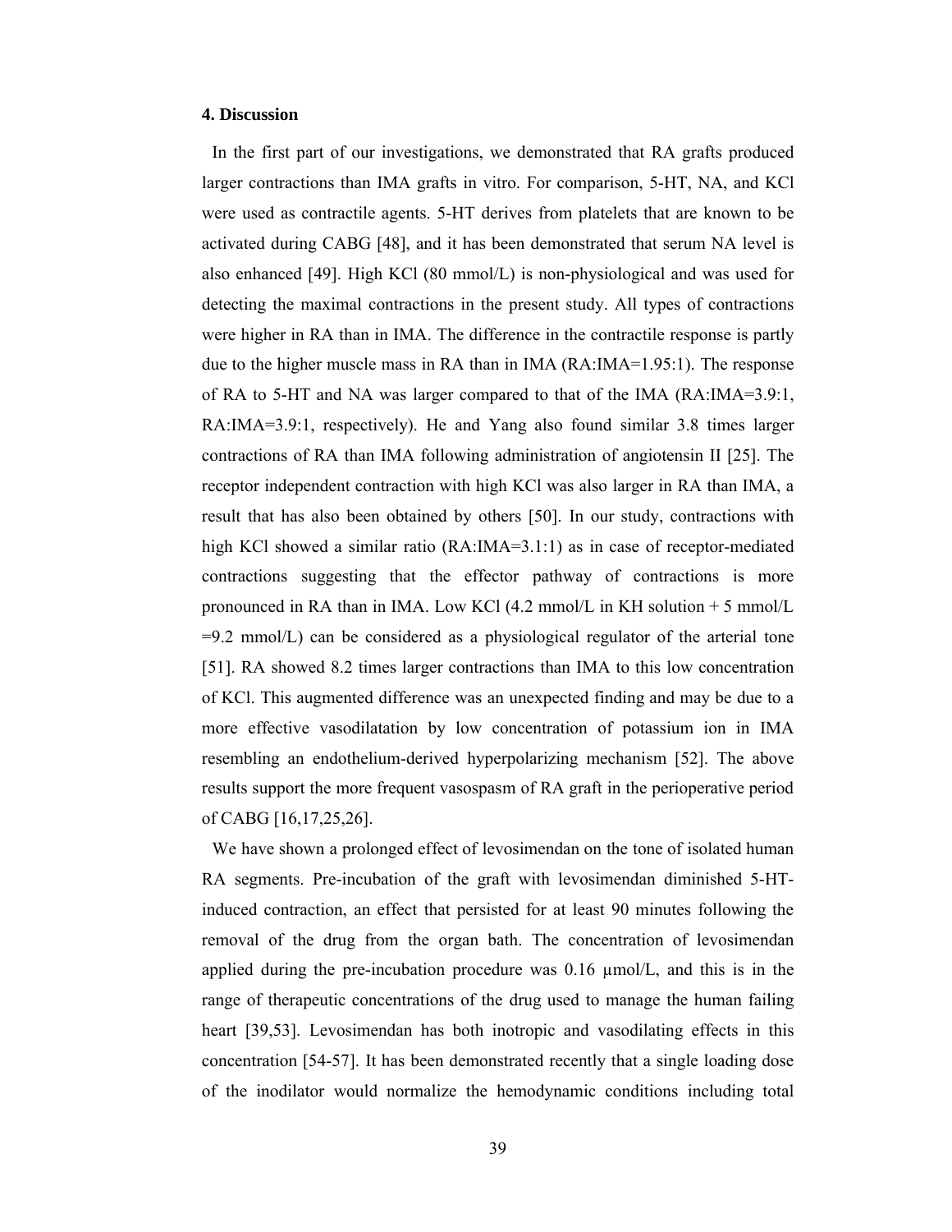### 4. Discussion

In the first part of our investigations, we demonstrated that RA grafts produced larger contractions than IMA grafts in vitro. For comparison, 5-HT, NA, and KCl were used as contractile agents. 5-HT derives from platelets that are known to be activated during CABG [48], and it has been demonstrated that serum NA level is also enhanced [49]. High KCl (80 mmol/L) is non-physiological and was used for detecting the maximal contractions in the present study. All types of contractions were higher in RA than in IMA. The difference in the contractile response is partly due to the higher muscle mass in RA than in IMA (RA:IMA=1.95:1). The response of RA to 5-HT and NA was larger compared to that of the IMA (RA:IMA=3.9:1, RA:IMA=3.9:1, respectively). He and Yang also found similar 3.8 times larger contractions of RA than IMA following administration of angiotensin II [25]. The receptor independent contraction with high KCl was also larger in RA than IMA, a result that has also been obtained by others [50]. In our study, contractions with high KCl showed a similar ratio (RA:IMA=3.1:1) as in case of receptor-mediated contractions suggesting that the effector pathway of contractions is more pronounced in RA than in IMA. Low KCl (4.2 mmol/L in KH solution + 5 mmol/L =9.2 mmol/L) can be considered as a physiological regulator of the arterial tone [51]. RA showed 8.2 times larger contractions than IMA to this low concentration of KCl. This augmented difference was an unexpected finding and may be due to a more effective vasodilatation by low concentration of potassium ion in IMA resembling an endothelium-derived hyperpolarizing mechanism [52]. The above results support the more frequent vasospasm of RA graft in the perioperative period of CABG [16,17,25,26].

We have shown a prolonged effect of levosimendan on the tone of isolated human RA segments. Pre-incubation of the graft with levosimendan diminished 5-HT-induced contraction, an effect that persisted for at least 90 minutes following the removal of the drug from the organ bath. The concentration of levosimendan applied during the pre-incubation procedure was 0.16 μmol/L, and this is in the range of therapeutic concentrations of the drug used to manage the human failing heart [39,53]. Levosimendan has both inotropic and vasodilating effects in this concentration [54-57]. It has been demonstrated recently that a single loading dose of the inodilator would normalize the hemodynamic conditions including total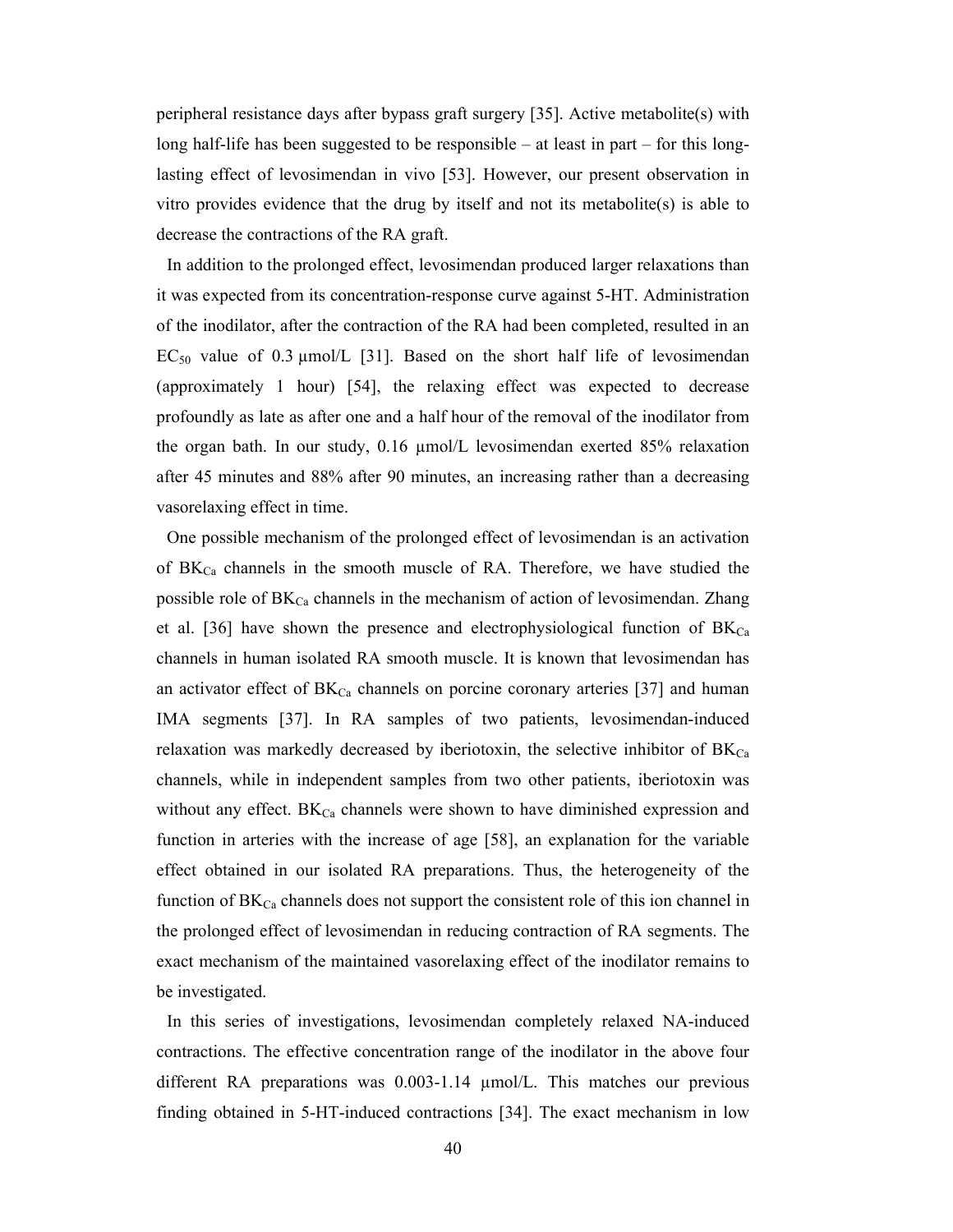peripheral resistance days after bypass graft surgery [35]. Active metabolite(s) with long half-life has been suggested to be responsible – at least in part – for this long-lasting effect of levosimendan in vivo [53]. However, our present observation in vitro provides evidence that the drug by itself and not its metabolite(s) is able to decrease the contractions of the RA graft.

In addition to the prolonged effect, levosimendan produced larger relaxations than it was expected from its concentration-response curve against 5-HT. Administration of the inodilator, after the contraction of the RA had been completed, resulted in an $EC_{50}$ value of 0.3 µmol/L [31]. Based on the short half life of levosimendan (approximately 1 hour) [54], the relaxing effect was expected to decrease profoundly as late as after one and a half hour of the removal of the inodilator from the organ bath. In our study, 0.16 µmol/L levosimendan exerted 85% relaxation after 45 minutes and 88% after 90 minutes, an increasing rather than a decreasing vasorelaxing effect in time.

One possible mechanism of the prolonged effect of levosimendan is an activation of $BK_{Ca}$ channels in the smooth muscle of RA. Therefore, we have studied the possible role of $BK_{Ca}$ channels in the mechanism of action of levosimendan. Zhang et al. [36] have shown the presence and electrophysiological function of $BK_{Ca}$ channels in human isolated RA smooth muscle. It is known that levosimendan has an activator effect of $BK_{Ca}$ channels on porcine coronary arteries [37] and human IMA segments [37]. In RA samples of two patients, levosimendan-induced relaxation was markedly decreased by iberiotoxin, the selective inhibitor of $BK_{Ca}$ channels, while in independent samples from two other patients, iberiotoxin was without any effect. $BK_{Ca}$ channels were shown to have diminished expression and function in arteries with the increase of age [58], an explanation for the variable effect obtained in our isolated RA preparations. Thus, the heterogeneity of the function of $BK_{Ca}$ channels does not support the consistent role of this ion channel in the prolonged effect of levosimendan in reducing contraction of RA segments. The exact mechanism of the maintained vasorelaxing effect of the inodilator remains to be investigated.

In this series of investigations, levosimendan completely relaxed NA-induced contractions. The effective concentration range of the inodilator in the above four different RA preparations was 0.003-1.14 µmol/L. This matches our previous finding obtained in 5-HT-induced contractions [34]. The exact mechanism in low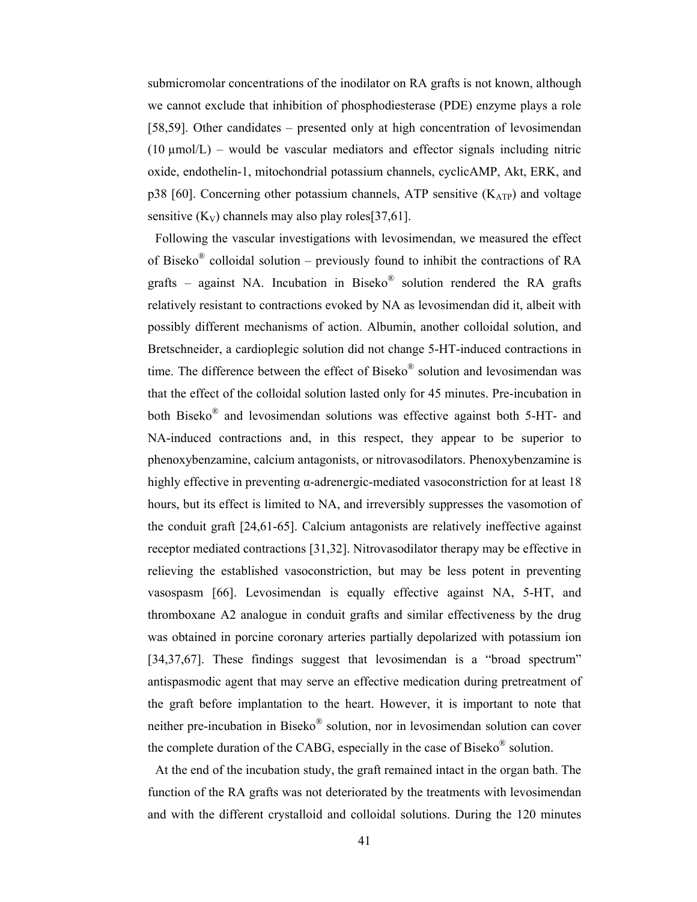submicromolar concentrations of the inodilator on RA grafts is not known, although we cannot exclude that inhibition of phosphodiesterase (PDE) enzyme plays a role [58,59]. Other candidates – presented only at high concentration of levosimendan (10 μmol/L) – would be vascular mediators and effector signals including nitric oxide, endothelin-1, mitochondrial potassium channels, cyclicAMP, Akt, ERK, and p38 [60]. Concerning other potassium channels, ATP sensitive ($K_{ATP}$) and voltage sensitive ($K_V$) channels may also play roles[37,61].

Following the vascular investigations with levosimendan, we measured the effect of Biseko® colloidal solution – previously found to inhibit the contractions of RA grafts – against NA. Incubation in Biseko® solution rendered the RA grafts relatively resistant to contractions evoked by NA as levosimendan did it, albeit with possibly different mechanisms of action. Albumin, another colloidal solution, and Bretschneider, a cardioplegic solution did not change 5-HT-induced contractions in time. The difference between the effect of Biseko® solution and levosimendan was that the effect of the colloidal solution lasted only for 45 minutes. Pre-incubation in both Biseko® and levosimendan solutions was effective against both 5-HT- and NA-induced contractions and, in this respect, they appear to be superior to phenoxybenzamine, calcium antagonists, or nitrovasodilators. Phenoxybenzamine is highly effective in preventing α-adrenergic-mediated vasoconstriction for at least 18 hours, but its effect is limited to NA, and irreversibly suppresses the vasomotion of the conduit graft [24,61-65]. Calcium antagonists are relatively ineffective against receptor mediated contractions [31,32]. Nitrovasodilator therapy may be effective in relieving the established vasoconstriction, but may be less potent in preventing vasospasm [66]. Levosimendan is equally effective against NA, 5-HT, and thromboxane A2 analogue in conduit grafts and similar effectiveness by the drug was obtained in porcine coronary arteries partially depolarized with potassium ion [34,37,67]. These findings suggest that levosimendan is a "broad spectrum" antispasmodic agent that may serve an effective medication during pretreatment of the graft before implantation to the heart. However, it is important to note that neither pre-incubation in Biseko® solution, nor in levosimendan solution can cover the complete duration of the CABG, especially in the case of Biseko® solution.

At the end of the incubation study, the graft remained intact in the organ bath. The function of the RA grafts was not deteriorated by the treatments with levosimendan and with the different crystalloid and colloidal solutions. During the 120 minutes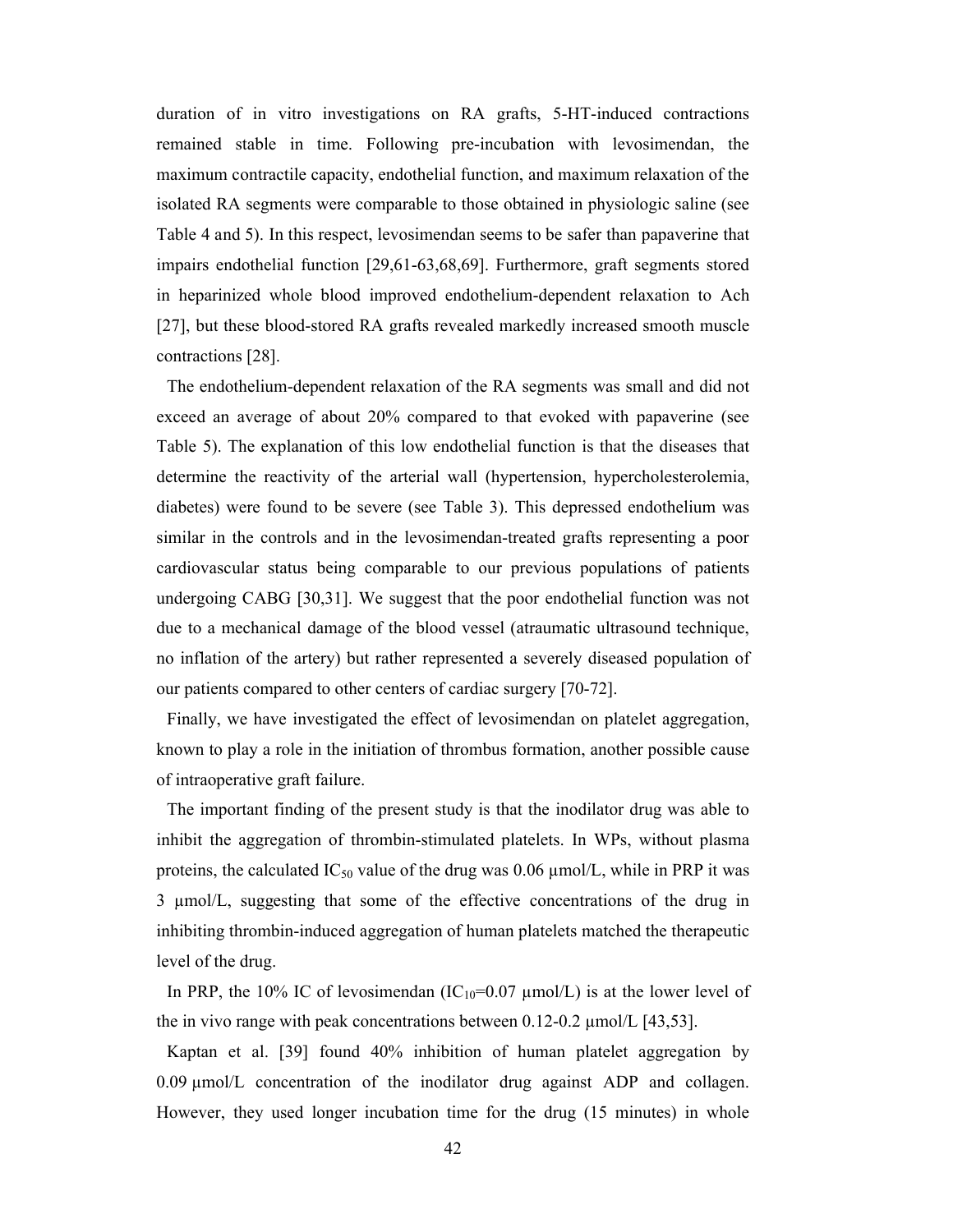duration of in vitro investigations on RA grafts, 5-HT-induced contractions remained stable in time. Following pre-incubation with levosimendan, the maximum contractile capacity, endothelial function, and maximum relaxation of the isolated RA segments were comparable to those obtained in physiologic saline (see Table 4 and 5). In this respect, levosimendan seems to be safer than papaverine that impairs endothelial function [29,61-63,68,69]. Furthermore, graft segments stored in heparinized whole blood improved endothelium-dependent relaxation to Ach [27], but these blood-stored RA grafts revealed markedly increased smooth muscle contractions [28].

The endothelium-dependent relaxation of the RA segments was small and did not exceed an average of about 20% compared to that evoked with papaverine (see Table 5). The explanation of this low endothelial function is that the diseases that determine the reactivity of the arterial wall (hypertension, hypercholesterolemia, diabetes) were found to be severe (see Table 3). This depressed endothelium was similar in the controls and in the levosimendan-treated grafts representing a poor cardiovascular status being comparable to our previous populations of patients undergoing CABG [30,31]. We suggest that the poor endothelial function was not due to a mechanical damage of the blood vessel (atraumatic ultrasound technique, no inflation of the artery) but rather represented a severely diseased population of our patients compared to other centers of cardiac surgery [70-72].

Finally, we have investigated the effect of levosimendan on platelet aggregation, known to play a role in the initiation of thrombus formation, another possible cause of intraoperative graft failure.

The important finding of the present study is that the inodilator drug was able to inhibit the aggregation of thrombin-stimulated platelets. In WPs, without plasma proteins, the calculated $IC_{50}$ value of the drug was 0.06 μmol/L, while in PRP it was 3 μmol/L, suggesting that some of the effective concentrations of the drug in inhibiting thrombin-induced aggregation of human platelets matched the therapeutic level of the drug.

In PRP, the 10% IC of levosimendan ($IC_{10}$=0.07 μmol/L) is at the lower level of the in vivo range with peak concentrations between 0.12-0.2 μmol/L [43,53].

Kaptan et al. [39] found 40% inhibition of human platelet aggregation by 0.09 μmol/L concentration of the inodilator drug against ADP and collagen. However, they used longer incubation time for the drug (15 minutes) in whole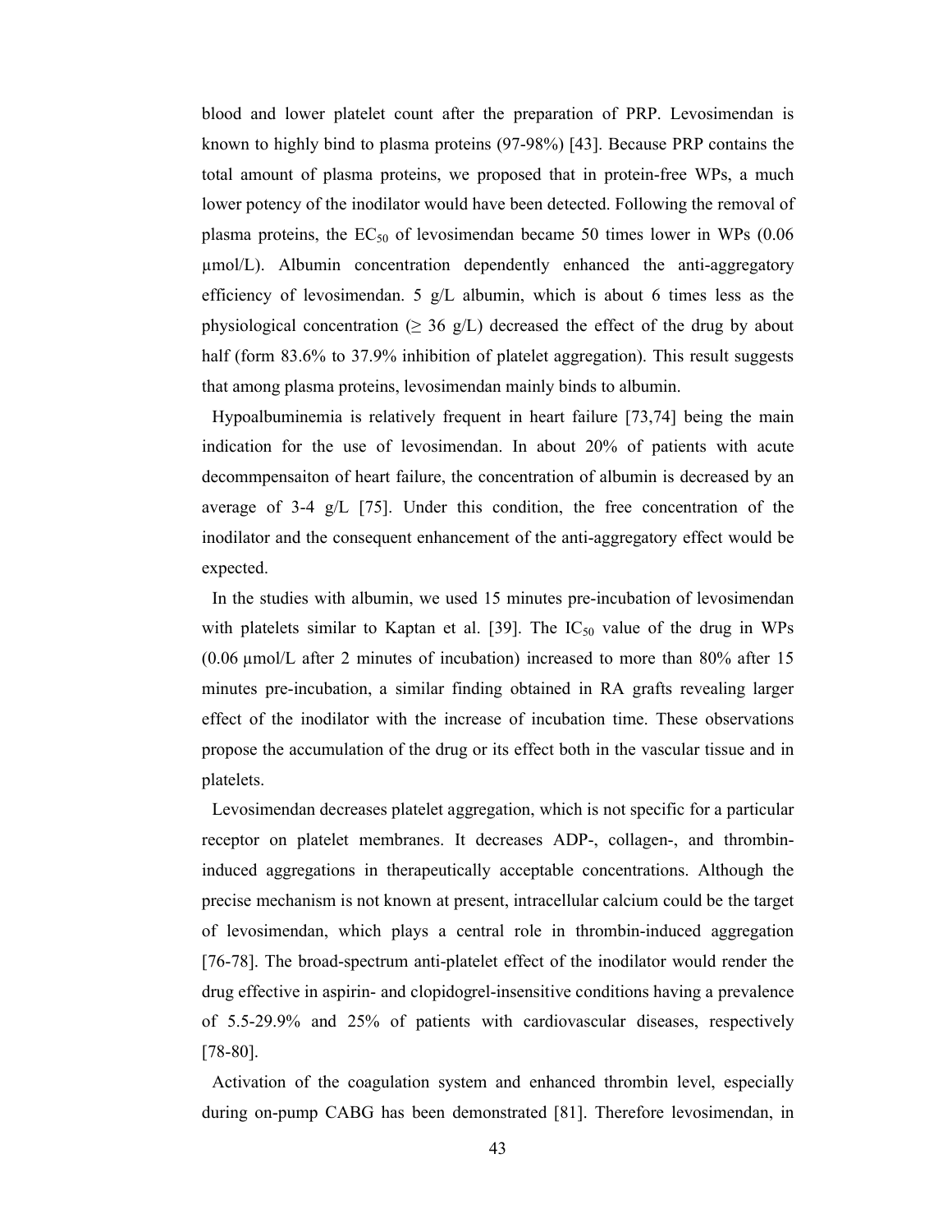blood and lower platelet count after the preparation of PRP. Levosimendan is known to highly bind to plasma proteins (97-98%) [43]. Because PRP contains the total amount of plasma proteins, we proposed that in protein-free WPs, a much lower potency of the inodilator would have been detected. Following the removal of plasma proteins, the $EC_{50}$ of levosimendan became 50 times lower in WPs (0.06 μmol/L). Albumin concentration dependently enhanced the anti-aggregatory efficiency of levosimendan. 5 g/L albumin, which is about 6 times less as the physiological concentration (≥ 36 g/L) decreased the effect of the drug by about half (form 83.6% to 37.9% inhibition of platelet aggregation). This result suggests that among plasma proteins, levosimendan mainly binds to albumin.

Hypoalbuminemia is relatively frequent in heart failure [73,74] being the main indication for the use of levosimendan. In about 20% of patients with acute decommpensaiton of heart failure, the concentration of albumin is decreased by an average of 3-4 g/L [75]. Under this condition, the free concentration of the inodilator and the consequent enhancement of the anti-aggregatory effect would be expected.

In the studies with albumin, we used 15 minutes pre-incubation of levosimendan with platelets similar to Kaptan et al. [39]. The $IC_{50}$ value of the drug in WPs (0.06 μmol/L after 2 minutes of incubation) increased to more than 80% after 15 minutes pre-incubation, a similar finding obtained in RA grafts revealing larger effect of the inodilator with the increase of incubation time. These observations propose the accumulation of the drug or its effect both in the vascular tissue and in platelets.

Levosimendan decreases platelet aggregation, which is not specific for a particular receptor on platelet membranes. It decreases ADP-, collagen-, and thrombin-induced aggregations in therapeutically acceptable concentrations. Although the precise mechanism is not known at present, intracellular calcium could be the target of levosimendan, which plays a central role in thrombin-induced aggregation [76-78]. The broad-spectrum anti-platelet effect of the inodilator would render the drug effective in aspirin- and clopidogrel-insensitive conditions having a prevalence of 5.5-29.9% and 25% of patients with cardiovascular diseases, respectively [78-80].

Activation of the coagulation system and enhanced thrombin level, especially during on-pump CABG has been demonstrated [81]. Therefore levosimendan, in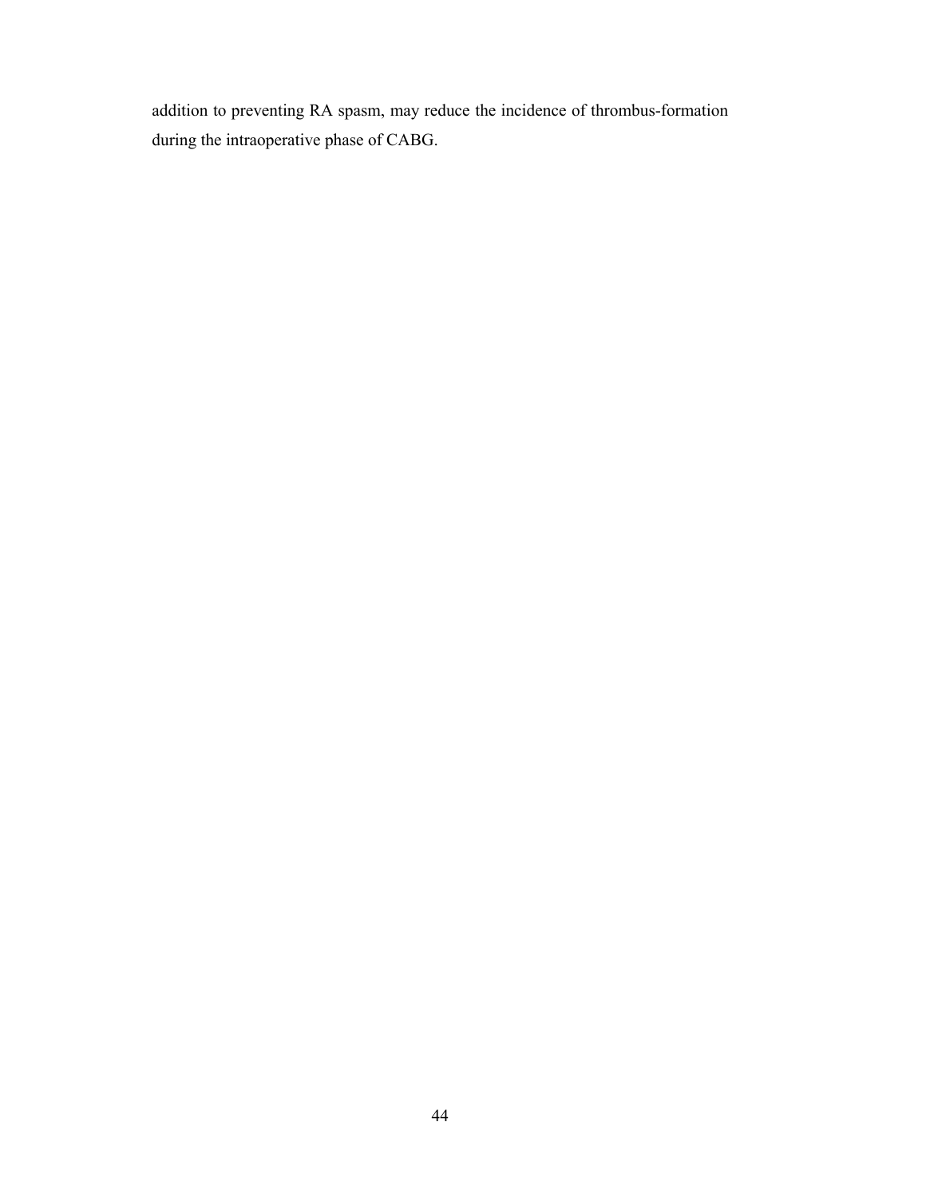addition to preventing RA spasm, may reduce the incidence of thrombus-formation during the intraoperative phase of CABG.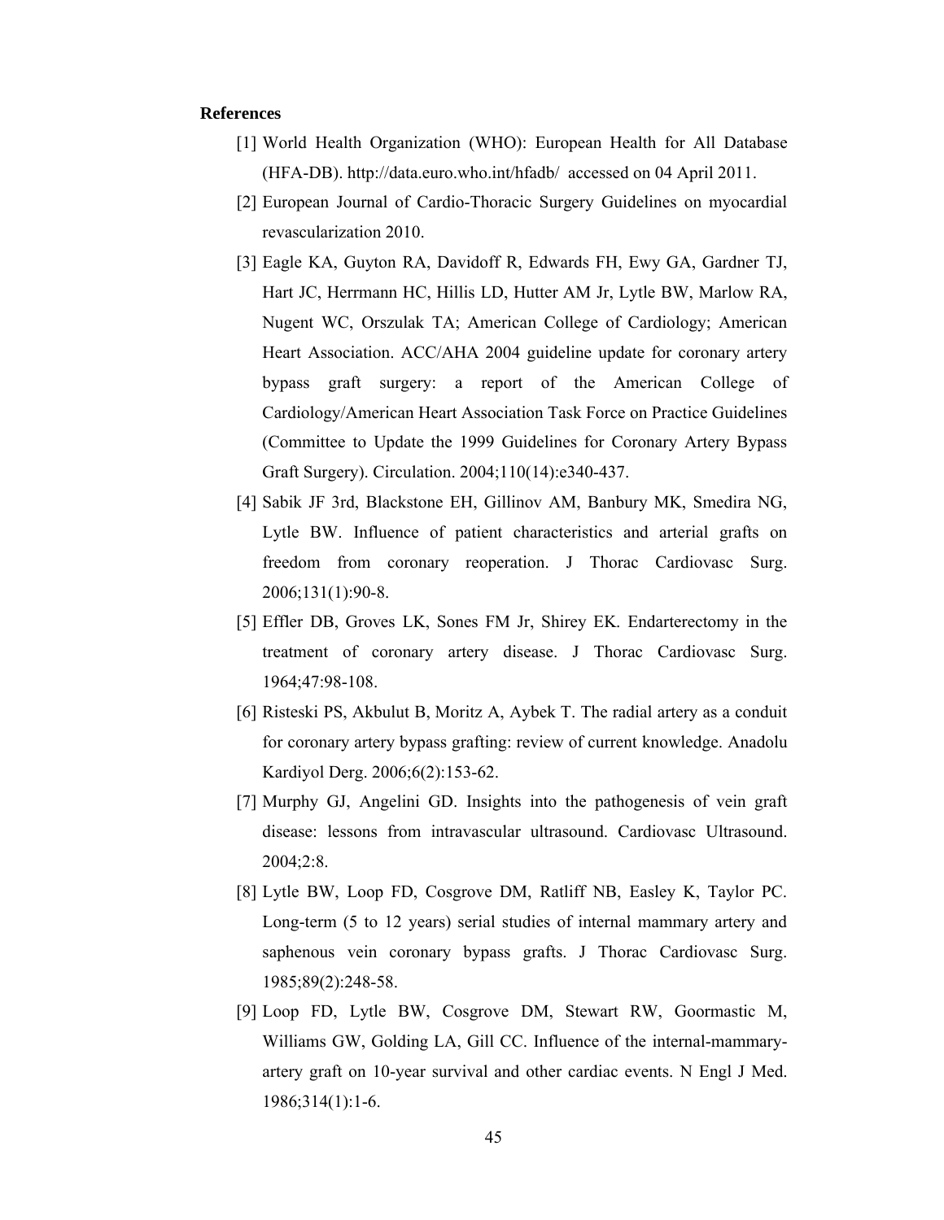**References**

[1] World Health Organization (WHO): European Health for All Database (HFA-DB). http://data.euro.who.int/hfadb/ accessed on 04 April 2011.

[2] European Journal of Cardio-Thoracic Surgery Guidelines on myocardial revascularization 2010.

[3] Eagle KA, Guyton RA, Davidoff R, Edwards FH, Ewy GA, Gardner TJ, Hart JC, Herrmann HC, Hillis LD, Hutter AM Jr, Lytle BW, Marlow RA, Nugent WC, Orszulak TA; American College of Cardiology; American Heart Association. ACC/AHA 2004 guideline update for coronary artery bypass graft surgery: a report of the American College of Cardiology/American Heart Association Task Force on Practice Guidelines (Committee to Update the 1999 Guidelines for Coronary Artery Bypass Graft Surgery). Circulation. 2004;110(14):e340-437.

[4] Sabik JF 3rd, Blackstone EH, Gillinov AM, Banbury MK, Smedira NG, Lytle BW. Influence of patient characteristics and arterial grafts on freedom from coronary reoperation. J Thorac Cardiovasc Surg. 2006;131(1):90-8.

[5] Effler DB, Groves LK, Sones FM Jr, Shirey EK. Endarterectomy in the treatment of coronary artery disease. J Thorac Cardiovasc Surg. 1964;47:98-108.

[6] Risteski PS, Akbulut B, Moritz A, Aybek T. The radial artery as a conduit for coronary artery bypass grafting: review of current knowledge. Anadolu Kardiyol Derg. 2006;6(2):153-62.

[7] Murphy GJ, Angelini GD. Insights into the pathogenesis of vein graft disease: lessons from intravascular ultrasound. Cardiovasc Ultrasound. 2004;2:8.

[8] Lytle BW, Loop FD, Cosgrove DM, Ratliff NB, Easley K, Taylor PC. Long-term (5 to 12 years) serial studies of internal mammary artery and saphenous vein coronary bypass grafts. J Thorac Cardiovasc Surg. 1985;89(2):248-58.

[9] Loop FD, Lytle BW, Cosgrove DM, Stewart RW, Goormastic M, Williams GW, Golding LA, Gill CC. Influence of the internal-mammary-artery graft on 10-year survival and other cardiac events. N Engl J Med. 1986;314(1):1-6.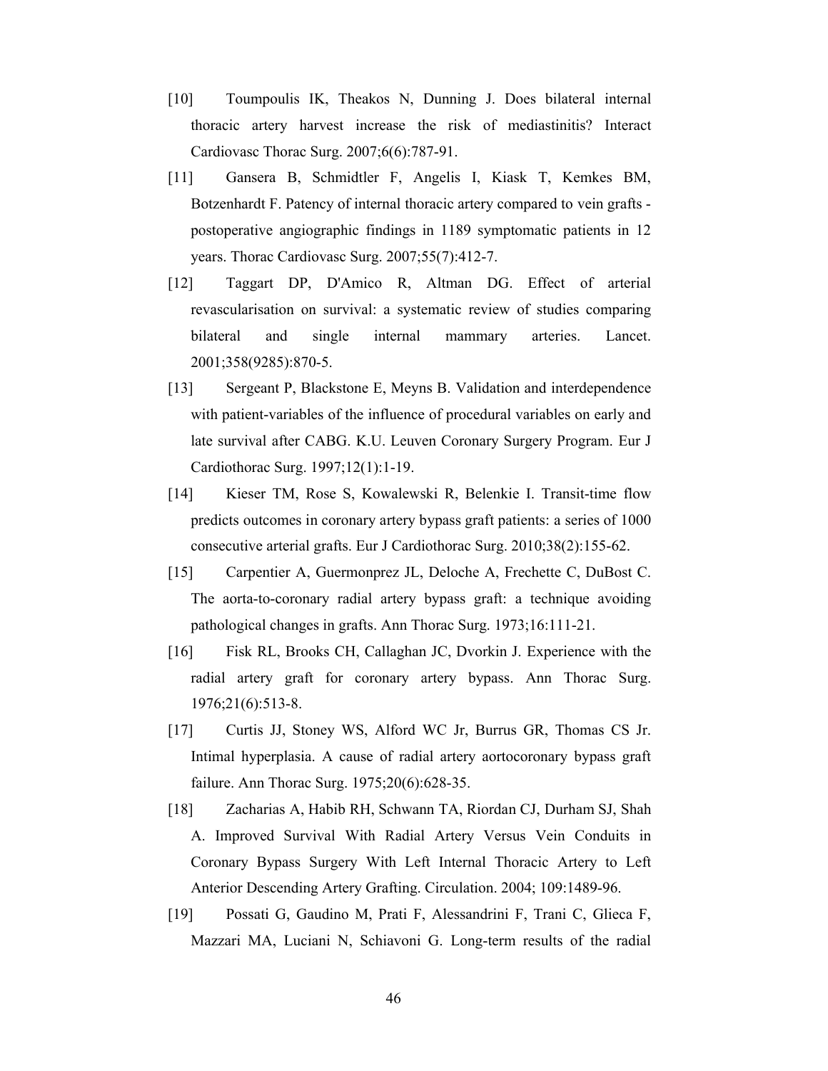[10] Toumpoulis IK, Theakos N, Dunning J. Does bilateral internal thoracic artery harvest increase the risk of mediastinitis? Interact Cardiovasc Thorac Surg. 2007;6(6):787-91.

[11] Gansera B, Schmidtler F, Angelis I, Kiask T, Kemkes BM, Botzenhardt F. Patency of internal thoracic artery compared to vein grafts - postoperative angiographic findings in 1189 symptomatic patients in 12 years. Thorac Cardiovasc Surg. 2007;55(7):412-7.

[12] Taggart DP, D'Amico R, Altman DG. Effect of arterial revascularisation on survival: a systematic review of studies comparing bilateral and single internal mammary arteries. Lancet. 2001;358(9285):870-5.

[13] Sergeant P, Blackstone E, Meyns B. Validation and interdependence with patient-variables of the influence of procedural variables on early and late survival after CABG. K.U. Leuven Coronary Surgery Program. Eur J Cardiothorac Surg. 1997;12(1):1-19.

[14] Kieser TM, Rose S, Kowalewski R, Belenkie I. Transit-time flow predicts outcomes in coronary artery bypass graft patients: a series of 1000 consecutive arterial grafts. Eur J Cardiothorac Surg. 2010;38(2):155-62.

[15] Carpentier A, Guermonprez JL, Deloche A, Frechette C, DuBost C. The aorta-to-coronary radial artery bypass graft: a technique avoiding pathological changes in grafts. Ann Thorac Surg. 1973;16:111-21.

[16] Fisk RL, Brooks CH, Callaghan JC, Dvorkin J. Experience with the radial artery graft for coronary artery bypass. Ann Thorac Surg. 1976;21(6):513-8.

[17] Curtis JJ, Stoney WS, Alford WC Jr, Burrus GR, Thomas CS Jr. Intimal hyperplasia. A cause of radial artery aortocoronary bypass graft failure. Ann Thorac Surg. 1975;20(6):628-35.

[18] Zacharias A, Habib RH, Schwann TA, Riordan CJ, Durham SJ, Shah A. Improved Survival With Radial Artery Versus Vein Conduits in Coronary Bypass Surgery With Left Internal Thoracic Artery to Left Anterior Descending Artery Grafting. Circulation. 2004; 109:1489-96.

[19] Possati G, Gaudino M, Prati F, Alessandrini F, Trani C, Glieca F, Mazzari MA, Luciani N, Schiavoni G. Long-term results of the radial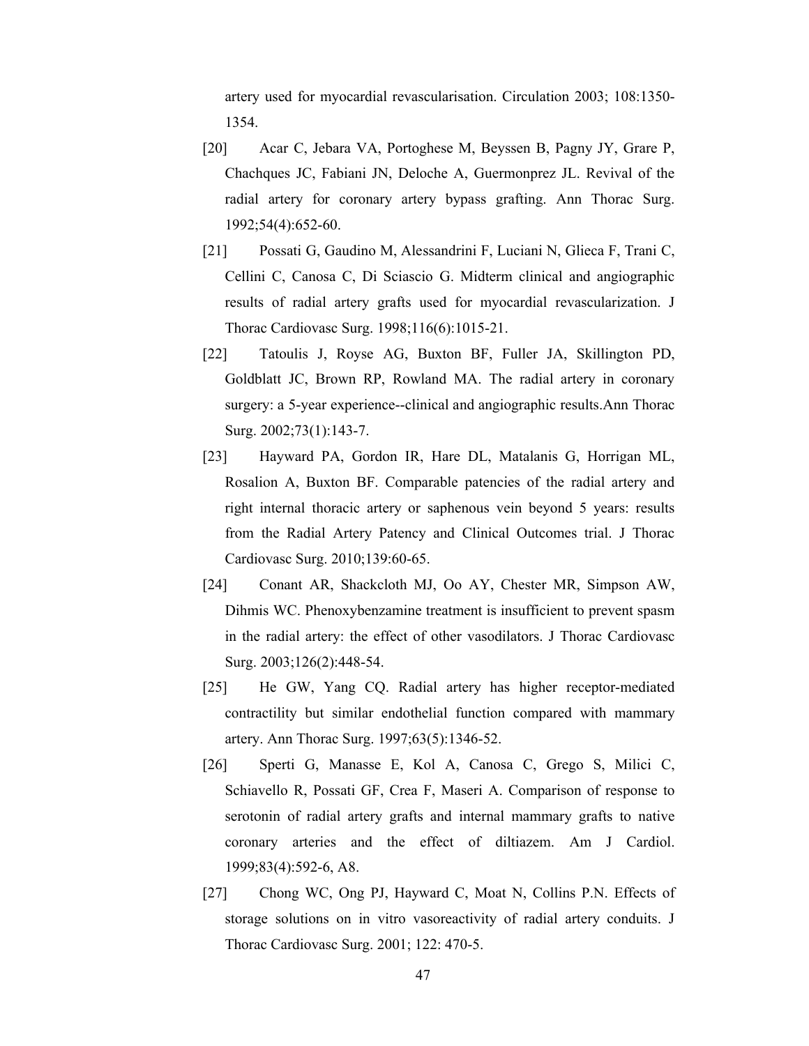artery used for myocardial revascularisation. Circulation 2003; 108:1350-1354.

[20] Acar C, Jebara VA, Portoghese M, Beyssen B, Pagny JY, Grare P, Chachques JC, Fabiani JN, Deloche A, Guermonprez JL. Revival of the radial artery for coronary artery bypass grafting. Ann Thorac Surg. 1992;54(4):652-60.

[21] Possati G, Gaudino M, Alessandrini F, Luciani N, Glieca F, Trani C, Cellini C, Canosa C, Di Sciascio G. Midterm clinical and angiographic results of radial artery grafts used for myocardial revascularization. J Thorac Cardiovasc Surg. 1998;116(6):1015-21.

[22] Tatoulis J, Royse AG, Buxton BF, Fuller JA, Skillington PD, Goldblatt JC, Brown RP, Rowland MA. The radial artery in coronary surgery: a 5-year experience--clinical and angiographic results.Ann Thorac Surg. 2002;73(1):143-7.

[23] Hayward PA, Gordon IR, Hare DL, Matalanis G, Horrigan ML, Rosalion A, Buxton BF. Comparable patencies of the radial artery and right internal thoracic artery or saphenous vein beyond 5 years: results from the Radial Artery Patency and Clinical Outcomes trial. J Thorac Cardiovasc Surg. 2010;139:60-65.

[24] Conant AR, Shackcloth MJ, Oo AY, Chester MR, Simpson AW, Dihmis WC. Phenoxybenzamine treatment is insufficient to prevent spasm in the radial artery: the effect of other vasodilators. J Thorac Cardiovasc Surg. 2003;126(2):448-54.

[25] He GW, Yang CQ. Radial artery has higher receptor-mediated contractility but similar endothelial function compared with mammary artery. Ann Thorac Surg. 1997;63(5):1346-52.

[26] Sperti G, Manasse E, Kol A, Canosa C, Grego S, Milici C, Schiavello R, Possati GF, Crea F, Maseri A. Comparison of response to serotonin of radial artery grafts and internal mammary grafts to native coronary arteries and the effect of diltiazem. Am J Cardiol. 1999;83(4):592-6, A8.

[27] Chong WC, Ong PJ, Hayward C, Moat N, Collins P.N. Effects of storage solutions on in vitro vasoreactivity of radial artery conduits. J Thorac Cardiovasc Surg. 2001; 122: 470-5.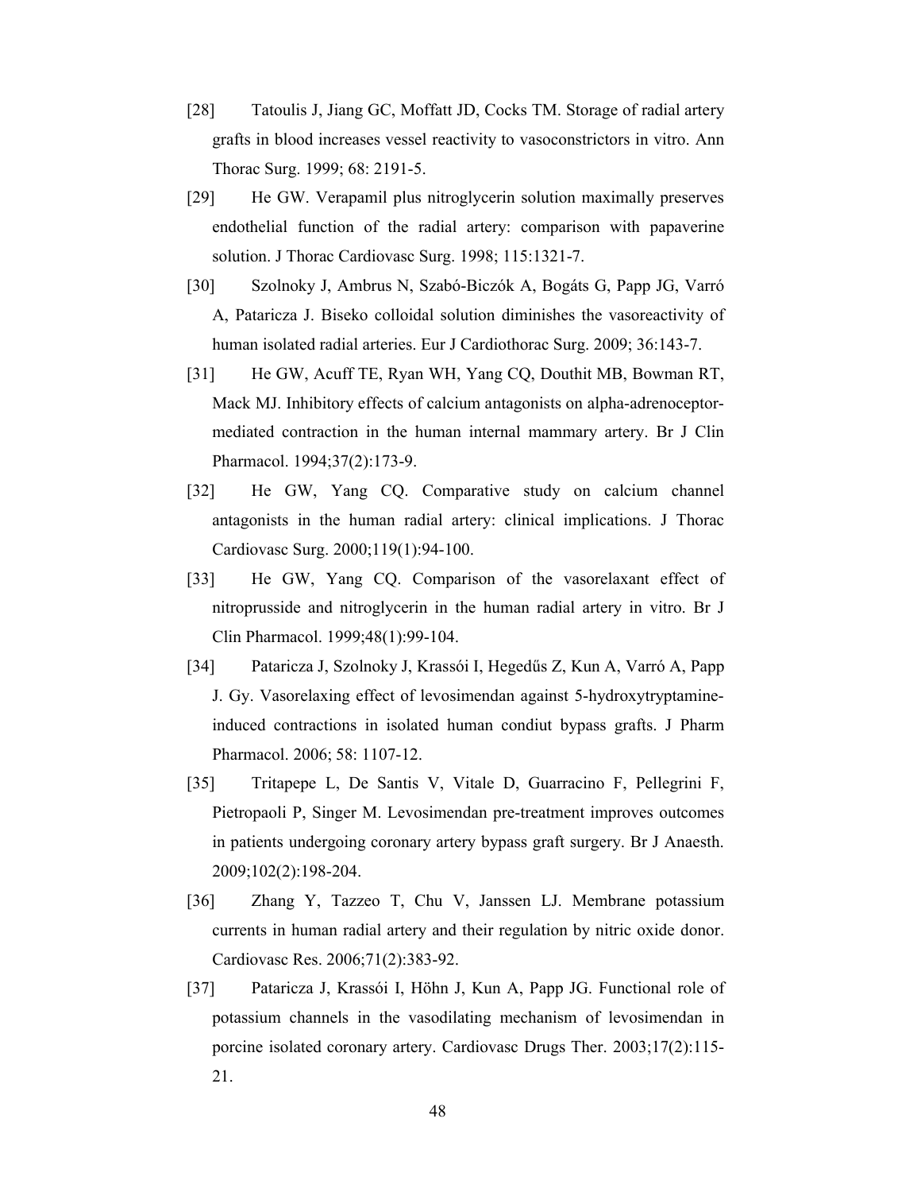[28] Tatoulis J, Jiang GC, Moffatt JD, Cocks TM. Storage of radial artery grafts in blood increases vessel reactivity to vasoconstrictors in vitro. Ann Thorac Surg. 1999; 68: 2191-5.

[29] He GW. Verapamil plus nitroglycerin solution maximally preserves endothelial function of the radial artery: comparison with papaverine solution. J Thorac Cardiovasc Surg. 1998; 115:1321-7.

[30] Szolnoky J, Ambrus N, Szabó-Biczók A, Bogáts G, Papp JG, Varró A, Pataricza J. Biseko colloidal solution diminishes the vasoreactivity of human isolated radial arteries. Eur J Cardiothorac Surg. 2009; 36:143-7.

[31] He GW, Acuff TE, Ryan WH, Yang CQ, Douthit MB, Bowman RT, Mack MJ. Inhibitory effects of calcium antagonists on alpha-adrenoceptor-mediated contraction in the human internal mammary artery. Br J Clin Pharmacol. 1994;37(2):173-9.

[32] He GW, Yang CQ. Comparative study on calcium channel antagonists in the human radial artery: clinical implications. J Thorac Cardiovasc Surg. 2000;119(1):94-100.

[33] He GW, Yang CQ. Comparison of the vasorelaxant effect of nitroprusside and nitroglycerin in the human radial artery in vitro. Br J Clin Pharmacol. 1999;48(1):99-104.

[34] Pataricza J, Szolnoky J, Krassói I, Hegedűs Z, Kun A, Varró A, Papp J. Gy. Vasorelaxing effect of levosimendan against 5-hydroxytryptamine-induced contractions in isolated human condiut bypass grafts. J Pharm Pharmacol. 2006; 58: 1107-12.

[35] Tritapepe L, De Santis V, Vitale D, Guarracino F, Pellegrini F, Pietropaoli P, Singer M. Levosimendan pre-treatment improves outcomes in patients undergoing coronary artery bypass graft surgery. Br J Anaesth. 2009;102(2):198-204.

[36] Zhang Y, Tazzeo T, Chu V, Janssen LJ. Membrane potassium currents in human radial artery and their regulation by nitric oxide donor. Cardiovasc Res. 2006;71(2):383-92.

[37] Pataricza J, Krassói I, Höhn J, Kun A, Papp JG. Functional role of potassium channels in the vasodilating mechanism of levosimendan in porcine isolated coronary artery. Cardiovasc Drugs Ther. 2003;17(2):115-21.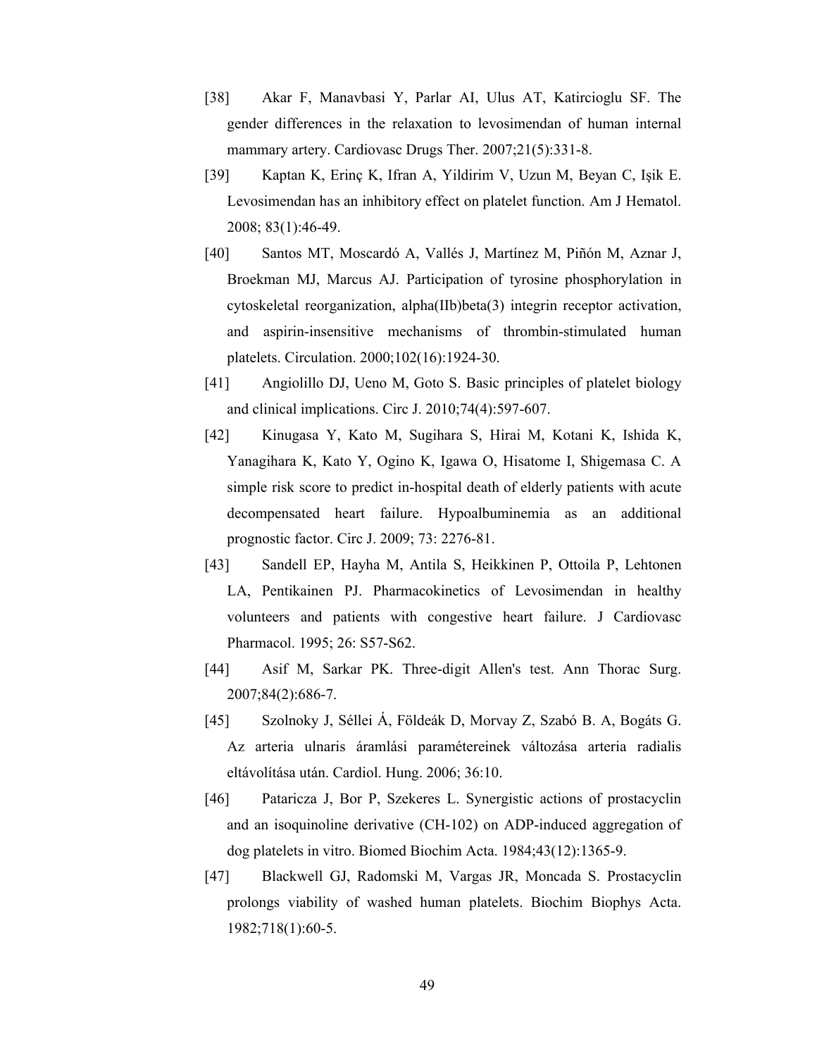[38] Akar F, Manavbasi Y, Parlar AI, Ulus AT, Katircioglu SF. The gender differences in the relaxation to levosimendan of human internal mammary artery. Cardiovasc Drugs Ther. 2007;21(5):331-8.

[39] Kaptan K, Erinç K, Ifran A, Yildirim V, Uzun M, Beyan C, Işik E. Levosimendan has an inhibitory effect on platelet function. Am J Hematol. 2008; 83(1):46-49.

[40] Santos MT, Moscardó A, Vallés J, Martínez M, Piñón M, Aznar J, Broekman MJ, Marcus AJ. Participation of tyrosine phosphorylation in cytoskeletal reorganization, alpha(IIb)beta(3) integrin receptor activation, and aspirin-insensitive mechanisms of thrombin-stimulated human platelets. Circulation. 2000;102(16):1924-30.

[41] Angiolillo DJ, Ueno M, Goto S. Basic principles of platelet biology and clinical implications. Circ J. 2010;74(4):597-607.

[42] Kinugasa Y, Kato M, Sugihara S, Hirai M, Kotani K, Ishida K, Yanagihara K, Kato Y, Ogino K, Igawa O, Hisatome I, Shigemasa C. A simple risk score to predict in-hospital death of elderly patients with acute decompensated heart failure. Hypoalbuminemia as an additional prognostic factor. Circ J. 2009; 73: 2276-81.

[43] Sandell EP, Hayha M, Antila S, Heikkinen P, Ottoila P, Lehtonen LA, Pentikainen PJ. Pharmacokinetics of Levosimendan in healthy volunteers and patients with congestive heart failure. J Cardiovasc Pharmacol. 1995; 26: S57-S62.

[44] Asif M, Sarkar PK. Three-digit Allen's test. Ann Thorac Surg. 2007;84(2):686-7.

[45] Szolnoky J, Séllei Á, Földeák D, Morvay Z, Szabó B. A, Bogáts G. Az arteria ulnaris áramlási paramétereinek változása arteria radialis eltávolítása után. Cardiol. Hung. 2006; 36:10.

[46] Pataricza J, Bor P, Szekeres L. Synergistic actions of prostacyclin and an isoquinoline derivative (CH-102) on ADP-induced aggregation of dog platelets in vitro. Biomed Biochim Acta. 1984;43(12):1365-9.

[47] Blackwell GJ, Radomski M, Vargas JR, Moncada S. Prostacyclin prolongs viability of washed human platelets. Biochim Biophys Acta. 1982;718(1):60-5.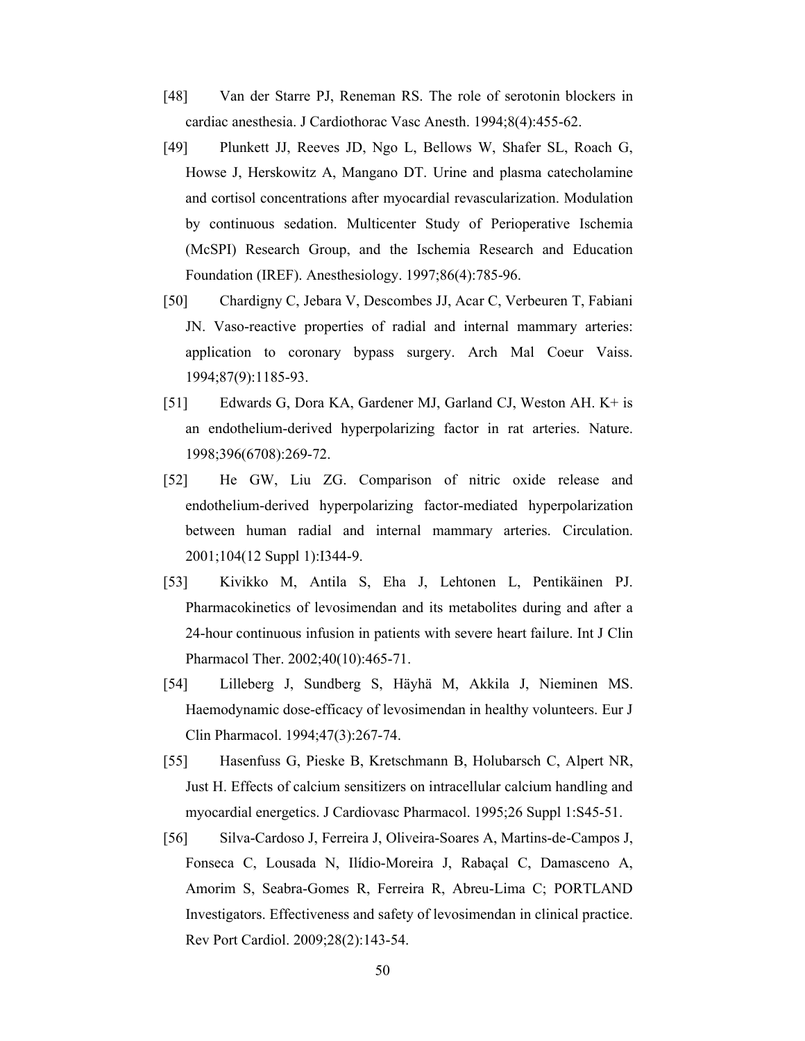[48] Van der Starre PJ, Reneman RS. The role of serotonin blockers in cardiac anesthesia. J Cardiothorac Vasc Anesth. 1994;8(4):455-62.

[49] Plunkett JJ, Reeves JD, Ngo L, Bellows W, Shafer SL, Roach G, Howse J, Herskowitz A, Mangano DT. Urine and plasma catecholamine and cortisol concentrations after myocardial revascularization. Modulation by continuous sedation. Multicenter Study of Perioperative Ischemia (McSPI) Research Group, and the Ischemia Research and Education Foundation (IREF). Anesthesiology. 1997;86(4):785-96.

[50] Chardigny C, Jebara V, Descombes JJ, Acar C, Verbeuren T, Fabiani JN. Vaso-reactive properties of radial and internal mammary arteries: application to coronary bypass surgery. Arch Mal Coeur Vaiss. 1994;87(9):1185-93.

[51] Edwards G, Dora KA, Gardener MJ, Garland CJ, Weston AH. K+ is an endothelium-derived hyperpolarizing factor in rat arteries. Nature. 1998;396(6708):269-72.

[52] He GW, Liu ZG. Comparison of nitric oxide release and endothelium-derived hyperpolarizing factor-mediated hyperpolarization between human radial and internal mammary arteries. Circulation. 2001;104(12 Suppl 1):I344-9.

[53] Kivikko M, Antila S, Eha J, Lehtonen L, Pentikäinen PJ. Pharmacokinetics of levosimendan and its metabolites during and after a 24-hour continuous infusion in patients with severe heart failure. Int J Clin Pharmacol Ther. 2002;40(10):465-71.

[54] Lilleberg J, Sundberg S, Häyhä M, Akkila J, Nieminen MS. Haemodynamic dose-efficacy of levosimendan in healthy volunteers. Eur J Clin Pharmacol. 1994;47(3):267-74.

[55] Hasenfuss G, Pieske B, Kretschmann B, Holubarsch C, Alpert NR, Just H. Effects of calcium sensitizers on intracellular calcium handling and myocardial energetics. J Cardiovasc Pharmacol. 1995;26 Suppl 1:S45-51.

[56] Silva-Cardoso J, Ferreira J, Oliveira-Soares A, Martins-de-Campos J, Fonseca C, Lousada N, Ilídio-Moreira J, Rabaçal C, Damasceno A, Amorim S, Seabra-Gomes R, Ferreira R, Abreu-Lima C; PORTLAND Investigators. Effectiveness and safety of levosimendan in clinical practice. Rev Port Cardiol. 2009;28(2):143-54.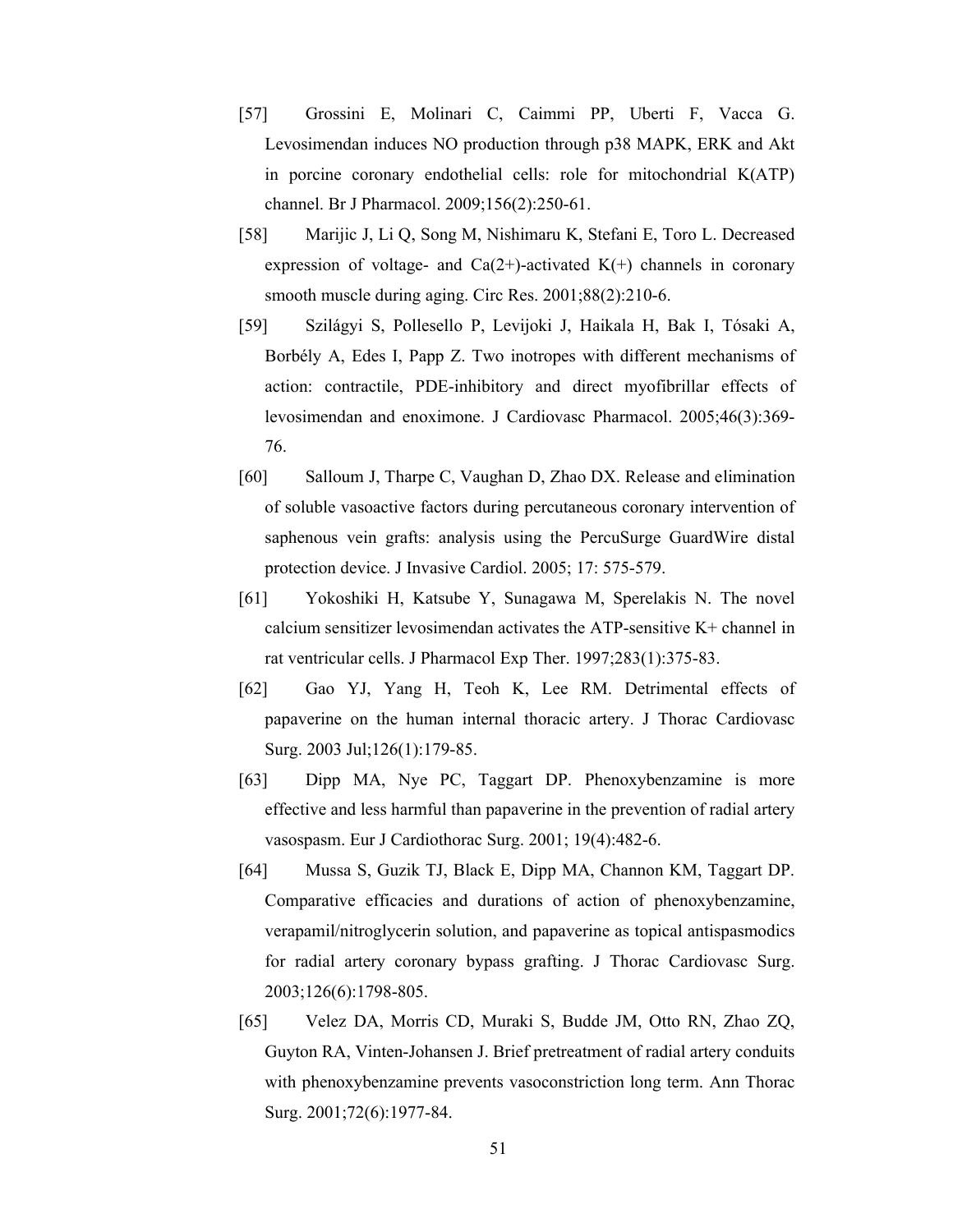[57] Grossini E, Molinari C, Caimmi PP, Uberti F, Vacca G. Levosimendan induces NO production through p38 MAPK, ERK and Akt in porcine coronary endothelial cells: role for mitochondrial K(ATP) channel. Br J Pharmacol. 2009;156(2):250-61.

[58] Marijic J, Li Q, Song M, Nishimaru K, Stefani E, Toro L. Decreased expression of voltage- and Ca(2+)-activated K(+) channels in coronary smooth muscle during aging. Circ Res. 2001;88(2):210-6.

[59] Szilágyi S, Pollesello P, Levijoki J, Haikala H, Bak I, Tósaki A, Borbély A, Edes I, Papp Z. Two inotropes with different mechanisms of action: contractile, PDE-inhibitory and direct myofibrillar effects of levosimendan and enoximone. J Cardiovasc Pharmacol. 2005;46(3):369-76.

[60] Salloum J, Tharpe C, Vaughan D, Zhao DX. Release and elimination of soluble vasoactive factors during percutaneous coronary intervention of saphenous vein grafts: analysis using the PercuSurge GuardWire distal protection device. J Invasive Cardiol. 2005; 17: 575-579.

[61] Yokoshiki H, Katsube Y, Sunagawa M, Sperelakis N. The novel calcium sensitizer levosimendan activates the ATP-sensitive K+ channel in rat ventricular cells. J Pharmacol Exp Ther. 1997;283(1):375-83.

[62] Gao YJ, Yang H, Teoh K, Lee RM. Detrimental effects of papaverine on the human internal thoracic artery. J Thorac Cardiovasc Surg. 2003 Jul;126(1):179-85.

[63] Dipp MA, Nye PC, Taggart DP. Phenoxybenzamine is more effective and less harmful than papaverine in the prevention of radial artery vasospasm. Eur J Cardiothorac Surg. 2001; 19(4):482-6.

[64] Mussa S, Guzik TJ, Black E, Dipp MA, Channon KM, Taggart DP. Comparative efficacies and durations of action of phenoxybenzamine, verapamil/nitroglycerin solution, and papaverine as topical antispasmodics for radial artery coronary bypass grafting. J Thorac Cardiovasc Surg. 2003;126(6):1798-805.

[65] Velez DA, Morris CD, Muraki S, Budde JM, Otto RN, Zhao ZQ, Guyton RA, Vinten-Johansen J. Brief pretreatment of radial artery conduits with phenoxybenzamine prevents vasoconstriction long term. Ann Thorac Surg. 2001;72(6):1977-84.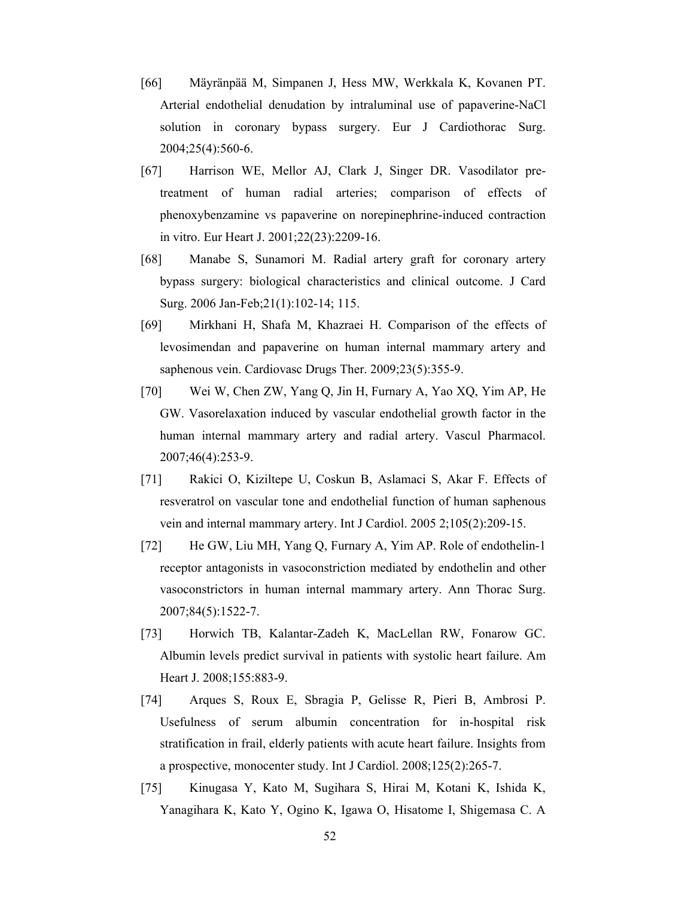[66] Mäyränpää M, Simpanen J, Hess MW, Werkkala K, Kovanen PT. Arterial endothelial denudation by intraluminal use of papaverine-NaCl solution in coronary bypass surgery. Eur J Cardiothorac Surg. 2004;25(4):560-6.

[67] Harrison WE, Mellor AJ, Clark J, Singer DR. Vasodilator pre-treatment of human radial arteries; comparison of effects of phenoxybenzamine vs papaverine on norepinephrine-induced contraction in vitro. Eur Heart J. 2001;22(23):2209-16.

[68] Manabe S, Sunamori M. Radial artery graft for coronary artery bypass surgery: biological characteristics and clinical outcome. J Card Surg. 2006 Jan-Feb;21(1):102-14; 115.

[69] Mirkhani H, Shafa M, Khazraei H. Comparison of the effects of levosimendan and papaverine on human internal mammary artery and saphenous vein. Cardiovasc Drugs Ther. 2009;23(5):355-9.

[70] Wei W, Chen ZW, Yang Q, Jin H, Furnary A, Yao XQ, Yim AP, He GW. Vasorelaxation induced by vascular endothelial growth factor in the human internal mammary artery and radial artery. Vascul Pharmacol. 2007;46(4):253-9.

[71] Rakici O, Kiziltepe U, Coskun B, Aslamaci S, Akar F. Effects of resveratrol on vascular tone and endothelial function of human saphenous vein and internal mammary artery. Int J Cardiol. 2005 2;105(2):209-15.

[72] He GW, Liu MH, Yang Q, Furnary A, Yim AP. Role of endothelin-1 receptor antagonists in vasoconstriction mediated by endothelin and other vasoconstrictors in human internal mammary artery. Ann Thorac Surg. 2007;84(5):1522-7.

[73] Horwich TB, Kalantar-Zadeh K, MacLellan RW, Fonarow GC. Albumin levels predict survival in patients with systolic heart failure. Am Heart J. 2008;155:883-9.

[74] Arques S, Roux E, Sbragia P, Gelisse R, Pieri B, Ambrosi P. Usefulness of serum albumin concentration for in-hospital risk stratification in frail, elderly patients with acute heart failure. Insights from a prospective, monocenter study. Int J Cardiol. 2008;125(2):265-7.

[75] Kinugasa Y, Kato M, Sugihara S, Hirai M, Kotani K, Ishida K, Yanagihara K, Kato Y, Ogino K, Igawa O, Hisatome I, Shigemasa C. A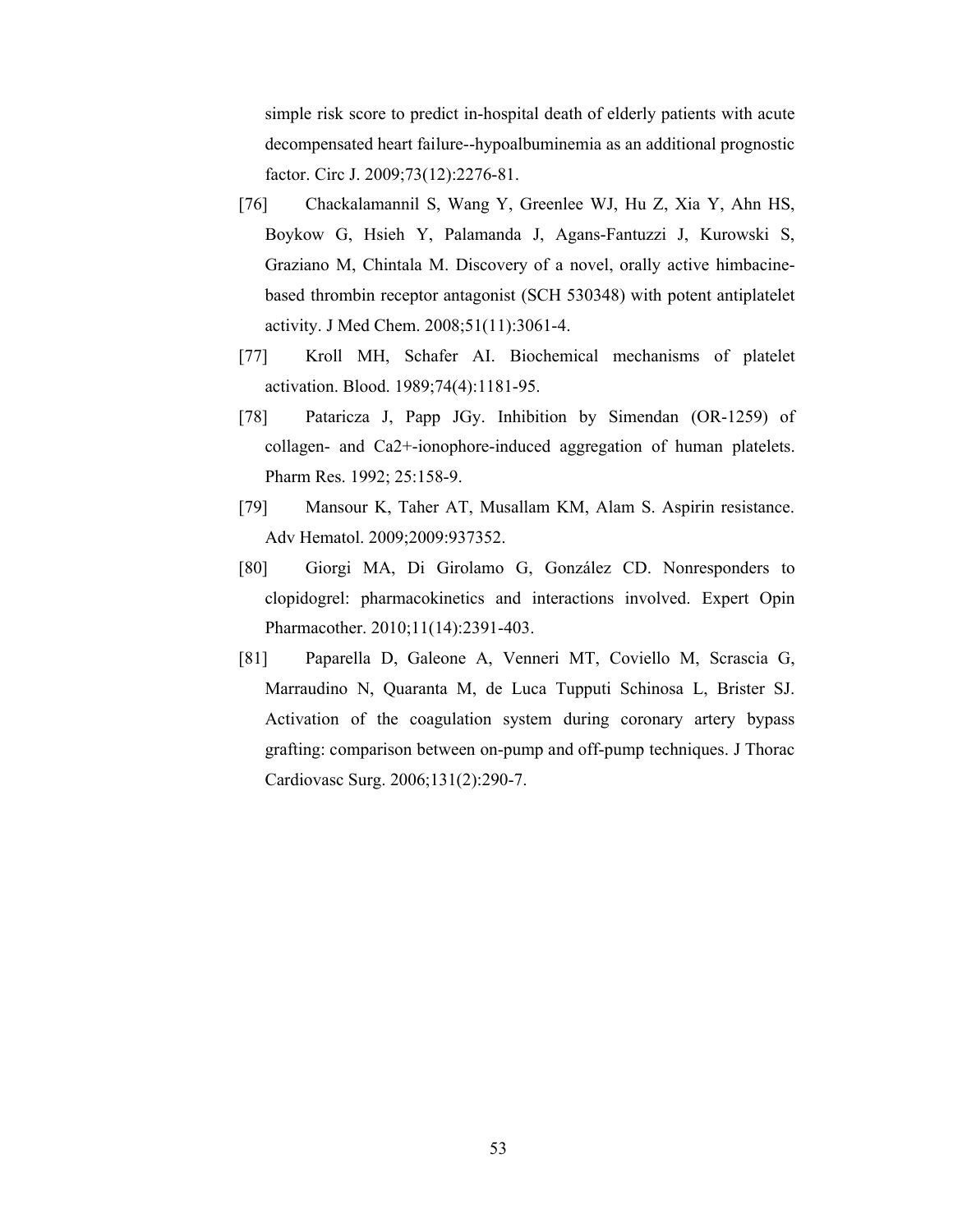simple risk score to predict in-hospital death of elderly patients with acute decompensated heart failure--hypoalbuminemia as an additional prognostic factor. Circ J. 2009;73(12):2276-81.

[76] Chackalamannil S, Wang Y, Greenlee WJ, Hu Z, Xia Y, Ahn HS, Boykow G, Hsieh Y, Palamanda J, Agans-Fantuzzi J, Kurowski S, Graziano M, Chintala M. Discovery of a novel, orally active himbacine-based thrombin receptor antagonist (SCH 530348) with potent antiplatelet activity. J Med Chem. 2008;51(11):3061-4.

[77] Kroll MH, Schafer AI. Biochemical mechanisms of platelet activation. Blood. 1989;74(4):1181-95.

[78] Pataricza J, Papp JGy. Inhibition by Simendan (OR-1259) of collagen- and Ca2+-ionophore-induced aggregation of human platelets. Pharm Res. 1992; 25:158-9.

[79] Mansour K, Taher AT, Musallam KM, Alam S. Aspirin resistance. Adv Hematol. 2009;2009:937352.

[80] Giorgi MA, Di Girolamo G, González CD. Nonresponders to clopidogrel: pharmacokinetics and interactions involved. Expert Opin Pharmacother. 2010;11(14):2391-403.

[81] Paparella D, Galeone A, Venneri MT, Coviello M, Scrascia G, Marraudino N, Quaranta M, de Luca Tupputi Schinosa L, Brister SJ. Activation of the coagulation system during coronary artery bypass grafting: comparison between on-pump and off-pump techniques. J Thorac Cardiovasc Surg. 2006;131(2):290-7.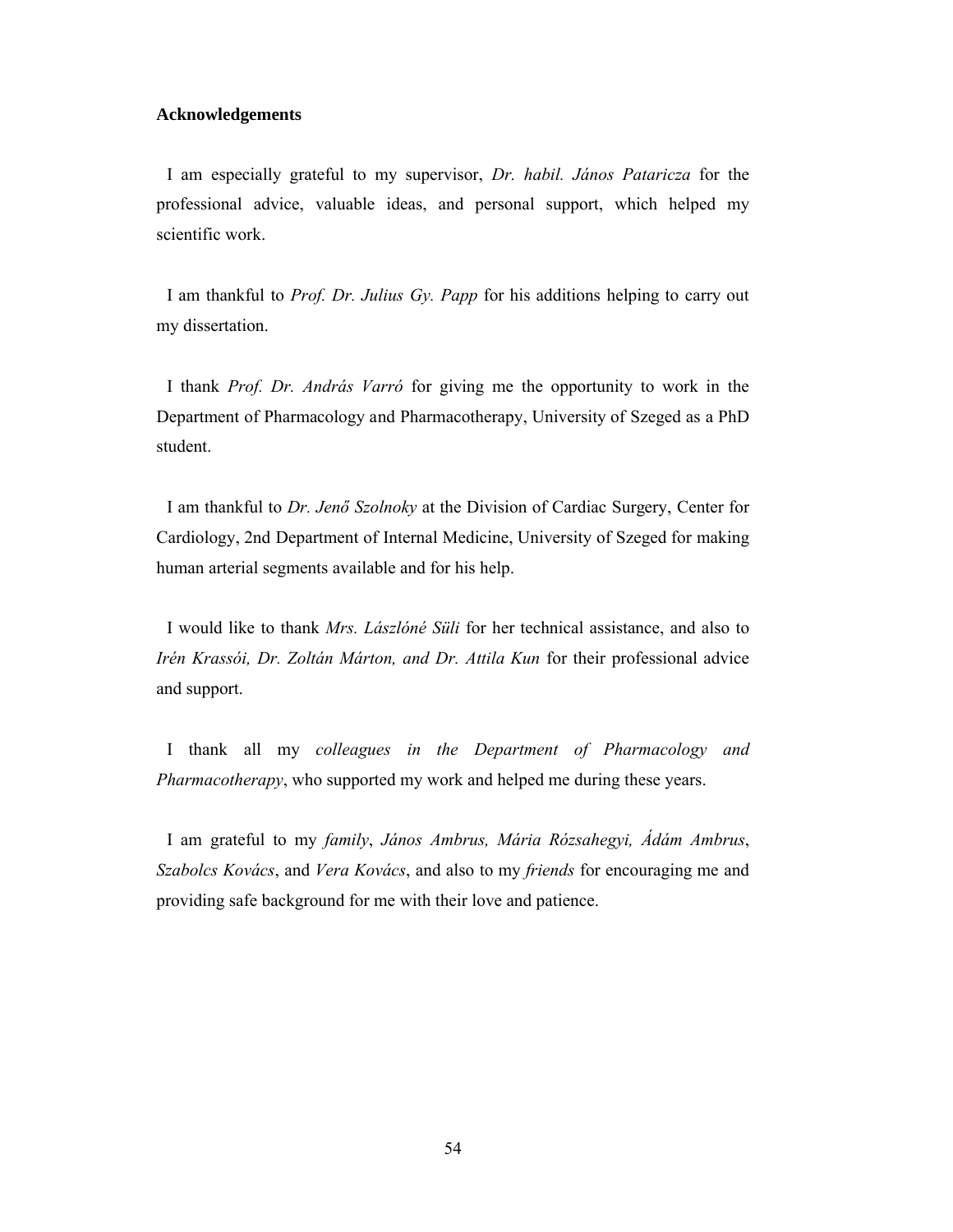**Acknowledgements**

I am especially grateful to my supervisor, *Dr. habil. János Pataricza* for the professional advice, valuable ideas, and personal support, which helped my scientific work.

I am thankful to *Prof. Dr. Julius Gy. Papp* for his additions helping to carry out my dissertation.

I thank *Prof. Dr. András Varró* for giving me the opportunity to work in the Department of Pharmacology and Pharmacotherapy, University of Szeged as a PhD student.

I am thankful to *Dr. Jenő Szolnoky* at the Division of Cardiac Surgery, Center for Cardiology, 2nd Department of Internal Medicine, University of Szeged for making human arterial segments available and for his help.

I would like to thank *Mrs. Lászlóné Süli* for her technical assistance, and also to *Irén Krassói, Dr. Zoltán Márton, and Dr. Attila Kun* for their professional advice and support.

I thank all my *colleagues in the Department of Pharmacology and Pharmacotherapy*, who supported my work and helped me during these years.

I am grateful to my *family*, *János Ambrus, Mária Rózsahegyi, Ádám Ambrus*, *Szabolcs Kovács*, and *Vera Kovács*, and also to my *friends* for encouraging me and providing safe background for me with their love and patience.